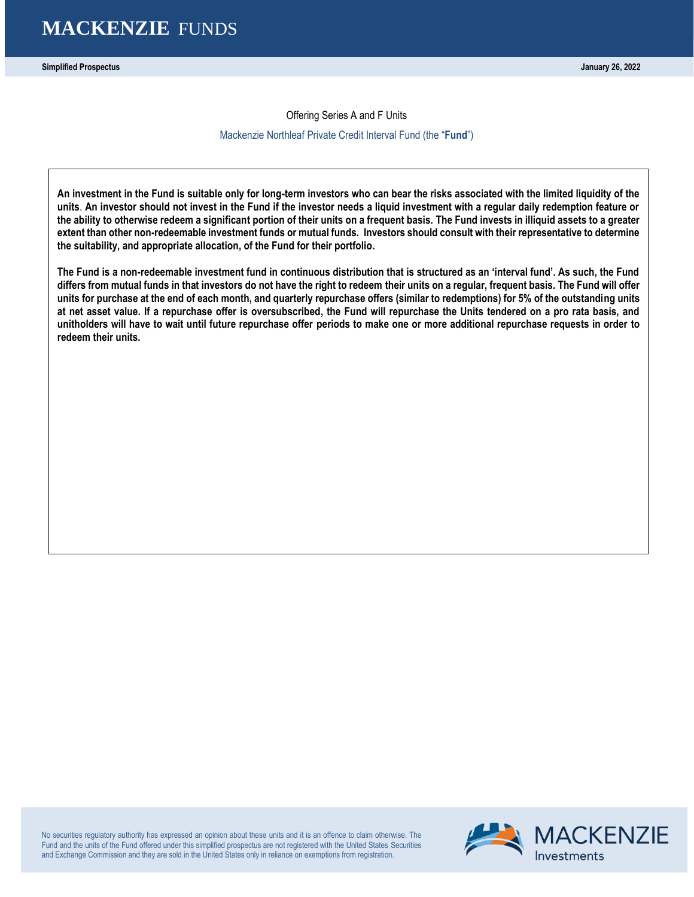# MACKENZIE FUNDS

**Simplified Prospectus** **January 26, 2022**

Offering Series A and F Units

Mackenzie Northleaf Private Credit Interval Fund (the "**Fund**")

**An investment in the Fund is suitable only for long-term investors who can bear the risks associated with the limited liquidity of the units. An investor should not invest in the Fund if the investor needs a liquid investment with a regular daily redemption feature or the ability to otherwise redeem a significant portion of their units on a frequent basis. The Fund invests in illiquid assets to a greater extent than other non-redeemable investment funds or mutual funds. Investors should consult with their representative to determine the suitability, and appropriate allocation, of the Fund for their portfolio.**

**The Fund is a non-redeemable investment fund in continuous distribution that is structured as an 'interval fund'. As such, the Fund differs from mutual funds in that investors do not have the right to redeem their units on a regular, frequent basis. The Fund will offer units for purchase at the end of each month, and quarterly repurchase offers (similar to redemptions) for 5% of the outstanding units at net asset value. If a repurchase offer is oversubscribed, the Fund will repurchase the Units tendered on a pro rata basis, and unitholders will have to wait until future repurchase offer periods to make one or more additional repurchase requests in order to redeem their units.**

No securities regulatory authority has expressed an opinion about these units and it is an offence to claim otherwise. The Fund and the units of the Fund offered under this simplified prospectus are not registered with the United States Securities and Exchange Commission and they are sold in the United States only in reliance on exemptions from registration.

MACKENZIE Investments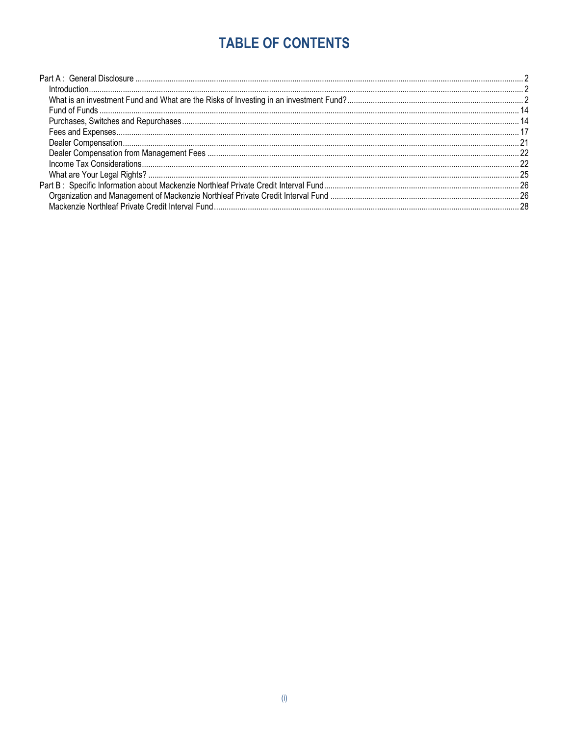# TABLE OF CONTENTS

- Part A : General Disclosure ..... 2
  - Introduction ..... 2
  - What is an investment Fund and What are the Risks of Investing in an investment Fund? ..... 2
  - Fund of Funds ..... 14
  - Purchases, Switches and Repurchases ..... 14
  - Fees and Expenses ..... 17
  - Dealer Compensation ..... 21
  - Dealer Compensation from Management Fees ..... 22
  - Income Tax Considerations ..... 22
  - What are Your Legal Rights? ..... 25
- Part B : Specific Information about Mackenzie Northleaf Private Credit Interval Fund ..... 26
  - Organization and Management of Mackenzie Northleaf Private Credit Interval Fund ..... 26
  - Mackenzie Northleaf Private Credit Interval Fund ..... 28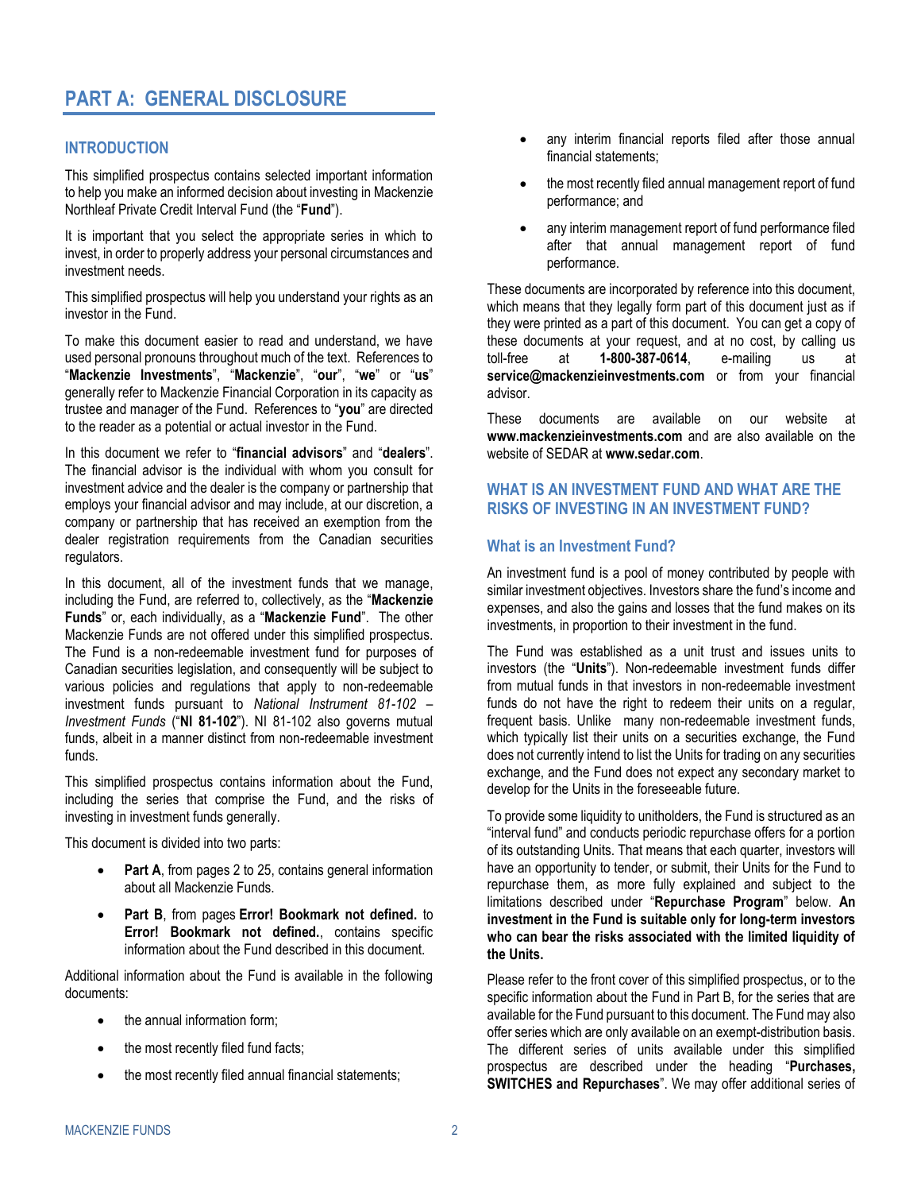# PART A: GENERAL DISCLOSURE

## INTRODUCTION

This simplified prospectus contains selected important information to help you make an informed decision about investing in Mackenzie Northleaf Private Credit Interval Fund (the "**Fund**").

It is important that you select the appropriate series in which to invest, in order to properly address your personal circumstances and investment needs.

This simplified prospectus will help you understand your rights as an investor in the Fund.

To make this document easier to read and understand, we have used personal pronouns throughout much of the text. References to "**Mackenzie Investments**", "**Mackenzie**", "**our**", "**we**" or "**us**" generally refer to Mackenzie Financial Corporation in its capacity as trustee and manager of the Fund. References to "**you**" are directed to the reader as a potential or actual investor in the Fund.

In this document we refer to "**financial advisors**" and "**dealers**". The financial advisor is the individual with whom you consult for investment advice and the dealer is the company or partnership that employs your financial advisor and may include, at our discretion, a company or partnership that has received an exemption from the dealer registration requirements from the Canadian securities regulators.

In this document, all of the investment funds that we manage, including the Fund, are referred to, collectively, as the "**Mackenzie Funds**" or, each individually, as a "**Mackenzie Fund**". The other Mackenzie Funds are not offered under this simplified prospectus. The Fund is a non-redeemable investment fund for purposes of Canadian securities legislation, and consequently will be subject to various policies and regulations that apply to non-redeemable investment funds pursuant to *National Instrument 81-102 – Investment Funds* ("**NI 81-102**"). NI 81-102 also governs mutual funds, albeit in a manner distinct from non-redeemable investment funds.

This simplified prospectus contains information about the Fund, including the series that comprise the Fund, and the risks of investing in investment funds generally.

This document is divided into two parts:

- **Part A**, from pages 2 to 25, contains general information about all Mackenzie Funds.
- **Part B**, from pages **Error! Bookmark not defined.** to **Error! Bookmark not defined.**, contains specific information about the Fund described in this document.

Additional information about the Fund is available in the following documents:

- the annual information form;
- the most recently filed fund facts;
- the most recently filed annual financial statements;
- any interim financial reports filed after those annual financial statements;
- the most recently filed annual management report of fund performance; and
- any interim management report of fund performance filed after that annual management report of fund performance.

These documents are incorporated by reference into this document, which means that they legally form part of this document just as if they were printed as a part of this document. You can get a copy of these documents at your request, and at no cost, by calling us toll-free at **1-800-387-0614**, e-mailing us at **service@mackenzieinvestments.com** or from your financial advisor.

These documents are available on our website at **www.mackenzieinvestments.com** and are also available on the website of SEDAR at **www.sedar.com**.

## WHAT IS AN INVESTMENT FUND AND WHAT ARE THE RISKS OF INVESTING IN AN INVESTMENT FUND?

### What is an Investment Fund?

An investment fund is a pool of money contributed by people with similar investment objectives. Investors share the fund's income and expenses, and also the gains and losses that the fund makes on its investments, in proportion to their investment in the fund.

The Fund was established as a unit trust and issues units to investors (the "**Units**"). Non-redeemable investment funds differ from mutual funds in that investors in non-redeemable investment funds do not have the right to redeem their units on a regular, frequent basis. Unlike many non-redeemable investment funds, which typically list their units on a securities exchange, the Fund does not currently intend to list the Units for trading on any securities exchange, and the Fund does not expect any secondary market to develop for the Units in the foreseeable future.

To provide some liquidity to unitholders, the Fund is structured as an "interval fund" and conducts periodic repurchase offers for a portion of its outstanding Units. That means that each quarter, investors will have an opportunity to tender, or submit, their Units for the Fund to repurchase them, as more fully explained and subject to the limitations described under "**Repurchase Program**" below. **An investment in the Fund is suitable only for long-term investors who can bear the risks associated with the limited liquidity of the Units.**

Please refer to the front cover of this simplified prospectus, or to the specific information about the Fund in Part B, for the series that are available for the Fund pursuant to this document. The Fund may also offer series which are only available on an exempt-distribution basis. The different series of units available under this simplified prospectus are described under the heading "**Purchases, SWITCHES and Repurchases**". We may offer additional series of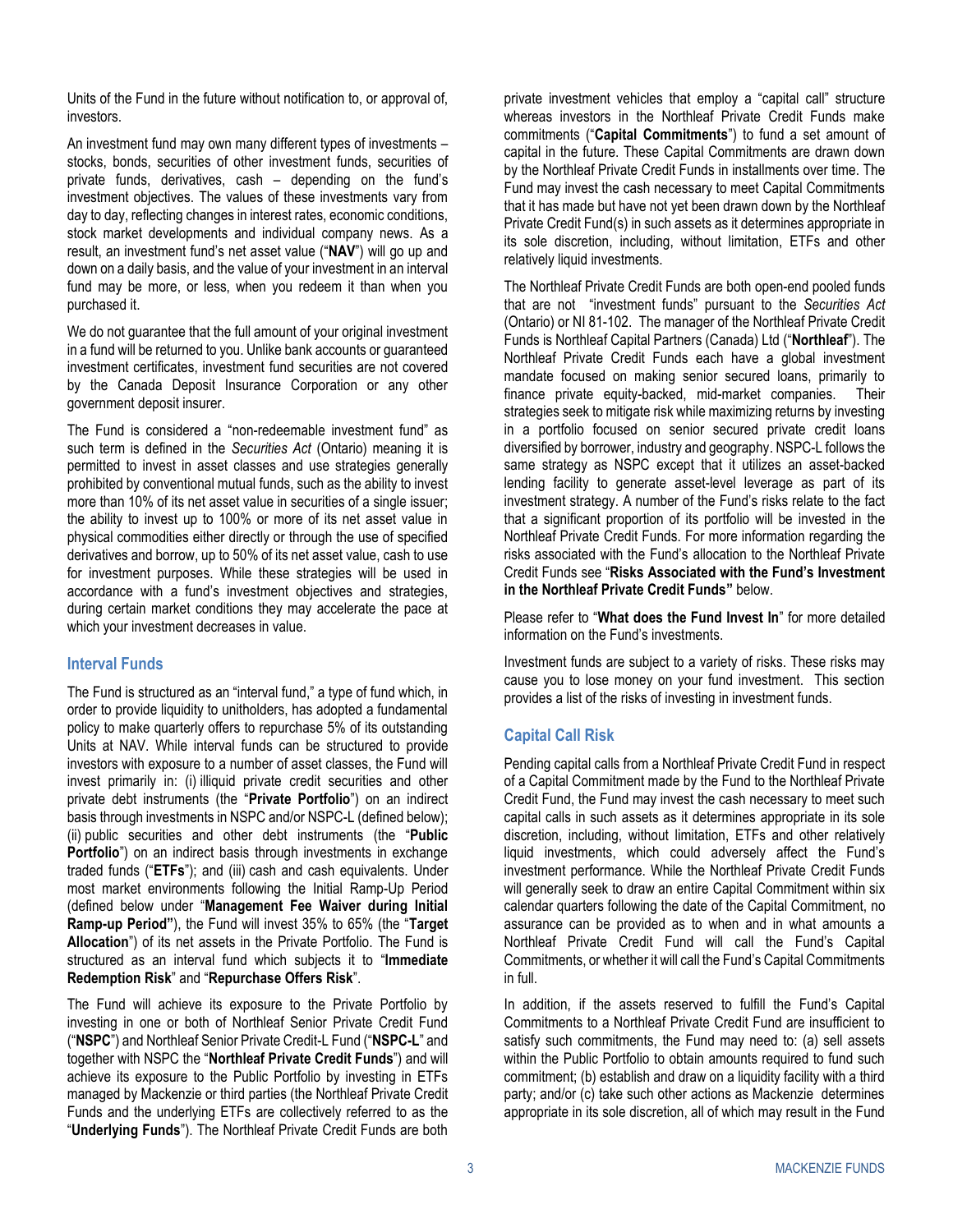Units of the Fund in the future without notification to, or approval of, investors.

An investment fund may own many different types of investments – stocks, bonds, securities of other investment funds, securities of private funds, derivatives, cash – depending on the fund's investment objectives. The values of these investments vary from day to day, reflecting changes in interest rates, economic conditions, stock market developments and individual company news. As a result, an investment fund's net asset value ("**NAV**") will go up and down on a daily basis, and the value of your investment in an interval fund may be more, or less, when you redeem it than when you purchased it.

We do not guarantee that the full amount of your original investment in a fund will be returned to you. Unlike bank accounts or guaranteed investment certificates, investment fund securities are not covered by the Canada Deposit Insurance Corporation or any other government deposit insurer.

The Fund is considered a "non-redeemable investment fund" as such term is defined in the *Securities Act* (Ontario) meaning it is permitted to invest in asset classes and use strategies generally prohibited by conventional mutual funds, such as the ability to invest more than 10% of its net asset value in securities of a single issuer; the ability to invest up to 100% or more of its net asset value in physical commodities either directly or through the use of specified derivatives and borrow, up to 50% of its net asset value, cash to use for investment purposes. While these strategies will be used in accordance with a fund's investment objectives and strategies, during certain market conditions they may accelerate the pace at which your investment decreases in value.

## Interval Funds

The Fund is structured as an "interval fund," a type of fund which, in order to provide liquidity to unitholders, has adopted a fundamental policy to make quarterly offers to repurchase 5% of its outstanding Units at NAV. While interval funds can be structured to provide investors with exposure to a number of asset classes, the Fund will invest primarily in: (i) illiquid private credit securities and other private debt instruments (the "**Private Portfolio**") on an indirect basis through investments in NSPC and/or NSPC-L (defined below); (ii) public securities and other debt instruments (the "**Public Portfolio**") on an indirect basis through investments in exchange traded funds ("**ETFs**"); and (iii) cash and cash equivalents. Under most market environments following the Initial Ramp-Up Period (defined below under "**Management Fee Waiver during Initial Ramp-up Period**"), the Fund will invest 35% to 65% (the "**Target Allocation**") of its net assets in the Private Portfolio. The Fund is structured as an interval fund which subjects it to "**Immediate Redemption Risk**" and "**Repurchase Offers Risk**".

The Fund will achieve its exposure to the Private Portfolio by investing in one or both of Northleaf Senior Private Credit Fund ("**NSPC**") and Northleaf Senior Private Credit-L Fund ("**NSPC-L**" and together with NSPC the "**Northleaf Private Credit Funds**") and will achieve its exposure to the Public Portfolio by investing in ETFs managed by Mackenzie or third parties (the Northleaf Private Credit Funds and the underlying ETFs are collectively referred to as the "**Underlying Funds**"). The Northleaf Private Credit Funds are both private investment vehicles that employ a "capital call" structure whereas investors in the Northleaf Private Credit Funds make commitments ("**Capital Commitments**") to fund a set amount of capital in the future. These Capital Commitments are drawn down by the Northleaf Private Credit Funds in installments over time. The Fund may invest the cash necessary to meet Capital Commitments that it has made but have not yet been drawn down by the Northleaf Private Credit Fund(s) in such assets as it determines appropriate in its sole discretion, including, without limitation, ETFs and other relatively liquid investments.

The Northleaf Private Credit Funds are both open-end pooled funds that are not "investment funds" pursuant to the *Securities Act* (Ontario) or NI 81-102. The manager of the Northleaf Private Credit Funds is Northleaf Capital Partners (Canada) Ltd ("**Northleaf**"). The Northleaf Private Credit Funds each have a global investment mandate focused on making senior secured loans, primarily to finance private equity-backed, mid-market companies. Their strategies seek to mitigate risk while maximizing returns by investing in a portfolio focused on senior secured private credit loans diversified by borrower, industry and geography. NSPC-L follows the same strategy as NSPC except that it utilizes an asset-backed lending facility to generate asset-level leverage as part of its investment strategy. A number of the Fund's risks relate to the fact that a significant proportion of its portfolio will be invested in the Northleaf Private Credit Funds. For more information regarding the risks associated with the Fund's allocation to the Northleaf Private Credit Funds see "**Risks Associated with the Fund's Investment in the Northleaf Private Credit Funds"** below.

Please refer to "**What does the Fund Invest In**" for more detailed information on the Fund's investments.

Investment funds are subject to a variety of risks. These risks may cause you to lose money on your fund investment. This section provides a list of the risks of investing in investment funds.

## Capital Call Risk

Pending capital calls from a Northleaf Private Credit Fund in respect of a Capital Commitment made by the Fund to the Northleaf Private Credit Fund, the Fund may invest the cash necessary to meet such capital calls in such assets as it determines appropriate in its sole discretion, including, without limitation, ETFs and other relatively liquid investments, which could adversely affect the Fund's investment performance. While the Northleaf Private Credit Funds will generally seek to draw an entire Capital Commitment within six calendar quarters following the date of the Capital Commitment, no assurance can be provided as to when and in what amounts a Northleaf Private Credit Fund will call the Fund's Capital Commitments, or whether it will call the Fund's Capital Commitments in full.

In addition, if the assets reserved to fulfill the Fund's Capital Commitments to a Northleaf Private Credit Fund are insufficient to satisfy such commitments, the Fund may need to: (a) sell assets within the Public Portfolio to obtain amounts required to fund such commitment; (b) establish and draw on a liquidity facility with a third party; and/or (c) take such other actions as Mackenzie determines appropriate in its sole discretion, all of which may result in the Fund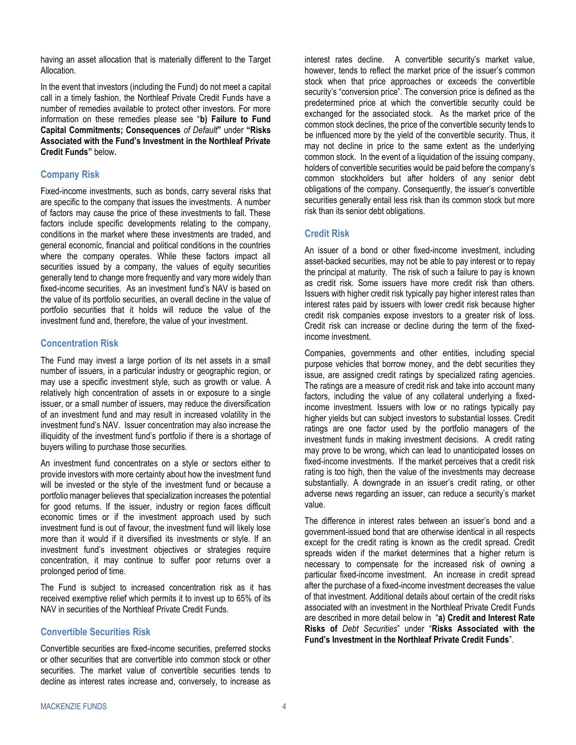having an asset allocation that is materially different to the Target Allocation.

In the event that investors (including the Fund) do not meet a capital call in a timely fashion, the Northleaf Private Credit Funds have a number of remedies available to protect other investors. For more information on these remedies please see "**b) Failure to Fund Capital Commitments; Consequences** *of Default*" under **"Risks Associated with the Fund's Investment in the Northleaf Private Credit Funds"** below**.**

## Company Risk

Fixed-income investments, such as bonds, carry several risks that are specific to the company that issues the investments. A number of factors may cause the price of these investments to fall. These factors include specific developments relating to the company, conditions in the market where these investments are traded, and general economic, financial and political conditions in the countries where the company operates. While these factors impact all securities issued by a company, the values of equity securities generally tend to change more frequently and vary more widely than fixed-income securities. As an investment fund's NAV is based on the value of its portfolio securities, an overall decline in the value of portfolio securities that it holds will reduce the value of the investment fund and, therefore, the value of your investment.

## Concentration Risk

The Fund may invest a large portion of its net assets in a small number of issuers, in a particular industry or geographic region, or may use a specific investment style, such as growth or value. A relatively high concentration of assets in or exposure to a single issuer, or a small number of issuers, may reduce the diversification of an investment fund and may result in increased volatility in the investment fund's NAV. Issuer concentration may also increase the illiquidity of the investment fund's portfolio if there is a shortage of buyers willing to purchase those securities.

An investment fund concentrates on a style or sectors either to provide investors with more certainty about how the investment fund will be invested or the style of the investment fund or because a portfolio manager believes that specialization increases the potential for good returns. If the issuer, industry or region faces difficult economic times or if the investment approach used by such investment fund is out of favour, the investment fund will likely lose more than it would if it diversified its investments or style. If an investment fund's investment objectives or strategies require concentration, it may continue to suffer poor returns over a prolonged period of time.

The Fund is subject to increased concentration risk as it has received exemptive relief which permits it to invest up to 65% of its NAV in securities of the Northleaf Private Credit Funds.

## Convertible Securities Risk

Convertible securities are fixed-income securities, preferred stocks or other securities that are convertible into common stock or other securities. The market value of convertible securities tends to decline as interest rates increase and, conversely, to increase as interest rates decline. A convertible security's market value, however, tends to reflect the market price of the issuer's common stock when that price approaches or exceeds the convertible security's "conversion price". The conversion price is defined as the predetermined price at which the convertible security could be exchanged for the associated stock. As the market price of the common stock declines, the price of the convertible security tends to be influenced more by the yield of the convertible security. Thus, it may not decline in price to the same extent as the underlying common stock. In the event of a liquidation of the issuing company, holders of convertible securities would be paid before the company's common stockholders but after holders of any senior debt obligations of the company. Consequently, the issuer's convertible securities generally entail less risk than its common stock but more risk than its senior debt obligations.

## Credit Risk

An issuer of a bond or other fixed-income investment, including asset-backed securities, may not be able to pay interest or to repay the principal at maturity. The risk of such a failure to pay is known as credit risk. Some issuers have more credit risk than others. Issuers with higher credit risk typically pay higher interest rates than interest rates paid by issuers with lower credit risk because higher credit risk companies expose investors to a greater risk of loss. Credit risk can increase or decline during the term of the fixed-income investment.

Companies, governments and other entities, including special purpose vehicles that borrow money, and the debt securities they issue, are assigned credit ratings by specialized rating agencies. The ratings are a measure of credit risk and take into account many factors, including the value of any collateral underlying a fixed-income investment. Issuers with low or no ratings typically pay higher yields but can subject investors to substantial losses. Credit ratings are one factor used by the portfolio managers of the investment funds in making investment decisions. A credit rating may prove to be wrong, which can lead to unanticipated losses on fixed-income investments. If the market perceives that a credit risk rating is too high, then the value of the investments may decrease substantially. A downgrade in an issuer's credit rating, or other adverse news regarding an issuer, can reduce a security's market value.

The difference in interest rates between an issuer's bond and a government-issued bond that are otherwise identical in all respects except for the credit rating is known as the credit spread. Credit spreads widen if the market determines that a higher return is necessary to compensate for the increased risk of owning a particular fixed-income investment. An increase in credit spread after the purchase of a fixed-income investment decreases the value of that investment. Additional details about certain of the credit risks associated with an investment in the Northleaf Private Credit Funds are described in more detail below in "**a) Credit and Interest Rate Risks of** *Debt Securities*" under "**Risks Associated with the Fund's Investment in the Northleaf Private Credit Funds**".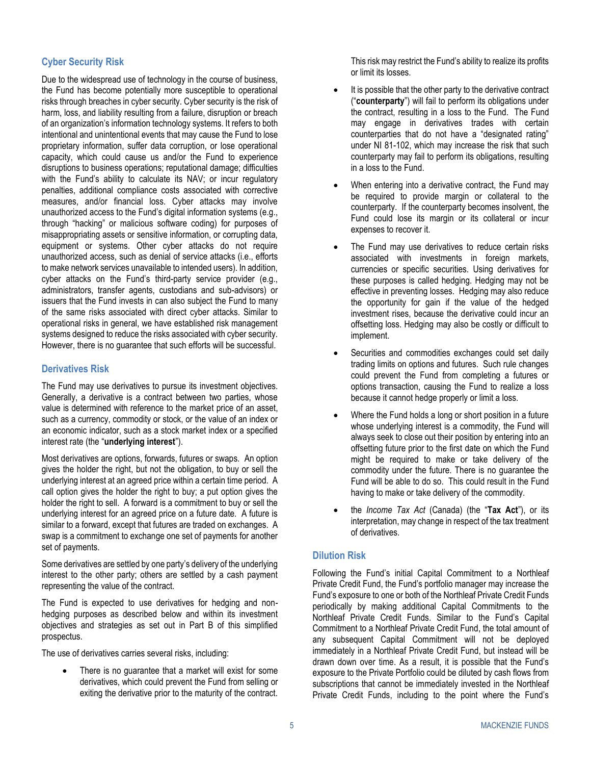### Cyber Security Risk

Due to the widespread use of technology in the course of business, the Fund has become potentially more susceptible to operational risks through breaches in cyber security. Cyber security is the risk of harm, loss, and liability resulting from a failure, disruption or breach of an organization's information technology systems. It refers to both intentional and unintentional events that may cause the Fund to lose proprietary information, suffer data corruption, or lose operational capacity, which could cause us and/or the Fund to experience disruptions to business operations; reputational damage; difficulties with the Fund's ability to calculate its NAV; or incur regulatory penalties, additional compliance costs associated with corrective measures, and/or financial loss. Cyber attacks may involve unauthorized access to the Fund's digital information systems (e.g., through "hacking" or malicious software coding) for purposes of misappropriating assets or sensitive information, or corrupting data, equipment or systems. Other cyber attacks do not require unauthorized access, such as denial of service attacks (i.e., efforts to make network services unavailable to intended users). In addition, cyber attacks on the Fund's third-party service provider (e.g., administrators, transfer agents, custodians and sub-advisors) or issuers that the Fund invests in can also subject the Fund to many of the same risks associated with direct cyber attacks. Similar to operational risks in general, we have established risk management systems designed to reduce the risks associated with cyber security. However, there is no guarantee that such efforts will be successful.

### Derivatives Risk

The Fund may use derivatives to pursue its investment objectives. Generally, a derivative is a contract between two parties, whose value is determined with reference to the market price of an asset, such as a currency, commodity or stock, or the value of an index or an economic indicator, such as a stock market index or a specified interest rate (the "**underlying interest**").

Most derivatives are options, forwards, futures or swaps. An option gives the holder the right, but not the obligation, to buy or sell the underlying interest at an agreed price within a certain time period. A call option gives the holder the right to buy; a put option gives the holder the right to sell. A forward is a commitment to buy or sell the underlying interest for an agreed price on a future date. A future is similar to a forward, except that futures are traded on exchanges. A swap is a commitment to exchange one set of payments for another set of payments.

Some derivatives are settled by one party's delivery of the underlying interest to the other party; others are settled by a cash payment representing the value of the contract.

The Fund is expected to use derivatives for hedging and non-hedging purposes as described below and within its investment objectives and strategies as set out in Part B of this simplified prospectus.

The use of derivatives carries several risks, including:

- There is no guarantee that a market will exist for some derivatives, which could prevent the Fund from selling or exiting the derivative prior to the maturity of the contract. This risk may restrict the Fund's ability to realize its profits or limit its losses.
- It is possible that the other party to the derivative contract ("**counterparty**") will fail to perform its obligations under the contract, resulting in a loss to the Fund. The Fund may engage in derivatives trades with certain counterparties that do not have a "designated rating" under NI 81-102, which may increase the risk that such counterparty may fail to perform its obligations, resulting in a loss to the Fund.
- When entering into a derivative contract, the Fund may be required to provide margin or collateral to the counterparty. If the counterparty becomes insolvent, the Fund could lose its margin or its collateral or incur expenses to recover it.
- The Fund may use derivatives to reduce certain risks associated with investments in foreign markets, currencies or specific securities. Using derivatives for these purposes is called hedging. Hedging may not be effective in preventing losses. Hedging may also reduce the opportunity for gain if the value of the hedged investment rises, because the derivative could incur an offsetting loss. Hedging may also be costly or difficult to implement.
- Securities and commodities exchanges could set daily trading limits on options and futures. Such rule changes could prevent the Fund from completing a futures or options transaction, causing the Fund to realize a loss because it cannot hedge properly or limit a loss.
- Where the Fund holds a long or short position in a future whose underlying interest is a commodity, the Fund will always seek to close out their position by entering into an offsetting future prior to the first date on which the Fund might be required to make or take delivery of the commodity under the future. There is no guarantee the Fund will be able to do so. This could result in the Fund having to make or take delivery of the commodity.
- the *Income Tax Act* (Canada) (the "**Tax Act**"), or its interpretation, may change in respect of the tax treatment of derivatives.

### Dilution Risk

Following the Fund's initial Capital Commitment to a Northleaf Private Credit Fund, the Fund's portfolio manager may increase the Fund's exposure to one or both of the Northleaf Private Credit Funds periodically by making additional Capital Commitments to the Northleaf Private Credit Funds. Similar to the Fund's Capital Commitment to a Northleaf Private Credit Fund, the total amount of any subsequent Capital Commitment will not be deployed immediately in a Northleaf Private Credit Fund, but instead will be drawn down over time. As a result, it is possible that the Fund's exposure to the Private Portfolio could be diluted by cash flows from subscriptions that cannot be immediately invested in the Northleaf Private Credit Funds, including to the point where the Fund's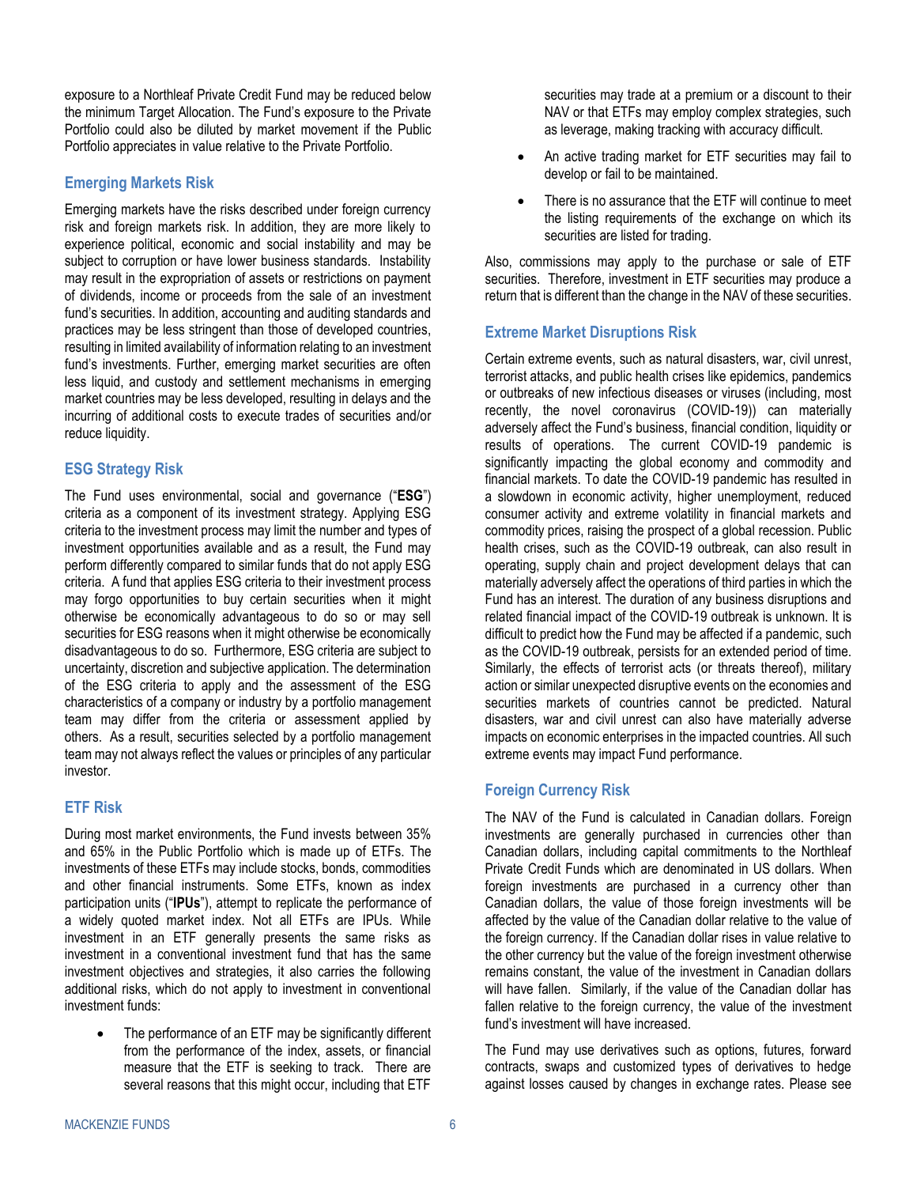exposure to a Northleaf Private Credit Fund may be reduced below the minimum Target Allocation. The Fund's exposure to the Private Portfolio could also be diluted by market movement if the Public Portfolio appreciates in value relative to the Private Portfolio.

### Emerging Markets Risk

Emerging markets have the risks described under foreign currency risk and foreign markets risk. In addition, they are more likely to experience political, economic and social instability and may be subject to corruption or have lower business standards. Instability may result in the expropriation of assets or restrictions on payment of dividends, income or proceeds from the sale of an investment fund's securities. In addition, accounting and auditing standards and practices may be less stringent than those of developed countries, resulting in limited availability of information relating to an investment fund's investments. Further, emerging market securities are often less liquid, and custody and settlement mechanisms in emerging market countries may be less developed, resulting in delays and the incurring of additional costs to execute trades of securities and/or reduce liquidity.

### ESG Strategy Risk

The Fund uses environmental, social and governance ("**ESG**") criteria as a component of its investment strategy. Applying ESG criteria to the investment process may limit the number and types of investment opportunities available and as a result, the Fund may perform differently compared to similar funds that do not apply ESG criteria. A fund that applies ESG criteria to their investment process may forgo opportunities to buy certain securities when it might otherwise be economically advantageous to do so or may sell securities for ESG reasons when it might otherwise be economically disadvantageous to do so. Furthermore, ESG criteria are subject to uncertainty, discretion and subjective application. The determination of the ESG criteria to apply and the assessment of the ESG characteristics of a company or industry by a portfolio management team may differ from the criteria or assessment applied by others. As a result, securities selected by a portfolio management team may not always reflect the values or principles of any particular investor.

### ETF Risk

During most market environments, the Fund invests between 35% and 65% in the Public Portfolio which is made up of ETFs. The investments of these ETFs may include stocks, bonds, commodities and other financial instruments. Some ETFs, known as index participation units ("**IPUs**"), attempt to replicate the performance of a widely quoted market index. Not all ETFs are IPUs. While investment in an ETF generally presents the same risks as investment in a conventional investment fund that has the same investment objectives and strategies, it also carries the following additional risks, which do not apply to investment in conventional investment funds:

- The performance of an ETF may be significantly different from the performance of the index, assets, or financial measure that the ETF is seeking to track. There are several reasons that this might occur, including that ETF securities may trade at a premium or a discount to their NAV or that ETFs may employ complex strategies, such as leverage, making tracking with accuracy difficult.
- An active trading market for ETF securities may fail to develop or fail to be maintained.
- There is no assurance that the ETF will continue to meet the listing requirements of the exchange on which its securities are listed for trading.

Also, commissions may apply to the purchase or sale of ETF securities. Therefore, investment in ETF securities may produce a return that is different than the change in the NAV of these securities.

### Extreme Market Disruptions Risk

Certain extreme events, such as natural disasters, war, civil unrest, terrorist attacks, and public health crises like epidemics, pandemics or outbreaks of new infectious diseases or viruses (including, most recently, the novel coronavirus (COVID-19)) can materially adversely affect the Fund's business, financial condition, liquidity or results of operations. The current COVID-19 pandemic is significantly impacting the global economy and commodity and financial markets. To date the COVID-19 pandemic has resulted in a slowdown in economic activity, higher unemployment, reduced consumer activity and extreme volatility in financial markets and commodity prices, raising the prospect of a global recession. Public health crises, such as the COVID-19 outbreak, can also result in operating, supply chain and project development delays that can materially adversely affect the operations of third parties in which the Fund has an interest. The duration of any business disruptions and related financial impact of the COVID-19 outbreak is unknown. It is difficult to predict how the Fund may be affected if a pandemic, such as the COVID-19 outbreak, persists for an extended period of time. Similarly, the effects of terrorist acts (or threats thereof), military action or similar unexpected disruptive events on the economies and securities markets of countries cannot be predicted. Natural disasters, war and civil unrest can also have materially adverse impacts on economic enterprises in the impacted countries. All such extreme events may impact Fund performance.

### Foreign Currency Risk

The NAV of the Fund is calculated in Canadian dollars. Foreign investments are generally purchased in currencies other than Canadian dollars, including capital commitments to the Northleaf Private Credit Funds which are denominated in US dollars. When foreign investments are purchased in a currency other than Canadian dollars, the value of those foreign investments will be affected by the value of the Canadian dollar relative to the value of the foreign currency. If the Canadian dollar rises in value relative to the other currency but the value of the foreign investment otherwise remains constant, the value of the investment in Canadian dollars will have fallen. Similarly, if the value of the Canadian dollar has fallen relative to the foreign currency, the value of the investment fund's investment will have increased.

The Fund may use derivatives such as options, futures, forward contracts, swaps and customized types of derivatives to hedge against losses caused by changes in exchange rates. Please see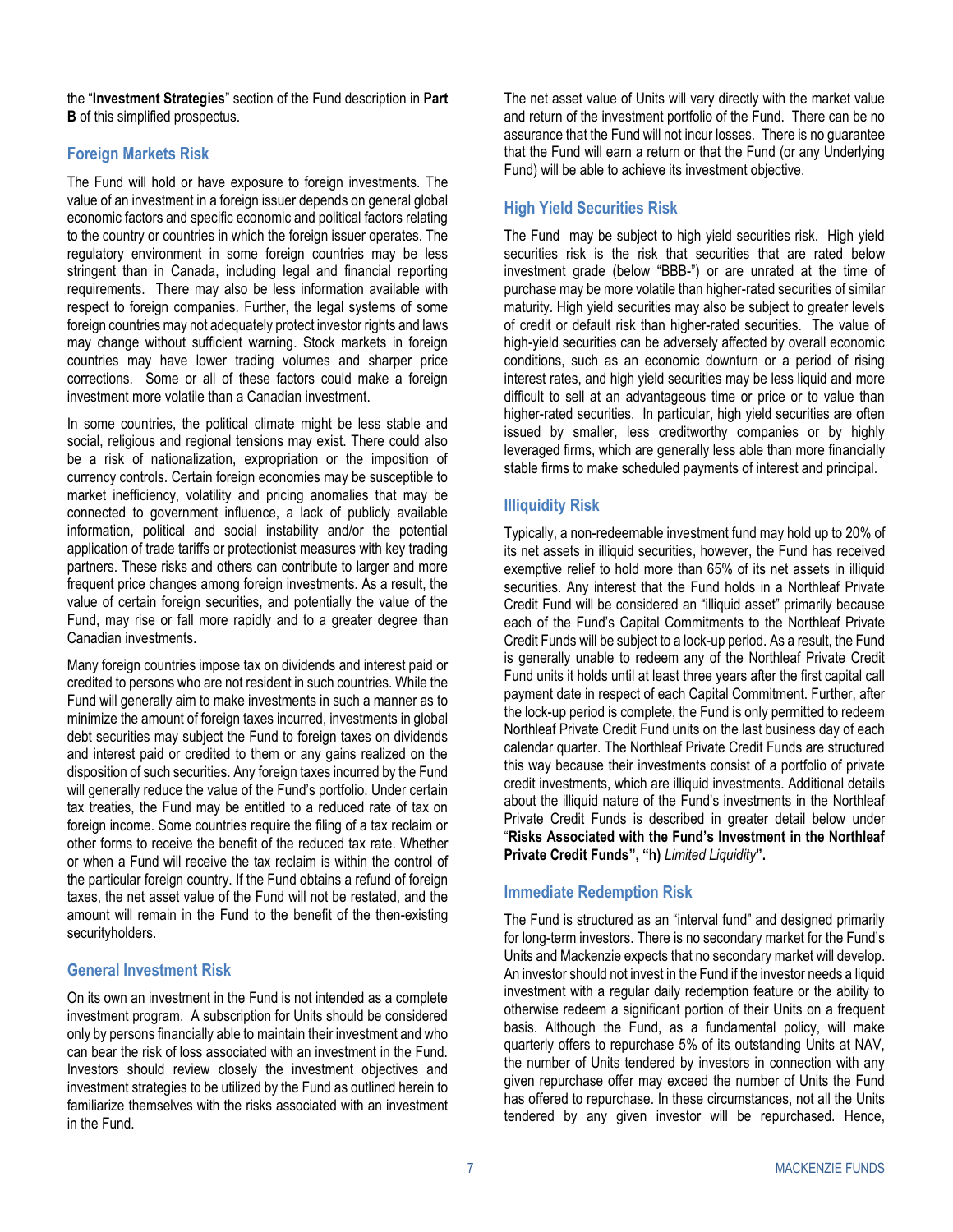the "**Investment Strategies**" section of the Fund description in **Part B** of this simplified prospectus.

### Foreign Markets Risk

The Fund will hold or have exposure to foreign investments. The value of an investment in a foreign issuer depends on general global economic factors and specific economic and political factors relating to the country or countries in which the foreign issuer operates. The regulatory environment in some foreign countries may be less stringent than in Canada, including legal and financial reporting requirements. There may also be less information available with respect to foreign companies. Further, the legal systems of some foreign countries may not adequately protect investor rights and laws may change without sufficient warning. Stock markets in foreign countries may have lower trading volumes and sharper price corrections. Some or all of these factors could make a foreign investment more volatile than a Canadian investment.

In some countries, the political climate might be less stable and social, religious and regional tensions may exist. There could also be a risk of nationalization, expropriation or the imposition of currency controls. Certain foreign economies may be susceptible to market inefficiency, volatility and pricing anomalies that may be connected to government influence, a lack of publicly available information, political and social instability and/or the potential application of trade tariffs or protectionist measures with key trading partners. These risks and others can contribute to larger and more frequent price changes among foreign investments. As a result, the value of certain foreign securities, and potentially the value of the Fund, may rise or fall more rapidly and to a greater degree than Canadian investments.

Many foreign countries impose tax on dividends and interest paid or credited to persons who are not resident in such countries. While the Fund will generally aim to make investments in such a manner as to minimize the amount of foreign taxes incurred, investments in global debt securities may subject the Fund to foreign taxes on dividends and interest paid or credited to them or any gains realized on the disposition of such securities. Any foreign taxes incurred by the Fund will generally reduce the value of the Fund's portfolio. Under certain tax treaties, the Fund may be entitled to a reduced rate of tax on foreign income. Some countries require the filing of a tax reclaim or other forms to receive the benefit of the reduced tax rate. Whether or when a Fund will receive the tax reclaim is within the control of the particular foreign country. If the Fund obtains a refund of foreign taxes, the net asset value of the Fund will not be restated, and the amount will remain in the Fund to the benefit of the then-existing securityholders.

### General Investment Risk

On its own an investment in the Fund is not intended as a complete investment program. A subscription for Units should be considered only by persons financially able to maintain their investment and who can bear the risk of loss associated with an investment in the Fund. Investors should review closely the investment objectives and investment strategies to be utilized by the Fund as outlined herein to familiarize themselves with the risks associated with an investment in the Fund.

The net asset value of Units will vary directly with the market value and return of the investment portfolio of the Fund. There can be no assurance that the Fund will not incur losses. There is no guarantee that the Fund will earn a return or that the Fund (or any Underlying Fund) will be able to achieve its investment objective.

### High Yield Securities Risk

The Fund may be subject to high yield securities risk. High yield securities risk is the risk that securities that are rated below investment grade (below "BBB-") or are unrated at the time of purchase may be more volatile than higher-rated securities of similar maturity. High yield securities may also be subject to greater levels of credit or default risk than higher-rated securities. The value of high-yield securities can be adversely affected by overall economic conditions, such as an economic downturn or a period of rising interest rates, and high yield securities may be less liquid and more difficult to sell at an advantageous time or price or to value than higher-rated securities. In particular, high yield securities are often issued by smaller, less creditworthy companies or by highly leveraged firms, which are generally less able than more financially stable firms to make scheduled payments of interest and principal.

### Illiquidity Risk

Typically, a non-redeemable investment fund may hold up to 20% of its net assets in illiquid securities, however, the Fund has received exemptive relief to hold more than 65% of its net assets in illiquid securities. Any interest that the Fund holds in a Northleaf Private Credit Fund will be considered an "illiquid asset" primarily because each of the Fund's Capital Commitments to the Northleaf Private Credit Funds will be subject to a lock-up period. As a result, the Fund is generally unable to redeem any of the Northleaf Private Credit Fund units it holds until at least three years after the first capital call payment date in respect of each Capital Commitment. Further, after the lock-up period is complete, the Fund is only permitted to redeem Northleaf Private Credit Fund units on the last business day of each calendar quarter. The Northleaf Private Credit Funds are structured this way because their investments consist of a portfolio of private credit investments, which are illiquid investments. Additional details about the illiquid nature of the Fund's investments in the Northleaf Private Credit Funds is described in greater detail below under "**Risks Associated with the Fund's Investment in the Northleaf Private Credit Funds", "h)** *Limited Liquidity***".**

### Immediate Redemption Risk

The Fund is structured as an "interval fund" and designed primarily for long-term investors. There is no secondary market for the Fund's Units and Mackenzie expects that no secondary market will develop. An investor should not invest in the Fund if the investor needs a liquid investment with a regular daily redemption feature or the ability to otherwise redeem a significant portion of their Units on a frequent basis. Although the Fund, as a fundamental policy, will make quarterly offers to repurchase 5% of its outstanding Units at NAV, the number of Units tendered by investors in connection with any given repurchase offer may exceed the number of Units the Fund has offered to repurchase. In these circumstances, not all the Units tendered by any given investor will be repurchased. Hence,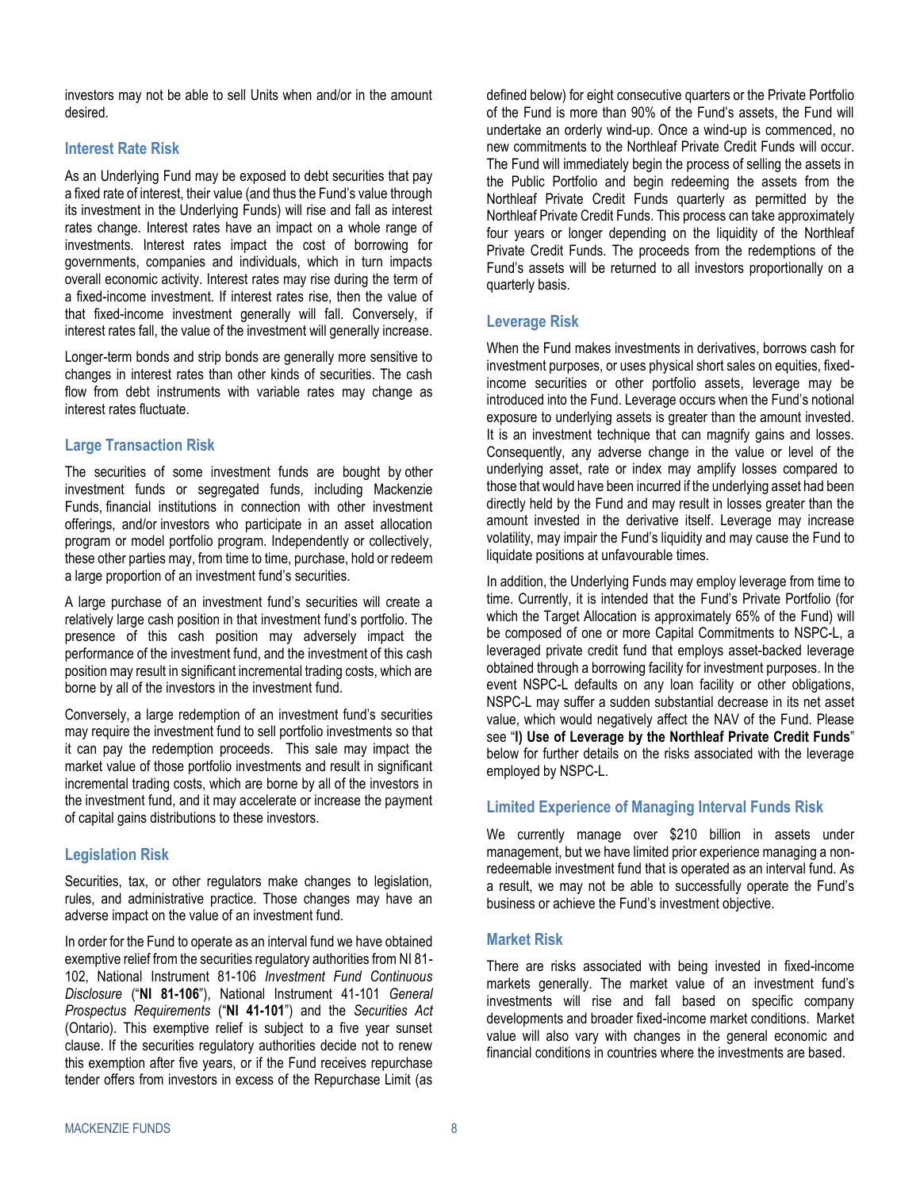investors may not be able to sell Units when and/or in the amount desired.

### Interest Rate Risk

As an Underlying Fund may be exposed to debt securities that pay a fixed rate of interest, their value (and thus the Fund's value through its investment in the Underlying Funds) will rise and fall as interest rates change. Interest rates have an impact on a whole range of investments. Interest rates impact the cost of borrowing for governments, companies and individuals, which in turn impacts overall economic activity. Interest rates may rise during the term of a fixed-income investment. If interest rates rise, then the value of that fixed-income investment generally will fall. Conversely, if interest rates fall, the value of the investment will generally increase.

Longer-term bonds and strip bonds are generally more sensitive to changes in interest rates than other kinds of securities. The cash flow from debt instruments with variable rates may change as interest rates fluctuate.

### Large Transaction Risk

The securities of some investment funds are bought by other investment funds or segregated funds, including Mackenzie Funds, financial institutions in connection with other investment offerings, and/or investors who participate in an asset allocation program or model portfolio program. Independently or collectively, these other parties may, from time to time, purchase, hold or redeem a large proportion of an investment fund's securities.

A large purchase of an investment fund's securities will create a relatively large cash position in that investment fund's portfolio. The presence of this cash position may adversely impact the performance of the investment fund, and the investment of this cash position may result in significant incremental trading costs, which are borne by all of the investors in the investment fund.

Conversely, a large redemption of an investment fund's securities may require the investment fund to sell portfolio investments so that it can pay the redemption proceeds. This sale may impact the market value of those portfolio investments and result in significant incremental trading costs, which are borne by all of the investors in the investment fund, and it may accelerate or increase the payment of capital gains distributions to these investors.

### Legislation Risk

Securities, tax, or other regulators make changes to legislation, rules, and administrative practice. Those changes may have an adverse impact on the value of an investment fund.

In order for the Fund to operate as an interval fund we have obtained exemptive relief from the securities regulatory authorities from NI 81-102, National Instrument 81-106 *Investment Fund Continuous Disclosure* ("**NI 81-106**"), National Instrument 41-101 *General Prospectus Requirements* ("**NI 41-101**") and the *Securities Act* (Ontario). This exemptive relief is subject to a five year sunset clause. If the securities regulatory authorities decide not to renew this exemption after five years, or if the Fund receives repurchase tender offers from investors in excess of the Repurchase Limit (as defined below) for eight consecutive quarters or the Private Portfolio of the Fund is more than 90% of the Fund's assets, the Fund will undertake an orderly wind-up. Once a wind-up is commenced, no new commitments to the Northleaf Private Credit Funds will occur. The Fund will immediately begin the process of selling the assets in the Public Portfolio and begin redeeming the assets from the Northleaf Private Credit Funds quarterly as permitted by the Northleaf Private Credit Funds. This process can take approximately four years or longer depending on the liquidity of the Northleaf Private Credit Funds. The proceeds from the redemptions of the Fund's assets will be returned to all investors proportionally on a quarterly basis.

### Leverage Risk

When the Fund makes investments in derivatives, borrows cash for investment purposes, or uses physical short sales on equities, fixed-income securities or other portfolio assets, leverage may be introduced into the Fund. Leverage occurs when the Fund's notional exposure to underlying assets is greater than the amount invested. It is an investment technique that can magnify gains and losses. Consequently, any adverse change in the value or level of the underlying asset, rate or index may amplify losses compared to those that would have been incurred if the underlying asset had been directly held by the Fund and may result in losses greater than the amount invested in the derivative itself. Leverage may increase volatility, may impair the Fund's liquidity and may cause the Fund to liquidate positions at unfavourable times.

In addition, the Underlying Funds may employ leverage from time to time. Currently, it is intended that the Fund's Private Portfolio (for which the Target Allocation is approximately 65% of the Fund) will be composed of one or more Capital Commitments to NSPC-L, a leveraged private credit fund that employs asset-backed leverage obtained through a borrowing facility for investment purposes. In the event NSPC-L defaults on any loan facility or other obligations, NSPC-L may suffer a sudden substantial decrease in its net asset value, which would negatively affect the NAV of the Fund. Please see "**I) Use of Leverage by the Northleaf Private Credit Funds**" below for further details on the risks associated with the leverage employed by NSPC-L.

### Limited Experience of Managing Interval Funds Risk

We currently manage over $210 billion in assets under management, but we have limited prior experience managing a non-redeemable investment fund that is operated as an interval fund. As a result, we may not be able to successfully operate the Fund's business or achieve the Fund's investment objective.

### Market Risk

There are risks associated with being invested in fixed-income markets generally. The market value of an investment fund's investments will rise and fall based on specific company developments and broader fixed-income market conditions. Market value will also vary with changes in the general economic and financial conditions in countries where the investments are based.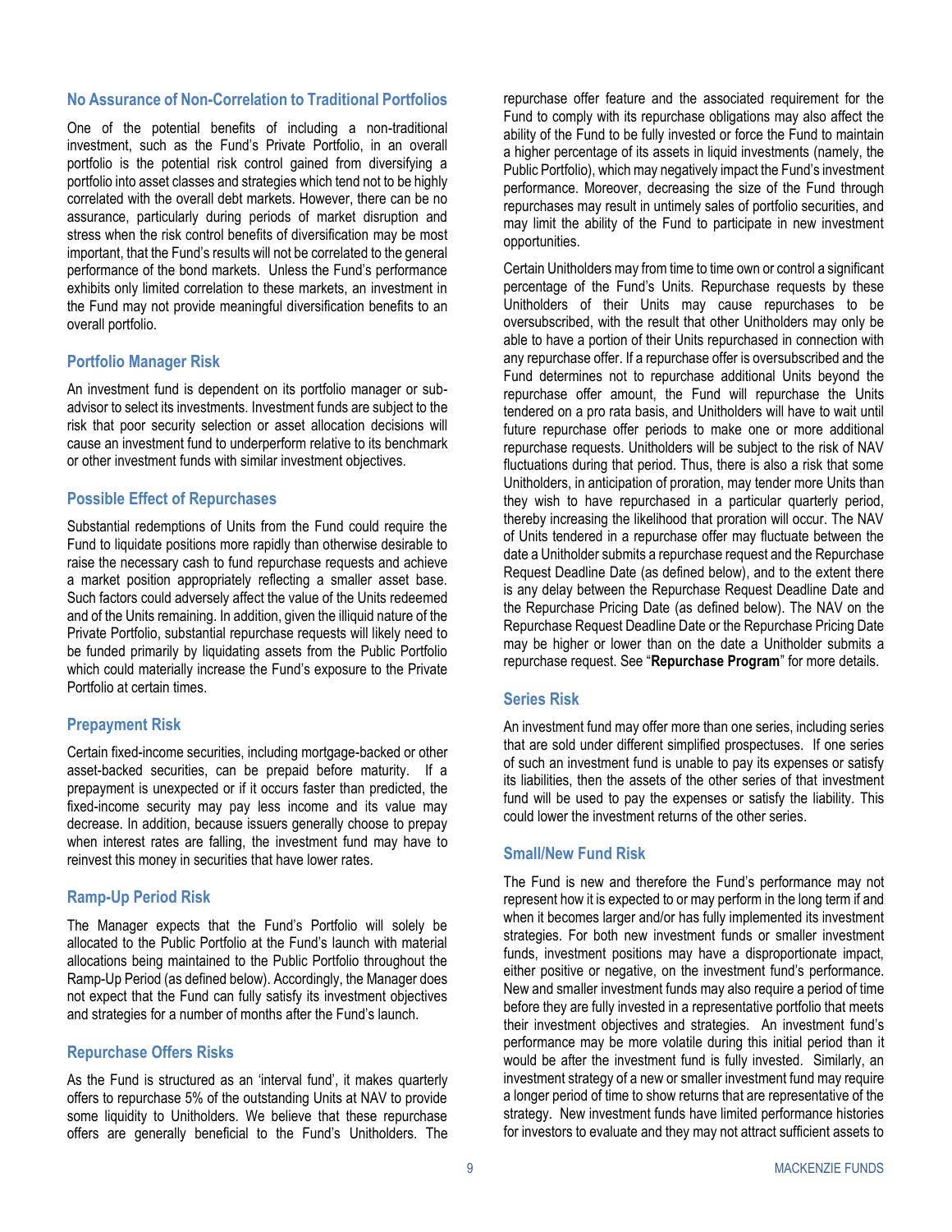### No Assurance of Non-Correlation to Traditional Portfolios

One of the potential benefits of including a non-traditional investment, such as the Fund's Private Portfolio, in an overall portfolio is the potential risk control gained from diversifying a portfolio into asset classes and strategies which tend not to be highly correlated with the overall debt markets. However, there can be no assurance, particularly during periods of market disruption and stress when the risk control benefits of diversification may be most important, that the Fund's results will not be correlated to the general performance of the bond markets. Unless the Fund's performance exhibits only limited correlation to these markets, an investment in the Fund may not provide meaningful diversification benefits to an overall portfolio.

### Portfolio Manager Risk

An investment fund is dependent on its portfolio manager or sub-advisor to select its investments. Investment funds are subject to the risk that poor security selection or asset allocation decisions will cause an investment fund to underperform relative to its benchmark or other investment funds with similar investment objectives.

### Possible Effect of Repurchases

Substantial redemptions of Units from the Fund could require the Fund to liquidate positions more rapidly than otherwise desirable to raise the necessary cash to fund repurchase requests and achieve a market position appropriately reflecting a smaller asset base. Such factors could adversely affect the value of the Units redeemed and of the Units remaining. In addition, given the illiquid nature of the Private Portfolio, substantial repurchase requests will likely need to be funded primarily by liquidating assets from the Public Portfolio which could materially increase the Fund's exposure to the Private Portfolio at certain times.

### Prepayment Risk

Certain fixed-income securities, including mortgage-backed or other asset-backed securities, can be prepaid before maturity. If a prepayment is unexpected or if it occurs faster than predicted, the fixed-income security may pay less income and its value may decrease. In addition, because issuers generally choose to prepay when interest rates are falling, the investment fund may have to reinvest this money in securities that have lower rates.

### Ramp-Up Period Risk

The Manager expects that the Fund's Portfolio will solely be allocated to the Public Portfolio at the Fund's launch with material allocations being maintained to the Public Portfolio throughout the Ramp-Up Period (as defined below). Accordingly, the Manager does not expect that the Fund can fully satisfy its investment objectives and strategies for a number of months after the Fund's launch.

### Repurchase Offers Risks

As the Fund is structured as an 'interval fund', it makes quarterly offers to repurchase 5% of the outstanding Units at NAV to provide some liquidity to Unitholders. We believe that these repurchase offers are generally beneficial to the Fund's Unitholders. The repurchase offer feature and the associated requirement for the Fund to comply with its repurchase obligations may also affect the ability of the Fund to be fully invested or force the Fund to maintain a higher percentage of its assets in liquid investments (namely, the Public Portfolio), which may negatively impact the Fund's investment performance. Moreover, decreasing the size of the Fund through repurchases may result in untimely sales of portfolio securities, and may limit the ability of the Fund to participate in new investment opportunities.

Certain Unitholders may from time to time own or control a significant percentage of the Fund's Units. Repurchase requests by these Unitholders of their Units may cause repurchases to be oversubscribed, with the result that other Unitholders may only be able to have a portion of their Units repurchased in connection with any repurchase offer. If a repurchase offer is oversubscribed and the Fund determines not to repurchase additional Units beyond the repurchase offer amount, the Fund will repurchase the Units tendered on a pro rata basis, and Unitholders will have to wait until future repurchase offer periods to make one or more additional repurchase requests. Unitholders will be subject to the risk of NAV fluctuations during that period. Thus, there is also a risk that some Unitholders, in anticipation of proration, may tender more Units than they wish to have repurchased in a particular quarterly period, thereby increasing the likelihood that proration will occur. The NAV of Units tendered in a repurchase offer may fluctuate between the date a Unitholder submits a repurchase request and the Repurchase Request Deadline Date (as defined below), and to the extent there is any delay between the Repurchase Request Deadline Date and the Repurchase Pricing Date (as defined below). The NAV on the Repurchase Request Deadline Date or the Repurchase Pricing Date may be higher or lower than on the date a Unitholder submits a repurchase request. See "**Repurchase Program**" for more details.

### Series Risk

An investment fund may offer more than one series, including series that are sold under different simplified prospectuses. If one series of such an investment fund is unable to pay its expenses or satisfy its liabilities, then the assets of the other series of that investment fund will be used to pay the expenses or satisfy the liability. This could lower the investment returns of the other series.

### Small/New Fund Risk

The Fund is new and therefore the Fund's performance may not represent how it is expected to or may perform in the long term if and when it becomes larger and/or has fully implemented its investment strategies. For both new investment funds or smaller investment funds, investment positions may have a disproportionate impact, either positive or negative, on the investment fund's performance. New and smaller investment funds may also require a period of time before they are fully invested in a representative portfolio that meets their investment objectives and strategies. An investment fund's performance may be more volatile during this initial period than it would be after the investment fund is fully invested. Similarly, an investment strategy of a new or smaller investment fund may require a longer period of time to show returns that are representative of the strategy. New investment funds have limited performance histories for investors to evaluate and they may not attract sufficient assets to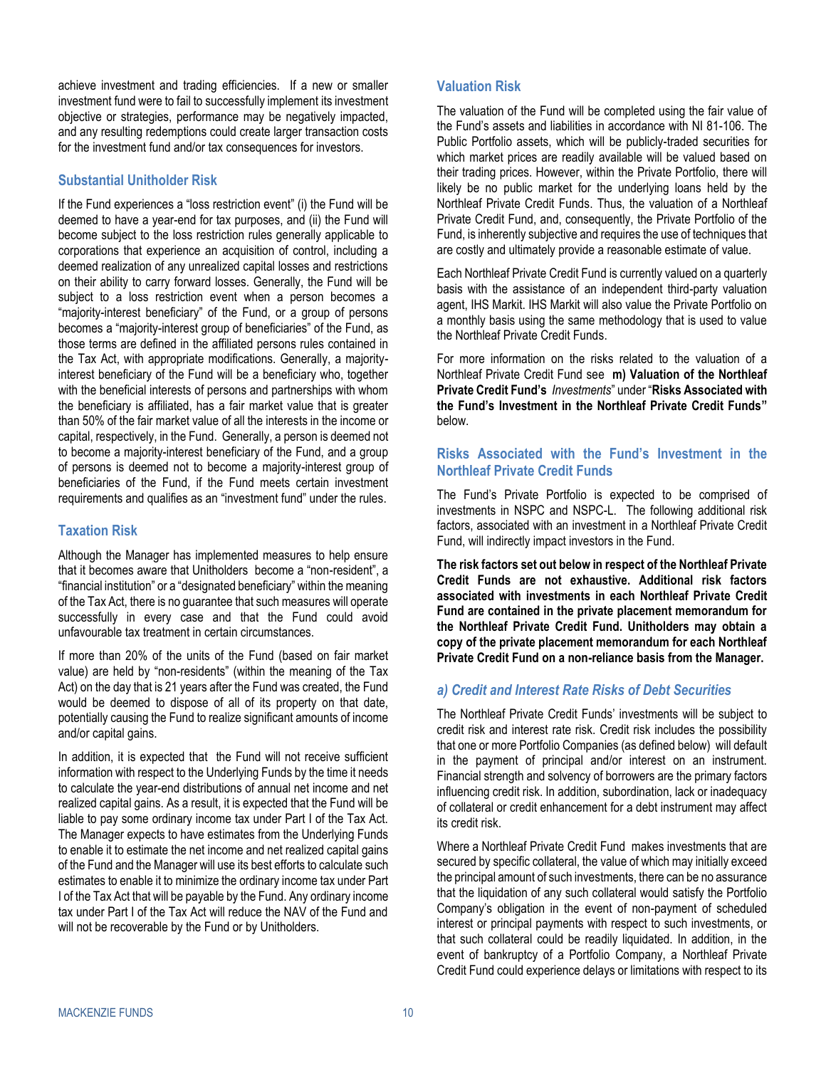achieve investment and trading efficiencies. If a new or smaller investment fund were to fail to successfully implement its investment objective or strategies, performance may be negatively impacted, and any resulting redemptions could create larger transaction costs for the investment fund and/or tax consequences for investors.

### Substantial Unitholder Risk

If the Fund experiences a "loss restriction event" (i) the Fund will be deemed to have a year-end for tax purposes, and (ii) the Fund will become subject to the loss restriction rules generally applicable to corporations that experience an acquisition of control, including a deemed realization of any unrealized capital losses and restrictions on their ability to carry forward losses. Generally, the Fund will be subject to a loss restriction event when a person becomes a "majority-interest beneficiary" of the Fund, or a group of persons becomes a "majority-interest group of beneficiaries" of the Fund, as those terms are defined in the affiliated persons rules contained in the Tax Act, with appropriate modifications. Generally, a majority-interest beneficiary of the Fund will be a beneficiary who, together with the beneficial interests of persons and partnerships with whom the beneficiary is affiliated, has a fair market value that is greater than 50% of the fair market value of all the interests in the income or capital, respectively, in the Fund. Generally, a person is deemed not to become a majority-interest beneficiary of the Fund, and a group of persons is deemed not to become a majority-interest group of beneficiaries of the Fund, if the Fund meets certain investment requirements and qualifies as an "investment fund" under the rules.

### Taxation Risk

Although the Manager has implemented measures to help ensure that it becomes aware that Unitholders become a "non-resident", a "financial institution" or a "designated beneficiary" within the meaning of the Tax Act, there is no guarantee that such measures will operate successfully in every case and that the Fund could avoid unfavourable tax treatment in certain circumstances.

If more than 20% of the units of the Fund (based on fair market value) are held by "non-residents" (within the meaning of the Tax Act) on the day that is 21 years after the Fund was created, the Fund would be deemed to dispose of all of its property on that date, potentially causing the Fund to realize significant amounts of income and/or capital gains.

In addition, it is expected that the Fund will not receive sufficient information with respect to the Underlying Funds by the time it needs to calculate the year-end distributions of annual net income and net realized capital gains. As a result, it is expected that the Fund will be liable to pay some ordinary income tax under Part I of the Tax Act. The Manager expects to have estimates from the Underlying Funds to enable it to estimate the net income and net realized capital gains of the Fund and the Manager will use its best efforts to calculate such estimates to enable it to minimize the ordinary income tax under Part I of the Tax Act that will be payable by the Fund. Any ordinary income tax under Part I of the Tax Act will reduce the NAV of the Fund and will not be recoverable by the Fund or by Unitholders.

### Valuation Risk

The valuation of the Fund will be completed using the fair value of the Fund's assets and liabilities in accordance with NI 81-106. The Public Portfolio assets, which will be publicly-traded securities for which market prices are readily available will be valued based on their trading prices. However, within the Private Portfolio, there will likely be no public market for the underlying loans held by the Northleaf Private Credit Funds. Thus, the valuation of a Northleaf Private Credit Fund, and, consequently, the Private Portfolio of the Fund, is inherently subjective and requires the use of techniques that are costly and ultimately provide a reasonable estimate of value.

Each Northleaf Private Credit Fund is currently valued on a quarterly basis with the assistance of an independent third-party valuation agent, IHS Markit. IHS Markit will also value the Private Portfolio on a monthly basis using the same methodology that is used to value the Northleaf Private Credit Funds.

For more information on the risks related to the valuation of a Northleaf Private Credit Fund see **m) Valuation of the Northleaf Private Credit Fund's** *Investments*" under "**Risks Associated with the Fund's Investment in the Northleaf Private Credit Funds"** below.

### Risks Associated with the Fund's Investment in the Northleaf Private Credit Funds

The Fund's Private Portfolio is expected to be comprised of investments in NSPC and NSPC-L. The following additional risk factors, associated with an investment in a Northleaf Private Credit Fund, will indirectly impact investors in the Fund.

**The risk factors set out below in respect of the Northleaf Private Credit Funds are not exhaustive. Additional risk factors associated with investments in each Northleaf Private Credit Fund are contained in the private placement memorandum for the Northleaf Private Credit Fund. Unitholders may obtain a copy of the private placement memorandum for each Northleaf Private Credit Fund on a non-reliance basis from the Manager.**

#### *a) Credit and Interest Rate Risks of Debt Securities*

The Northleaf Private Credit Funds' investments will be subject to credit risk and interest rate risk. Credit risk includes the possibility that one or more Portfolio Companies (as defined below) will default in the payment of principal and/or interest on an instrument. Financial strength and solvency of borrowers are the primary factors influencing credit risk. In addition, subordination, lack or inadequacy of collateral or credit enhancement for a debt instrument may affect its credit risk.

Where a Northleaf Private Credit Fund makes investments that are secured by specific collateral, the value of which may initially exceed the principal amount of such investments, there can be no assurance that the liquidation of any such collateral would satisfy the Portfolio Company's obligation in the event of non-payment of scheduled interest or principal payments with respect to such investments, or that such collateral could be readily liquidated. In addition, in the event of bankruptcy of a Portfolio Company, a Northleaf Private Credit Fund could experience delays or limitations with respect to its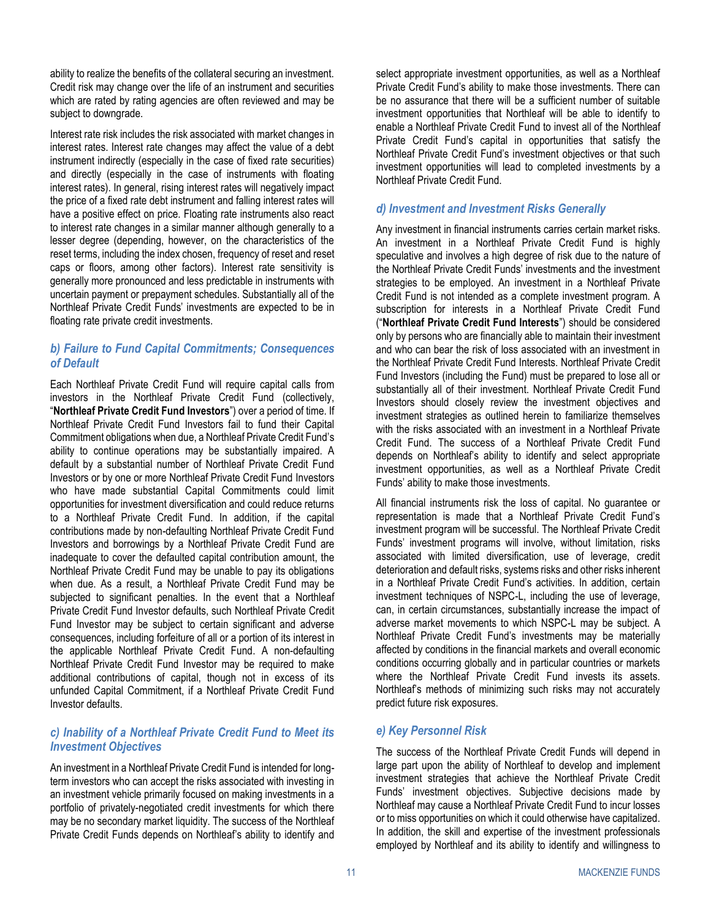ability to realize the benefits of the collateral securing an investment. Credit risk may change over the life of an instrument and securities which are rated by rating agencies are often reviewed and may be subject to downgrade.

Interest rate risk includes the risk associated with market changes in interest rates. Interest rate changes may affect the value of a debt instrument indirectly (especially in the case of fixed rate securities) and directly (especially in the case of instruments with floating interest rates). In general, rising interest rates will negatively impact the price of a fixed rate debt instrument and falling interest rates will have a positive effect on price. Floating rate instruments also react to interest rate changes in a similar manner although generally to a lesser degree (depending, however, on the characteristics of the reset terms, including the index chosen, frequency of reset and reset caps or floors, among other factors). Interest rate sensitivity is generally more pronounced and less predictable in instruments with uncertain payment or prepayment schedules. Substantially all of the Northleaf Private Credit Funds' investments are expected to be in floating rate private credit investments.

### *b) Failure to Fund Capital Commitments; Consequences of Default*

Each Northleaf Private Credit Fund will require capital calls from investors in the Northleaf Private Credit Fund (collectively, "**Northleaf Private Credit Fund Investors**") over a period of time. If Northleaf Private Credit Fund Investors fail to fund their Capital Commitment obligations when due, a Northleaf Private Credit Fund's ability to continue operations may be substantially impaired. A default by a substantial number of Northleaf Private Credit Fund Investors or by one or more Northleaf Private Credit Fund Investors who have made substantial Capital Commitments could limit opportunities for investment diversification and could reduce returns to a Northleaf Private Credit Fund. In addition, if the capital contributions made by non-defaulting Northleaf Private Credit Fund Investors and borrowings by a Northleaf Private Credit Fund are inadequate to cover the defaulted capital contribution amount, the Northleaf Private Credit Fund may be unable to pay its obligations when due. As a result, a Northleaf Private Credit Fund may be subjected to significant penalties. In the event that a Northleaf Private Credit Fund Investor defaults, such Northleaf Private Credit Fund Investor may be subject to certain significant and adverse consequences, including forfeiture of all or a portion of its interest in the applicable Northleaf Private Credit Fund. A non-defaulting Northleaf Private Credit Fund Investor may be required to make additional contributions of capital, though not in excess of its unfunded Capital Commitment, if a Northleaf Private Credit Fund Investor defaults.

### *c) Inability of a Northleaf Private Credit Fund to Meet its Investment Objectives*

An investment in a Northleaf Private Credit Fund is intended for long-term investors who can accept the risks associated with investing in an investment vehicle primarily focused on making investments in a portfolio of privately-negotiated credit investments for which there may be no secondary market liquidity. The success of the Northleaf Private Credit Funds depends on Northleaf's ability to identify and select appropriate investment opportunities, as well as a Northleaf Private Credit Fund's ability to make those investments. There can be no assurance that there will be a sufficient number of suitable investment opportunities that Northleaf will be able to identify to enable a Northleaf Private Credit Fund to invest all of the Northleaf Private Credit Fund's capital in opportunities that satisfy the Northleaf Private Credit Fund's investment objectives or that such investment opportunities will lead to completed investments by a Northleaf Private Credit Fund.

### *d) Investment and Investment Risks Generally*

Any investment in financial instruments carries certain market risks. An investment in a Northleaf Private Credit Fund is highly speculative and involves a high degree of risk due to the nature of the Northleaf Private Credit Funds' investments and the investment strategies to be employed. An investment in a Northleaf Private Credit Fund is not intended as a complete investment program. A subscription for interests in a Northleaf Private Credit Fund ("**Northleaf Private Credit Fund Interests**") should be considered only by persons who are financially able to maintain their investment and who can bear the risk of loss associated with an investment in the Northleaf Private Credit Fund Interests. Northleaf Private Credit Fund Investors (including the Fund) must be prepared to lose all or substantially all of their investment. Northleaf Private Credit Fund Investors should closely review the investment objectives and investment strategies as outlined herein to familiarize themselves with the risks associated with an investment in a Northleaf Private Credit Fund. The success of a Northleaf Private Credit Fund depends on Northleaf's ability to identify and select appropriate investment opportunities, as well as a Northleaf Private Credit Funds' ability to make those investments.

All financial instruments risk the loss of capital. No guarantee or representation is made that a Northleaf Private Credit Fund's investment program will be successful. The Northleaf Private Credit Funds' investment programs will involve, without limitation, risks associated with limited diversification, use of leverage, credit deterioration and default risks, systems risks and other risks inherent in a Northleaf Private Credit Fund's activities. In addition, certain investment techniques of NSPC-L, including the use of leverage, can, in certain circumstances, substantially increase the impact of adverse market movements to which NSPC-L may be subject. A Northleaf Private Credit Fund's investments may be materially affected by conditions in the financial markets and overall economic conditions occurring globally and in particular countries or markets where the Northleaf Private Credit Fund invests its assets. Northleaf's methods of minimizing such risks may not accurately predict future risk exposures.

### *e) Key Personnel Risk*

The success of the Northleaf Private Credit Funds will depend in large part upon the ability of Northleaf to develop and implement investment strategies that achieve the Northleaf Private Credit Funds' investment objectives. Subjective decisions made by Northleaf may cause a Northleaf Private Credit Fund to incur losses or to miss opportunities on which it could otherwise have capitalized. In addition, the skill and expertise of the investment professionals employed by Northleaf and its ability to identify and willingness to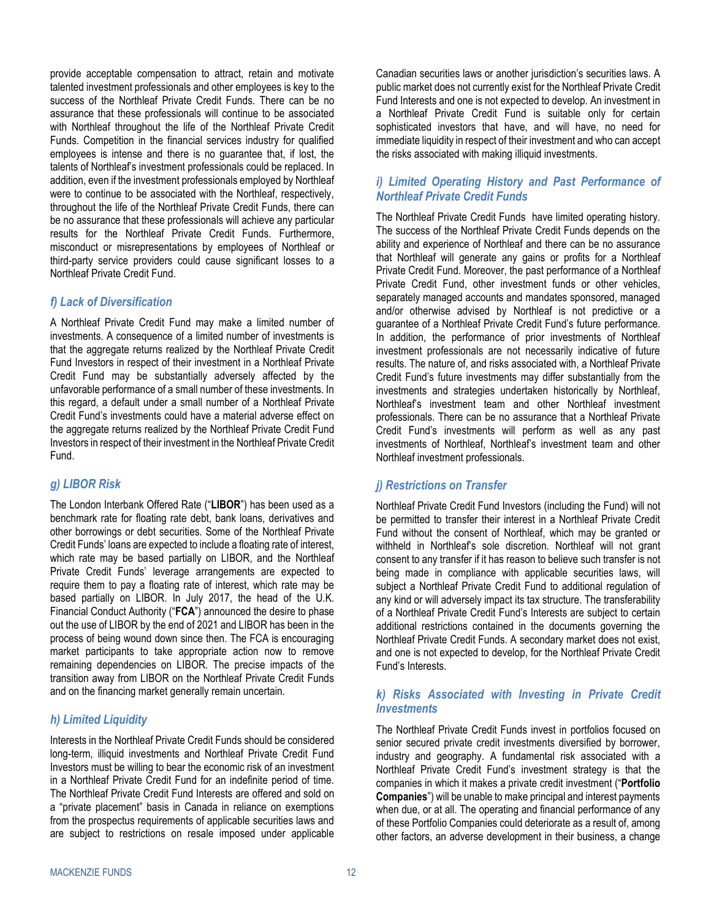provide acceptable compensation to attract, retain and motivate talented investment professionals and other employees is key to the success of the Northleaf Private Credit Funds. There can be no assurance that these professionals will continue to be associated with Northleaf throughout the life of the Northleaf Private Credit Funds. Competition in the financial services industry for qualified employees is intense and there is no guarantee that, if lost, the talents of Northleaf's investment professionals could be replaced. In addition, even if the investment professionals employed by Northleaf were to continue to be associated with the Northleaf, respectively, throughout the life of the Northleaf Private Credit Funds, there can be no assurance that these professionals will achieve any particular results for the Northleaf Private Credit Funds. Furthermore, misconduct or misrepresentations by employees of Northleaf or third-party service providers could cause significant losses to a Northleaf Private Credit Fund.

### *f) Lack of Diversification*

A Northleaf Private Credit Fund may make a limited number of investments. A consequence of a limited number of investments is that the aggregate returns realized by the Northleaf Private Credit Fund Investors in respect of their investment in a Northleaf Private Credit Fund may be substantially adversely affected by the unfavorable performance of a small number of these investments. In this regard, a default under a small number of a Northleaf Private Credit Fund's investments could have a material adverse effect on the aggregate returns realized by the Northleaf Private Credit Fund Investors in respect of their investment in the Northleaf Private Credit Fund.

### *g) LIBOR Risk*

The London Interbank Offered Rate ("**LIBOR**") has been used as a benchmark rate for floating rate debt, bank loans, derivatives and other borrowings or debt securities. Some of the Northleaf Private Credit Funds' loans are expected to include a floating rate of interest, which rate may be based partially on LIBOR, and the Northleaf Private Credit Funds' leverage arrangements are expected to require them to pay a floating rate of interest, which rate may be based partially on LIBOR. In July 2017, the head of the U.K. Financial Conduct Authority ("**FCA**") announced the desire to phase out the use of LIBOR by the end of 2021 and LIBOR has been in the process of being wound down since then. The FCA is encouraging market participants to take appropriate action now to remove remaining dependencies on LIBOR. The precise impacts of the transition away from LIBOR on the Northleaf Private Credit Funds and on the financing market generally remain uncertain.

### *h) Limited Liquidity*

Interests in the Northleaf Private Credit Funds should be considered long-term, illiquid investments and Northleaf Private Credit Fund Investors must be willing to bear the economic risk of an investment in a Northleaf Private Credit Fund for an indefinite period of time. The Northleaf Private Credit Fund Interests are offered and sold on a "private placement" basis in Canada in reliance on exemptions from the prospectus requirements of applicable securities laws and are subject to restrictions on resale imposed under applicable Canadian securities laws or another jurisdiction's securities laws. A public market does not currently exist for the Northleaf Private Credit Fund Interests and one is not expected to develop. An investment in a Northleaf Private Credit Fund is suitable only for certain sophisticated investors that have, and will have, no need for immediate liquidity in respect of their investment and who can accept the risks associated with making illiquid investments.

### *i) Limited Operating History and Past Performance of Northleaf Private Credit Funds*

The Northleaf Private Credit Funds have limited operating history. The success of the Northleaf Private Credit Funds depends on the ability and experience of Northleaf and there can be no assurance that Northleaf will generate any gains or profits for a Northleaf Private Credit Fund. Moreover, the past performance of a Northleaf Private Credit Fund, other investment funds or other vehicles, separately managed accounts and mandates sponsored, managed and/or otherwise advised by Northleaf is not predictive or a guarantee of a Northleaf Private Credit Fund's future performance. In addition, the performance of prior investments of Northleaf investment professionals are not necessarily indicative of future results. The nature of, and risks associated with, a Northleaf Private Credit Fund's future investments may differ substantially from the investments and strategies undertaken historically by Northleaf, Northleaf's investment team and other Northleaf investment professionals. There can be no assurance that a Northleaf Private Credit Fund's investments will perform as well as any past investments of Northleaf, Northleaf's investment team and other Northleaf investment professionals.

### *j) Restrictions on Transfer*

Northleaf Private Credit Fund Investors (including the Fund) will not be permitted to transfer their interest in a Northleaf Private Credit Fund without the consent of Northleaf, which may be granted or withheld in Northleaf's sole discretion. Northleaf will not grant consent to any transfer if it has reason to believe such transfer is not being made in compliance with applicable securities laws, will subject a Northleaf Private Credit Fund to additional regulation of any kind or will adversely impact its tax structure. The transferability of a Northleaf Private Credit Fund's Interests are subject to certain additional restrictions contained in the documents governing the Northleaf Private Credit Funds. A secondary market does not exist, and one is not expected to develop, for the Northleaf Private Credit Fund's Interests.

### *k) Risks Associated with Investing in Private Credit Investments*

The Northleaf Private Credit Funds invest in portfolios focused on senior secured private credit investments diversified by borrower, industry and geography. A fundamental risk associated with a Northleaf Private Credit Fund's investment strategy is that the companies in which it makes a private credit investment ("**Portfolio Companies**") will be unable to make principal and interest payments when due, or at all. The operating and financial performance of any of these Portfolio Companies could deteriorate as a result of, among other factors, an adverse development in their business, a change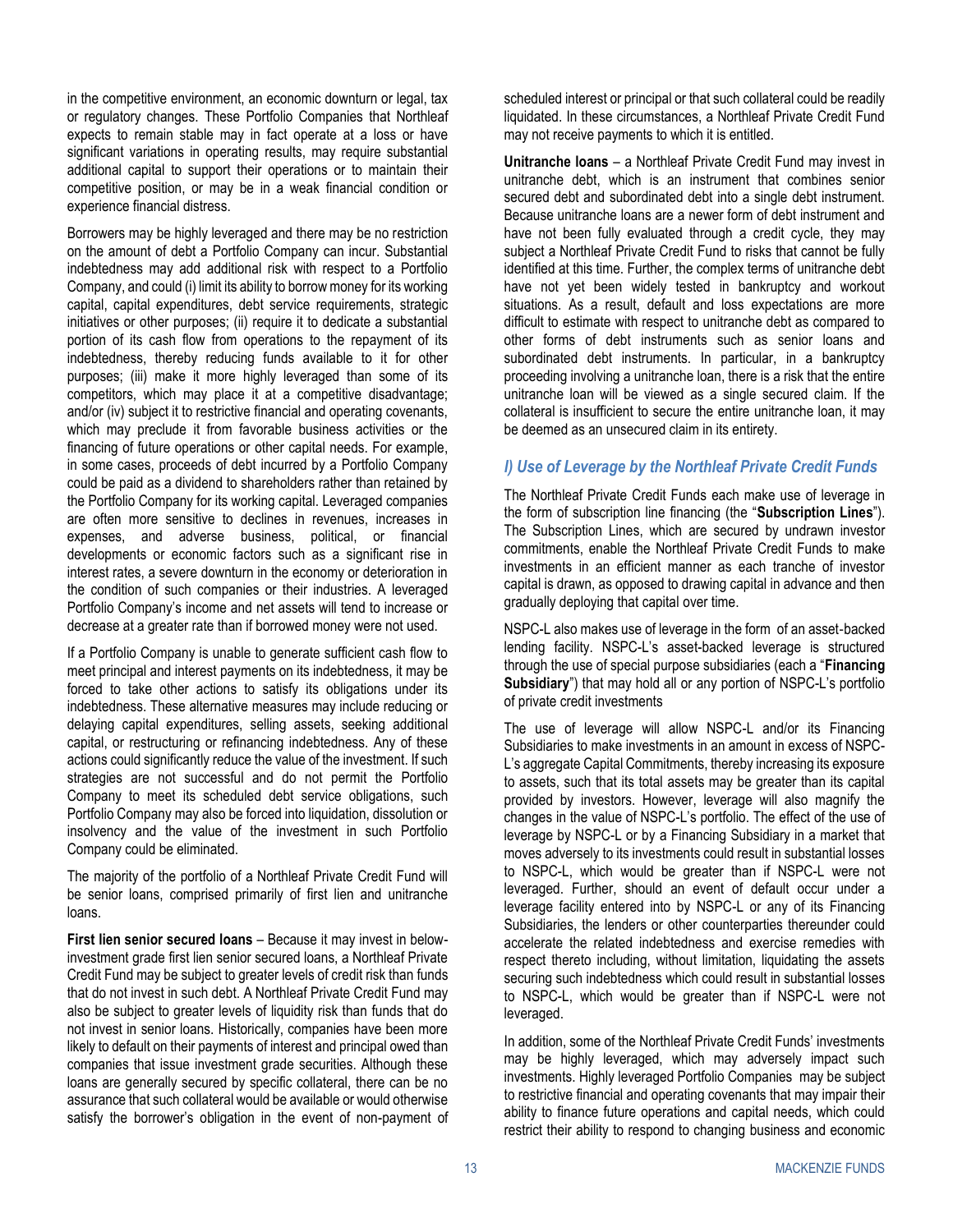in the competitive environment, an economic downturn or legal, tax or regulatory changes. These Portfolio Companies that Northleaf expects to remain stable may in fact operate at a loss or have significant variations in operating results, may require substantial additional capital to support their operations or to maintain their competitive position, or may be in a weak financial condition or experience financial distress.

Borrowers may be highly leveraged and there may be no restriction on the amount of debt a Portfolio Company can incur. Substantial indebtedness may add additional risk with respect to a Portfolio Company, and could (i) limit its ability to borrow money for its working capital, capital expenditures, debt service requirements, strategic initiatives or other purposes; (ii) require it to dedicate a substantial portion of its cash flow from operations to the repayment of its indebtedness, thereby reducing funds available to it for other purposes; (iii) make it more highly leveraged than some of its competitors, which may place it at a competitive disadvantage; and/or (iv) subject it to restrictive financial and operating covenants, which may preclude it from favorable business activities or the financing of future operations or other capital needs. For example, in some cases, proceeds of debt incurred by a Portfolio Company could be paid as a dividend to shareholders rather than retained by the Portfolio Company for its working capital. Leveraged companies are often more sensitive to declines in revenues, increases in expenses, and adverse business, political, or financial developments or economic factors such as a significant rise in interest rates, a severe downturn in the economy or deterioration in the condition of such companies or their industries. A leveraged Portfolio Company's income and net assets will tend to increase or decrease at a greater rate than if borrowed money were not used.

If a Portfolio Company is unable to generate sufficient cash flow to meet principal and interest payments on its indebtedness, it may be forced to take other actions to satisfy its obligations under its indebtedness. These alternative measures may include reducing or delaying capital expenditures, selling assets, seeking additional capital, or restructuring or refinancing indebtedness. Any of these actions could significantly reduce the value of the investment. If such strategies are not successful and do not permit the Portfolio Company to meet its scheduled debt service obligations, such Portfolio Company may also be forced into liquidation, dissolution or insolvency and the value of the investment in such Portfolio Company could be eliminated.

The majority of the portfolio of a Northleaf Private Credit Fund will be senior loans, comprised primarily of first lien and unitranche loans.

**First lien senior secured loans** – Because it may invest in below-investment grade first lien senior secured loans, a Northleaf Private Credit Fund may be subject to greater levels of credit risk than funds that do not invest in such debt. A Northleaf Private Credit Fund may also be subject to greater levels of liquidity risk than funds that do not invest in senior loans. Historically, companies have been more likely to default on their payments of interest and principal owed than companies that issue investment grade securities. Although these loans are generally secured by specific collateral, there can be no assurance that such collateral would be available or would otherwise satisfy the borrower's obligation in the event of non-payment of scheduled interest or principal or that such collateral could be readily liquidated. In these circumstances, a Northleaf Private Credit Fund may not receive payments to which it is entitled.

**Unitranche loans** – a Northleaf Private Credit Fund may invest in unitranche debt, which is an instrument that combines senior secured debt and subordinated debt into a single debt instrument. Because unitranche loans are a newer form of debt instrument and have not been fully evaluated through a credit cycle, they may subject a Northleaf Private Credit Fund to risks that cannot be fully identified at this time. Further, the complex terms of unitranche debt have not yet been widely tested in bankruptcy and workout situations. As a result, default and loss expectations are more difficult to estimate with respect to unitranche debt as compared to other forms of debt instruments such as senior loans and subordinated debt instruments. In particular, in a bankruptcy proceeding involving a unitranche loan, there is a risk that the entire unitranche loan will be viewed as a single secured claim. If the collateral is insufficient to secure the entire unitranche loan, it may be deemed as an unsecured claim in its entirety.

### *I) Use of Leverage by the Northleaf Private Credit Funds*

The Northleaf Private Credit Funds each make use of leverage in the form of subscription line financing (the "**Subscription Lines**"). The Subscription Lines, which are secured by undrawn investor commitments, enable the Northleaf Private Credit Funds to make investments in an efficient manner as each tranche of investor capital is drawn, as opposed to drawing capital in advance and then gradually deploying that capital over time.

NSPC-L also makes use of leverage in the form of an asset-backed lending facility. NSPC-L's asset-backed leverage is structured through the use of special purpose subsidiaries (each a "**Financing Subsidiary**") that may hold all or any portion of NSPC-L's portfolio of private credit investments

The use of leverage will allow NSPC-L and/or its Financing Subsidiaries to make investments in an amount in excess of NSPC-L's aggregate Capital Commitments, thereby increasing its exposure to assets, such that its total assets may be greater than its capital provided by investors. However, leverage will also magnify the changes in the value of NSPC-L's portfolio. The effect of the use of leverage by NSPC-L or by a Financing Subsidiary in a market that moves adversely to its investments could result in substantial losses to NSPC-L, which would be greater than if NSPC-L were not leveraged. Further, should an event of default occur under a leverage facility entered into by NSPC-L or any of its Financing Subsidiaries, the lenders or other counterparties thereunder could accelerate the related indebtedness and exercise remedies with respect thereto including, without limitation, liquidating the assets securing such indebtedness which could result in substantial losses to NSPC-L, which would be greater than if NSPC-L were not leveraged.

In addition, some of the Northleaf Private Credit Funds' investments may be highly leveraged, which may adversely impact such investments. Highly leveraged Portfolio Companies may be subject to restrictive financial and operating covenants that may impair their ability to finance future operations and capital needs, which could restrict their ability to respond to changing business and economic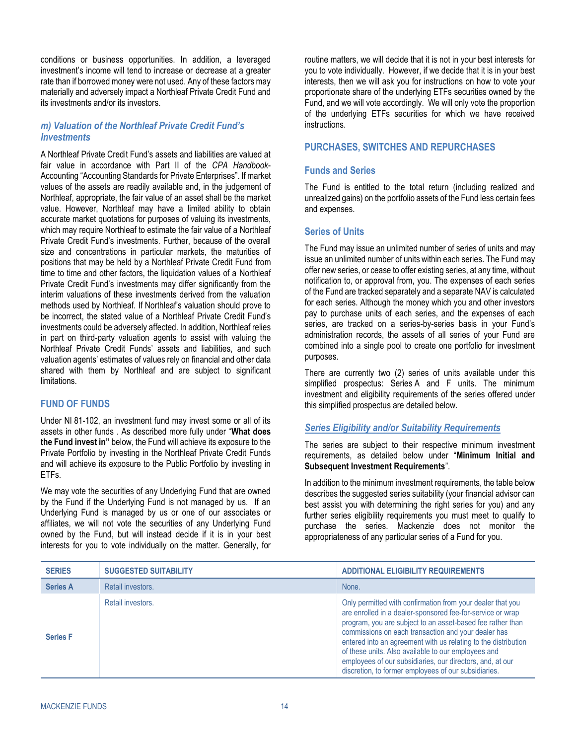conditions or business opportunities. In addition, a leveraged investment's income will tend to increase or decrease at a greater rate than if borrowed money were not used. Any of these factors may materially and adversely impact a Northleaf Private Credit Fund and its investments and/or its investors.

### *m) Valuation of the Northleaf Private Credit Fund's Investments*

A Northleaf Private Credit Fund's assets and liabilities are valued at fair value in accordance with Part II of the *CPA Handbook*-Accounting "Accounting Standards for Private Enterprises". If market values of the assets are readily available and, in the judgement of Northleaf, appropriate, the fair value of an asset shall be the market value. However, Northleaf may have a limited ability to obtain accurate market quotations for purposes of valuing its investments, which may require Northleaf to estimate the fair value of a Northleaf Private Credit Fund's investments. Further, because of the overall size and concentrations in particular markets, the maturities of positions that may be held by a Northleaf Private Credit Fund from time to time and other factors, the liquidation values of a Northleaf Private Credit Fund's investments may differ significantly from the interim valuations of these investments derived from the valuation methods used by Northleaf. If Northleaf's valuation should prove to be incorrect, the stated value of a Northleaf Private Credit Fund's investments could be adversely affected. In addition, Northleaf relies in part on third-party valuation agents to assist with valuing the Northleaf Private Credit Funds' assets and liabilities, and such valuation agents' estimates of values rely on financial and other data shared with them by Northleaf and are subject to significant limitations.

## FUND OF FUNDS

Under NI 81-102, an investment fund may invest some or all of its assets in other funds . As described more fully under "**What does the Fund invest in"** below, the Fund will achieve its exposure to the Private Portfolio by investing in the Northleaf Private Credit Funds and will achieve its exposure to the Public Portfolio by investing in ETFs.

We may vote the securities of any Underlying Fund that are owned by the Fund if the Underlying Fund is not managed by us. If an Underlying Fund is managed by us or one of our associates or affiliates, we will not vote the securities of any Underlying Fund owned by the Fund, but will instead decide if it is in your best interests for you to vote individually on the matter. Generally, for routine matters, we will decide that it is not in your best interests for you to vote individually. However, if we decide that it is in your best interests, then we will ask you for instructions on how to vote your proportionate share of the underlying ETFs securities owned by the Fund, and we will vote accordingly. We will only vote the proportion of the underlying ETFs securities for which we have received instructions.

## PURCHASES, SWITCHES AND REPURCHASES

### Funds and Series

The Fund is entitled to the total return (including realized and unrealized gains) on the portfolio assets of the Fund less certain fees and expenses.

### Series of Units

The Fund may issue an unlimited number of series of units and may issue an unlimited number of units within each series. The Fund may offer new series, or cease to offer existing series, at any time, without notification to, or approval from, you. The expenses of each series of the Fund are tracked separately and a separate NAV is calculated for each series. Although the money which you and other investors pay to purchase units of each series, and the expenses of each series, are tracked on a series-by-series basis in your Fund's administration records, the assets of all series of your Fund are combined into a single pool to create one portfolio for investment purposes.

There are currently two (2) series of units available under this simplified prospectus: Series A and F units. The minimum investment and eligibility requirements of the series offered under this simplified prospectus are detailed below.

### *Series Eligibility and/or Suitability Requirements*

The series are subject to their respective minimum investment requirements, as detailed below under "**Minimum Initial and Subsequent Investment Requirements**".

In addition to the minimum investment requirements, the table below describes the suggested series suitability (your financial advisor can best assist you with determining the right series for you) and any further series eligibility requirements you must meet to qualify to purchase the series. Mackenzie does not monitor the appropriateness of any particular series of a Fund for you.

| SERIES | SUGGESTED SUITABILITY | ADDITIONAL ELIGIBILITY REQUIREMENTS |
|---|---|---|
| **Series A** | Retail investors. | None. |
| **Series F** | Retail investors. | Only permitted with confirmation from your dealer that you are enrolled in a dealer-sponsored fee-for-service or wrap program, you are subject to an asset-based fee rather than commissions on each transaction and your dealer has entered into an agreement with us relating to the distribution of these units. Also available to our employees and employees of our subsidiaries, our directors, and, at our discretion, to former employees of our subsidiaries. |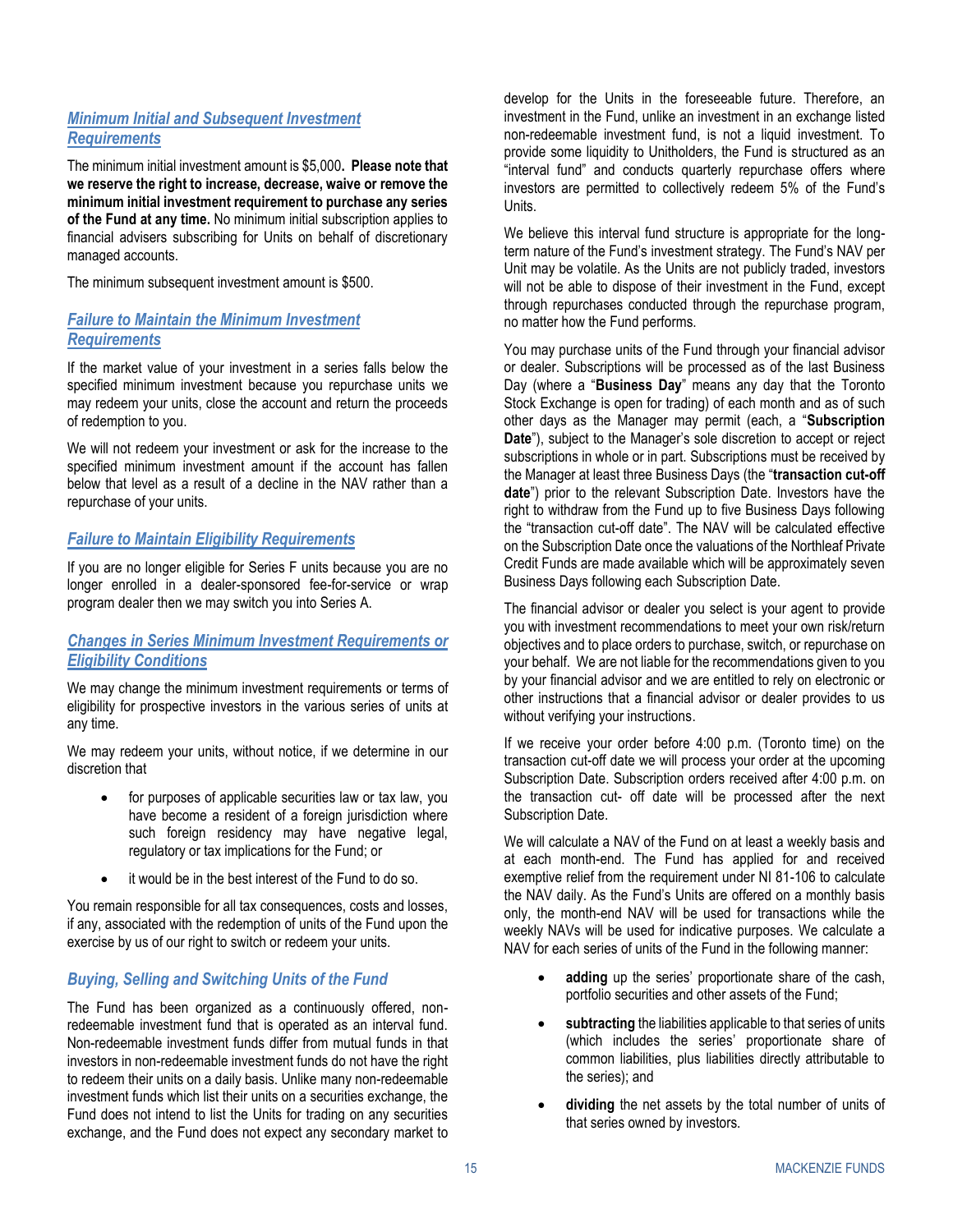### *Minimum Initial and Subsequent Investment Requirements*

The minimum initial investment amount is $5,000**. Please note that we reserve the right to increase, decrease, waive or remove the minimum initial investment requirement to purchase any series of the Fund at any time.** No minimum initial subscription applies to financial advisers subscribing for Units on behalf of discretionary managed accounts.

The minimum subsequent investment amount is $500.

### *Failure to Maintain the Minimum Investment Requirements*

If the market value of your investment in a series falls below the specified minimum investment because you repurchase units we may redeem your units, close the account and return the proceeds of redemption to you.

We will not redeem your investment or ask for the increase to the specified minimum investment amount if the account has fallen below that level as a result of a decline in the NAV rather than a repurchase of your units.

### *Failure to Maintain Eligibility Requirements*

If you are no longer eligible for Series F units because you are no longer enrolled in a dealer-sponsored fee-for-service or wrap program dealer then we may switch you into Series A.

### *Changes in Series Minimum Investment Requirements or Eligibility Conditions*

We may change the minimum investment requirements or terms of eligibility for prospective investors in the various series of units at any time.

We may redeem your units, without notice, if we determine in our discretion that

- for purposes of applicable securities law or tax law, you have become a resident of a foreign jurisdiction where such foreign residency may have negative legal, regulatory or tax implications for the Fund; or
- it would be in the best interest of the Fund to do so.

You remain responsible for all tax consequences, costs and losses, if any, associated with the redemption of units of the Fund upon the exercise by us of our right to switch or redeem your units.

### *Buying, Selling and Switching Units of the Fund*

The Fund has been organized as a continuously offered, non-redeemable investment fund that is operated as an interval fund. Non-redeemable investment funds differ from mutual funds in that investors in non-redeemable investment funds do not have the right to redeem their units on a daily basis. Unlike many non-redeemable investment funds which list their units on a securities exchange, the Fund does not intend to list the Units for trading on any securities exchange, and the Fund does not expect any secondary market to develop for the Units in the foreseeable future. Therefore, an investment in the Fund, unlike an investment in an exchange listed non-redeemable investment fund, is not a liquid investment. To provide some liquidity to Unitholders, the Fund is structured as an "interval fund" and conducts quarterly repurchase offers where investors are permitted to collectively redeem 5% of the Fund's Units.

We believe this interval fund structure is appropriate for the long-term nature of the Fund's investment strategy. The Fund's NAV per Unit may be volatile. As the Units are not publicly traded, investors will not be able to dispose of their investment in the Fund, except through repurchases conducted through the repurchase program, no matter how the Fund performs.

You may purchase units of the Fund through your financial advisor or dealer. Subscriptions will be processed as of the last Business Day (where a "**Business Day**" means any day that the Toronto Stock Exchange is open for trading) of each month and as of such other days as the Manager may permit (each, a "**Subscription Date**"), subject to the Manager's sole discretion to accept or reject subscriptions in whole or in part. Subscriptions must be received by the Manager at least three Business Days (the "**transaction cut-off date**") prior to the relevant Subscription Date. Investors have the right to withdraw from the Fund up to five Business Days following the "transaction cut-off date". The NAV will be calculated effective on the Subscription Date once the valuations of the Northleaf Private Credit Funds are made available which will be approximately seven Business Days following each Subscription Date.

The financial advisor or dealer you select is your agent to provide you with investment recommendations to meet your own risk/return objectives and to place orders to purchase, switch, or repurchase on your behalf. We are not liable for the recommendations given to you by your financial advisor and we are entitled to rely on electronic or other instructions that a financial advisor or dealer provides to us without verifying your instructions.

If we receive your order before 4:00 p.m. (Toronto time) on the transaction cut-off date we will process your order at the upcoming Subscription Date. Subscription orders received after 4:00 p.m. on the transaction cut- off date will be processed after the next Subscription Date.

We will calculate a NAV of the Fund on at least a weekly basis and at each month-end. The Fund has applied for and received exemptive relief from the requirement under NI 81-106 to calculate the NAV daily. As the Fund's Units are offered on a monthly basis only, the month-end NAV will be used for transactions while the weekly NAVs will be used for indicative purposes. We calculate a NAV for each series of units of the Fund in the following manner:

- **adding** up the series' proportionate share of the cash, portfolio securities and other assets of the Fund;
- **subtracting** the liabilities applicable to that series of units (which includes the series' proportionate share of common liabilities, plus liabilities directly attributable to the series); and
- **dividing** the net assets by the total number of units of that series owned by investors.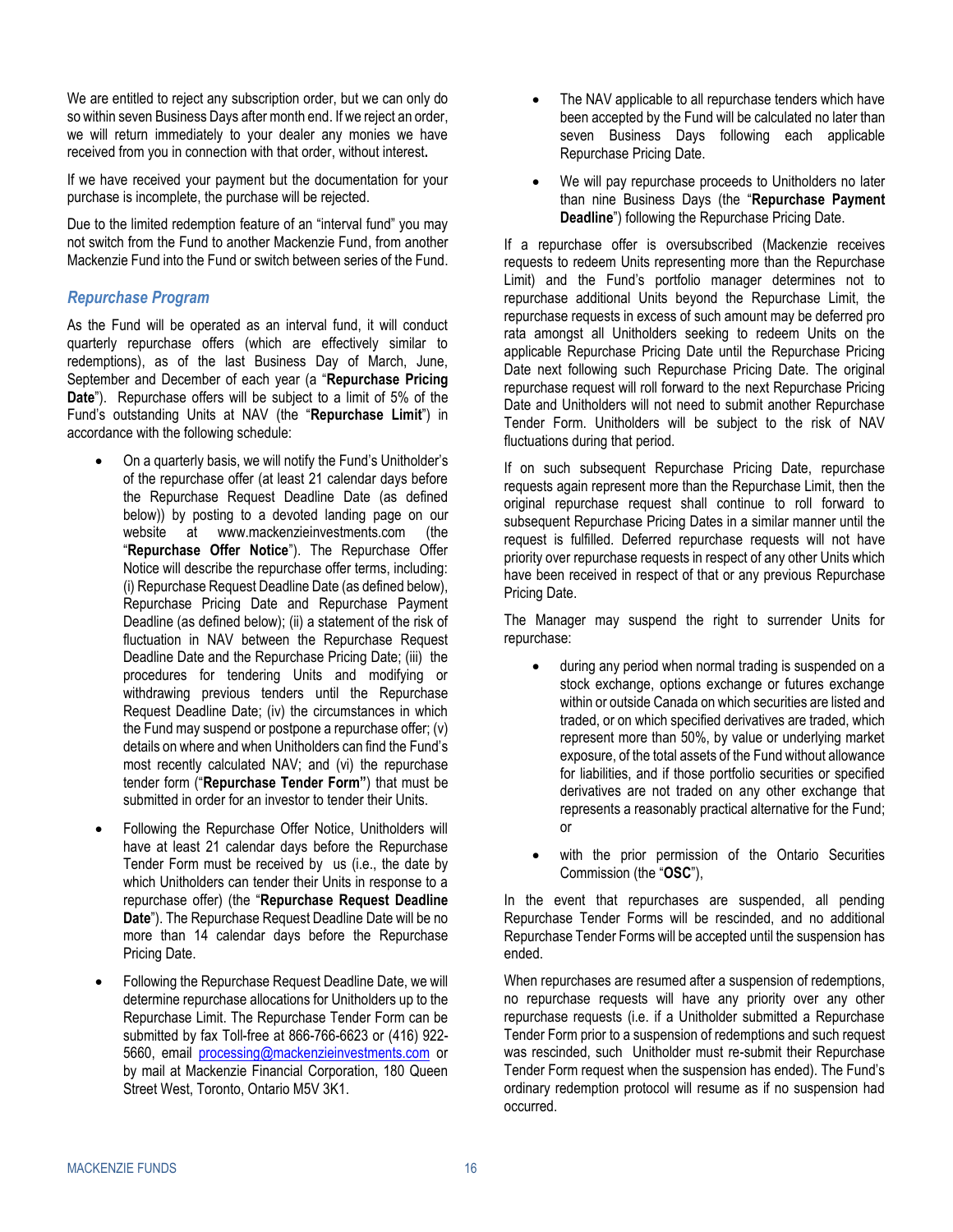We are entitled to reject any subscription order, but we can only do so within seven Business Days after month end. If we reject an order, we will return immediately to your dealer any monies we have received from you in connection with that order, without interest**.**

If we have received your payment but the documentation for your purchase is incomplete, the purchase will be rejected.

Due to the limited redemption feature of an "interval fund" you may not switch from the Fund to another Mackenzie Fund, from another Mackenzie Fund into the Fund or switch between series of the Fund.

### *Repurchase Program*

As the Fund will be operated as an interval fund, it will conduct quarterly repurchase offers (which are effectively similar to redemptions), as of the last Business Day of March, June, September and December of each year (a "**Repurchase Pricing Date**"). Repurchase offers will be subject to a limit of 5% of the Fund's outstanding Units at NAV (the "**Repurchase Limit**") in accordance with the following schedule:

- On a quarterly basis, we will notify the Fund's Unitholder's of the repurchase offer (at least 21 calendar days before the Repurchase Request Deadline Date (as defined below)) by posting to a devoted landing page on our website at www.mackenzieinvestments.com (the "**Repurchase Offer Notice**"). The Repurchase Offer Notice will describe the repurchase offer terms, including: (i) Repurchase Request Deadline Date (as defined below), Repurchase Pricing Date and Repurchase Payment Deadline (as defined below); (ii) a statement of the risk of fluctuation in NAV between the Repurchase Request Deadline Date and the Repurchase Pricing Date; (iii) the procedures for tendering Units and modifying or withdrawing previous tenders until the Repurchase Request Deadline Date; (iv) the circumstances in which the Fund may suspend or postpone a repurchase offer; (v) details on where and when Unitholders can find the Fund's most recently calculated NAV; and (vi) the repurchase tender form ("**Repurchase Tender Form"**) that must be submitted in order for an investor to tender their Units.
- Following the Repurchase Offer Notice, Unitholders will have at least 21 calendar days before the Repurchase Tender Form must be received by us (i.e., the date by which Unitholders can tender their Units in response to a repurchase offer) (the "**Repurchase Request Deadline Date**"). The Repurchase Request Deadline Date will be no more than 14 calendar days before the Repurchase Pricing Date.
- Following the Repurchase Request Deadline Date, we will determine repurchase allocations for Unitholders up to the Repurchase Limit. The Repurchase Tender Form can be submitted by fax Toll-free at 866-766-6623 or (416) 922-5660, email processing@mackenzieinvestments.com or by mail at Mackenzie Financial Corporation, 180 Queen Street West, Toronto, Ontario M5V 3K1.
- The NAV applicable to all repurchase tenders which have been accepted by the Fund will be calculated no later than seven Business Days following each applicable Repurchase Pricing Date.
- We will pay repurchase proceeds to Unitholders no later than nine Business Days (the "**Repurchase Payment Deadline**") following the Repurchase Pricing Date.

If a repurchase offer is oversubscribed (Mackenzie receives requests to redeem Units representing more than the Repurchase Limit) and the Fund's portfolio manager determines not to repurchase additional Units beyond the Repurchase Limit, the repurchase requests in excess of such amount may be deferred pro rata amongst all Unitholders seeking to redeem Units on the applicable Repurchase Pricing Date until the Repurchase Pricing Date next following such Repurchase Pricing Date. The original repurchase request will roll forward to the next Repurchase Pricing Date and Unitholders will not need to submit another Repurchase Tender Form. Unitholders will be subject to the risk of NAV fluctuations during that period.

If on such subsequent Repurchase Pricing Date, repurchase requests again represent more than the Repurchase Limit, then the original repurchase request shall continue to roll forward to subsequent Repurchase Pricing Dates in a similar manner until the request is fulfilled. Deferred repurchase requests will not have priority over repurchase requests in respect of any other Units which have been received in respect of that or any previous Repurchase Pricing Date.

The Manager may suspend the right to surrender Units for repurchase:

- during any period when normal trading is suspended on a stock exchange, options exchange or futures exchange within or outside Canada on which securities are listed and traded, or on which specified derivatives are traded, which represent more than 50%, by value or underlying market exposure, of the total assets of the Fund without allowance for liabilities, and if those portfolio securities or specified derivatives are not traded on any other exchange that represents a reasonably practical alternative for the Fund; or
- with the prior permission of the Ontario Securities Commission (the "**OSC**"),

In the event that repurchases are suspended, all pending Repurchase Tender Forms will be rescinded, and no additional Repurchase Tender Forms will be accepted until the suspension has ended.

When repurchases are resumed after a suspension of redemptions, no repurchase requests will have any priority over any other repurchase requests (i.e. if a Unitholder submitted a Repurchase Tender Form prior to a suspension of redemptions and such request was rescinded, such Unitholder must re-submit their Repurchase Tender Form request when the suspension has ended). The Fund's ordinary redemption protocol will resume as if no suspension had occurred.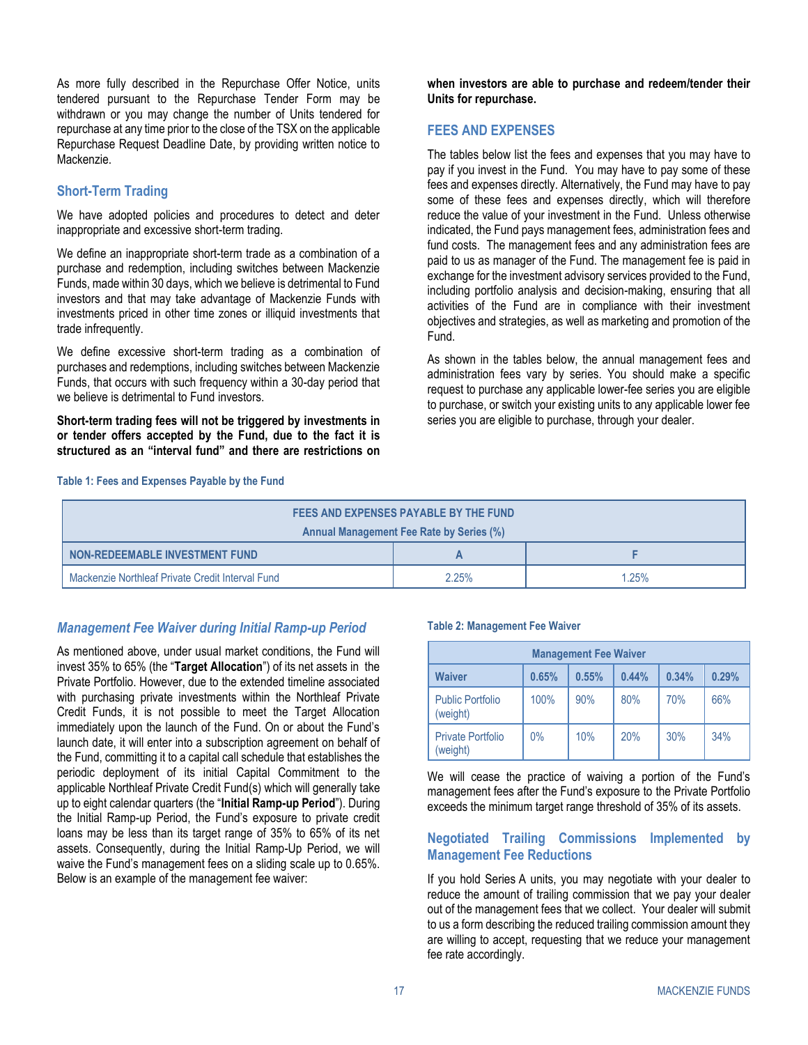As more fully described in the Repurchase Offer Notice, units tendered pursuant to the Repurchase Tender Form may be withdrawn or you may change the number of Units tendered for repurchase at any time prior to the close of the TSX on the applicable Repurchase Request Deadline Date, by providing written notice to Mackenzie.

### Short-Term Trading

We have adopted policies and procedures to detect and deter inappropriate and excessive short-term trading.

We define an inappropriate short-term trade as a combination of a purchase and redemption, including switches between Mackenzie Funds, made within 30 days, which we believe is detrimental to Fund investors and that may take advantage of Mackenzie Funds with investments priced in other time zones or illiquid investments that trade infrequently.

We define excessive short-term trading as a combination of purchases and redemptions, including switches between Mackenzie Funds, that occurs with such frequency within a 30-day period that we believe is detrimental to Fund investors.

**Short-term trading fees will not be triggered by investments in or tender offers accepted by the Fund, due to the fact it is structured as an "interval fund" and there are restrictions on when investors are able to purchase and redeem/tender their Units for repurchase.**

## FEES AND EXPENSES

The tables below list the fees and expenses that you may have to pay if you invest in the Fund. You may have to pay some of these fees and expenses directly. Alternatively, the Fund may have to pay some of these fees and expenses directly, which will therefore reduce the value of your investment in the Fund. Unless otherwise indicated, the Fund pays management fees, administration fees and fund costs. The management fees and any administration fees are paid to us as manager of the Fund. The management fee is paid in exchange for the investment advisory services provided to the Fund, including portfolio analysis and decision-making, ensuring that all activities of the Fund are in compliance with their investment objectives and strategies, as well as marketing and promotion of the Fund.

As shown in the tables below, the annual management fees and administration fees vary by series. You should make a specific request to purchase any applicable lower-fee series you are eligible to purchase, or switch your existing units to any applicable lower fee series you are eligible to purchase, through your dealer.

**Table 1: Fees and Expenses Payable by the Fund**

| FEES AND EXPENSES PAYABLE BY THE FUND<br>Annual Management Fee Rate by Series (%) | | |
|---|---|---|
| **NON-REDEEMABLE INVESTMENT FUND** | **A** | **F** |
| Mackenzie Northleaf Private Credit Interval Fund | 2.25% | 1.25% |

### *Management Fee Waiver during Initial Ramp-up Period*

As mentioned above, under usual market conditions, the Fund will invest 35% to 65% (the "**Target Allocation**") of its net assets in the Private Portfolio. However, due to the extended timeline associated with purchasing private investments within the Northleaf Private Credit Funds, it is not possible to meet the Target Allocation immediately upon the launch of the Fund. On or about the Fund's launch date, it will enter into a subscription agreement on behalf of the Fund, committing it to a capital call schedule that establishes the periodic deployment of its initial Capital Commitment to the applicable Northleaf Private Credit Fund(s) which will generally take up to eight calendar quarters (the "**Initial Ramp-up Period**"). During the Initial Ramp-up Period, the Fund's exposure to private credit loans may be less than its target range of 35% to 65% of its net assets. Consequently, during the Initial Ramp-Up Period, we will waive the Fund's management fees on a sliding scale up to 0.65%. Below is an example of the management fee waiver:

**Table 2: Management Fee Waiver**

| Management Fee Waiver | | | | | |
|---|---|---|---|---|---|
| **Waiver** | **0.65%** | **0.55%** | **0.44%** | **0.34%** | **0.29%** |
| Public Portfolio (weight) | 100% | 90% | 80% | 70% | 66% |
| Private Portfolio (weight) | 0% | 10% | 20% | 30% | 34% |

We will cease the practice of waiving a portion of the Fund's management fees after the Fund's exposure to the Private Portfolio exceeds the minimum target range threshold of 35% of its assets.

### Negotiated Trailing Commissions Implemented by Management Fee Reductions

If you hold Series A units, you may negotiate with your dealer to reduce the amount of trailing commission that we pay your dealer out of the management fees that we collect. Your dealer will submit to us a form describing the reduced trailing commission amount they are willing to accept, requesting that we reduce your management fee rate accordingly.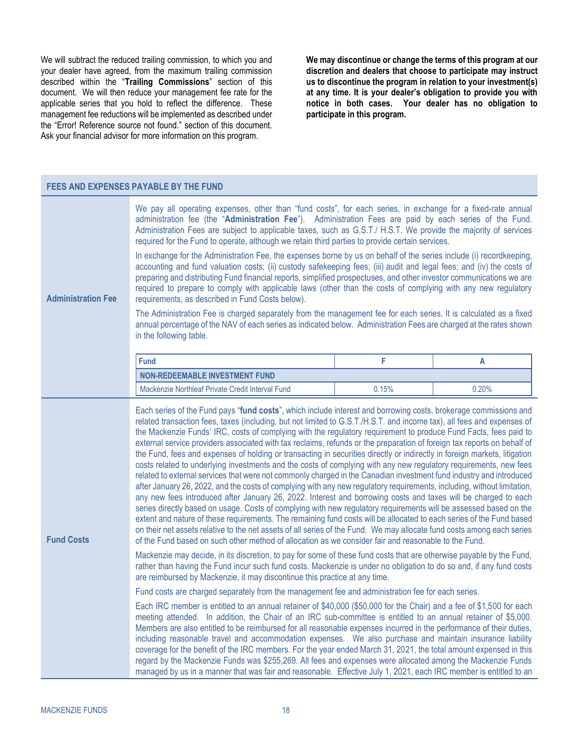We will subtract the reduced trailing commission, to which you and your dealer have agreed, from the maximum trailing commission described within the "**Trailing Commissions**" section of this document. We will then reduce your management fee rate for the applicable series that you hold to reflect the difference. These management fee reductions will be implemented as described under the "Error! Reference source not found." section of this document. Ask your financial advisor for more information on this program.

**We may discontinue or change the terms of this program at our discretion and dealers that choose to participate may instruct us to discontinue the program in relation to your investment(s) at any time. It is your dealer's obligation to provide you with notice in both cases. Your dealer has no obligation to participate in this program.**

## FEES AND EXPENSES PAYABLE BY THE FUND

### Administration Fee

We pay all operating expenses, other than "fund costs", for each series, in exchange for a fixed-rate annual administration fee (the "**Administration Fee**"). Administration Fees are paid by each series of the Fund. Administration Fees are subject to applicable taxes, such as G.S.T./ H.S.T. We provide the majority of services required for the Fund to operate, although we retain third parties to provide certain services.

In exchange for the Administration Fee, the expenses borne by us on behalf of the series include (i) recordkeeping, accounting and fund valuation costs; (ii) custody safekeeping fees; (iii) audit and legal fees; and (iv) the costs of preparing and distributing Fund financial reports, simplified prospectuses, and other investor communications we are required to prepare to comply with applicable laws (other than the costs of complying with any new regulatory requirements, as described in Fund Costs below).

The Administration Fee is charged separately from the management fee for each series. It is calculated as a fixed annual percentage of the NAV of each series as indicated below. Administration Fees are charged at the rates shown in the following table.

| Fund | F | A |
|---|---|---|
| **NON-REDEEMABLE INVESTMENT FUND** | | |
| Mackenzie Northleaf Private Credit Interval Fund | 0.15% | 0.20% |

### Fund Costs

Each series of the Fund pays "**fund costs**", which include interest and borrowing costs, brokerage commissions and related transaction fees, taxes (including, but not limited to G.S.T./H.S.T. and income tax), all fees and expenses of the Mackenzie Funds' IRC, costs of complying with the regulatory requirement to produce Fund Facts, fees paid to external service providers associated with tax reclaims, refunds or the preparation of foreign tax reports on behalf of the Fund, fees and expenses of holding or transacting in securities directly or indirectly in foreign markets, litigation costs related to underlying investments and the costs of complying with any new regulatory requirements, new fees related to external services that were not commonly charged in the Canadian investment fund industry and introduced after January 26, 2022, and the costs of complying with any new regulatory requirements, including, without limitation, any new fees introduced after January 26, 2022. Interest and borrowing costs and taxes will be charged to each series directly based on usage. Costs of complying with new regulatory requirements will be assessed based on the extent and nature of these requirements. The remaining fund costs will be allocated to each series of the Fund based on their net assets relative to the net assets of all series of the Fund. We may allocate fund costs among each series of the Fund based on such other method of allocation as we consider fair and reasonable to the Fund.

Mackenzie may decide, in its discretion, to pay for some of these fund costs that are otherwise payable by the Fund, rather than having the Fund incur such fund costs. Mackenzie is under no obligation to do so and, if any fund costs are reimbursed by Mackenzie, it may discontinue this practice at any time.

Fund costs are charged separately from the management fee and administration fee for each series.

Each IRC member is entitled to an annual retainer of $40,000 ($50,000 for the Chair) and a fee of $1,500 for each meeting attended. In addition, the Chair of an IRC sub-committee is entitled to an annual retainer of $5,000. Members are also entitled to be reimbursed for all reasonable expenses incurred in the performance of their duties, including reasonable travel and accommodation expenses. We also purchase and maintain insurance liability coverage for the benefit of the IRC members. For the year ended March 31, 2021, the total amount expensed in this regard by the Mackenzie Funds was $255,269. All fees and expenses were allocated among the Mackenzie Funds managed by us in a manner that was fair and reasonable. Effective July 1, 2021, each IRC member is entitled to an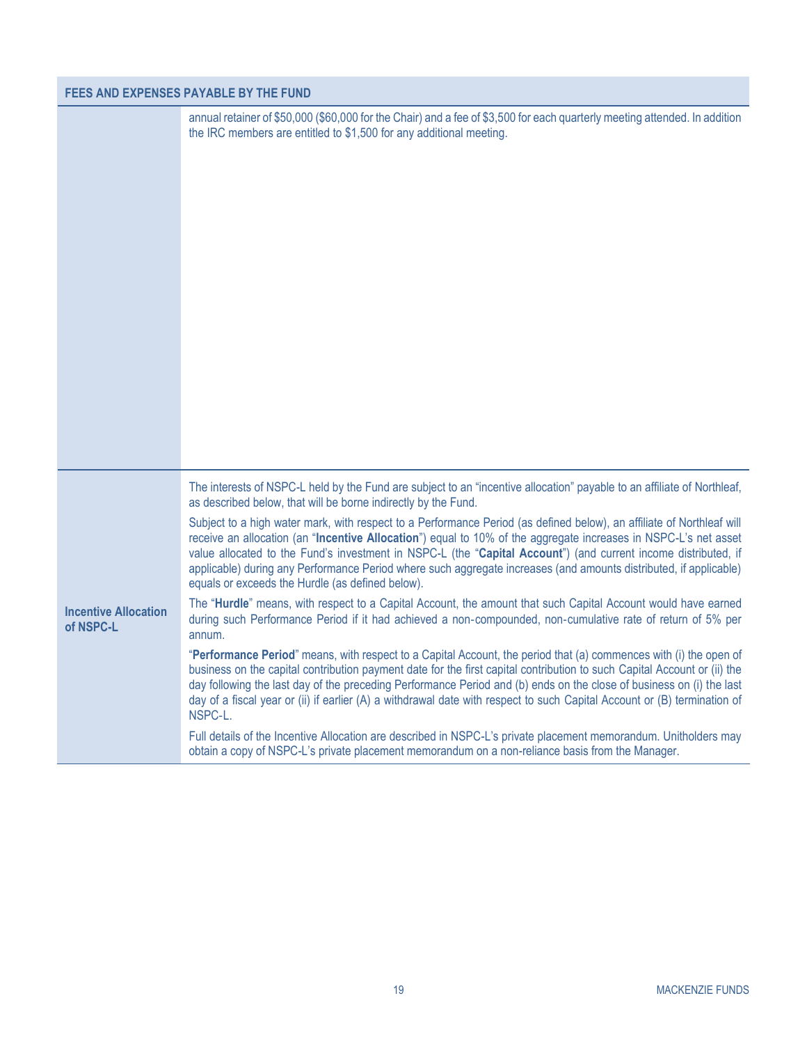| FEES AND EXPENSES PAYABLE BY THE FUND | |
|---|---|
| | annual retainer of $50,000 ($60,000 for the Chair) and a fee of $3,500 for each quarterly meeting attended. In addition the IRC members are entitled to $1,500 for any additional meeting. |
| **Incentive Allocation of NSPC-L** | The interests of NSPC-L held by the Fund are subject to an "incentive allocation" payable to an affiliate of Northleaf, as described below, that will be borne indirectly by the Fund.<br><br>Subject to a high water mark, with respect to a Performance Period (as defined below), an affiliate of Northleaf will receive an allocation (an "**Incentive Allocation**") equal to 10% of the aggregate increases in NSPC-L's net asset value allocated to the Fund's investment in NSPC-L (the "**Capital Account**") (and current income distributed, if applicable) during any Performance Period where such aggregate increases (and amounts distributed, if applicable) equals or exceeds the Hurdle (as defined below).<br><br>The "**Hurdle**" means, with respect to a Capital Account, the amount that such Capital Account would have earned during such Performance Period if it had achieved a non-compounded, non-cumulative rate of return of 5% per annum.<br><br>"**Performance Period**" means, with respect to a Capital Account, the period that (a) commences with (i) the open of business on the capital contribution payment date for the first capital contribution to such Capital Account or (ii) the day following the last day of the preceding Performance Period and (b) ends on the close of business on (i) the last day of a fiscal year or (ii) if earlier (A) a withdrawal date with respect to such Capital Account or (B) termination of NSPC-L.<br><br>Full details of the Incentive Allocation are described in NSPC-L's private placement memorandum. Unitholders may obtain a copy of NSPC-L's private placement memorandum on a non-reliance basis from the Manager. |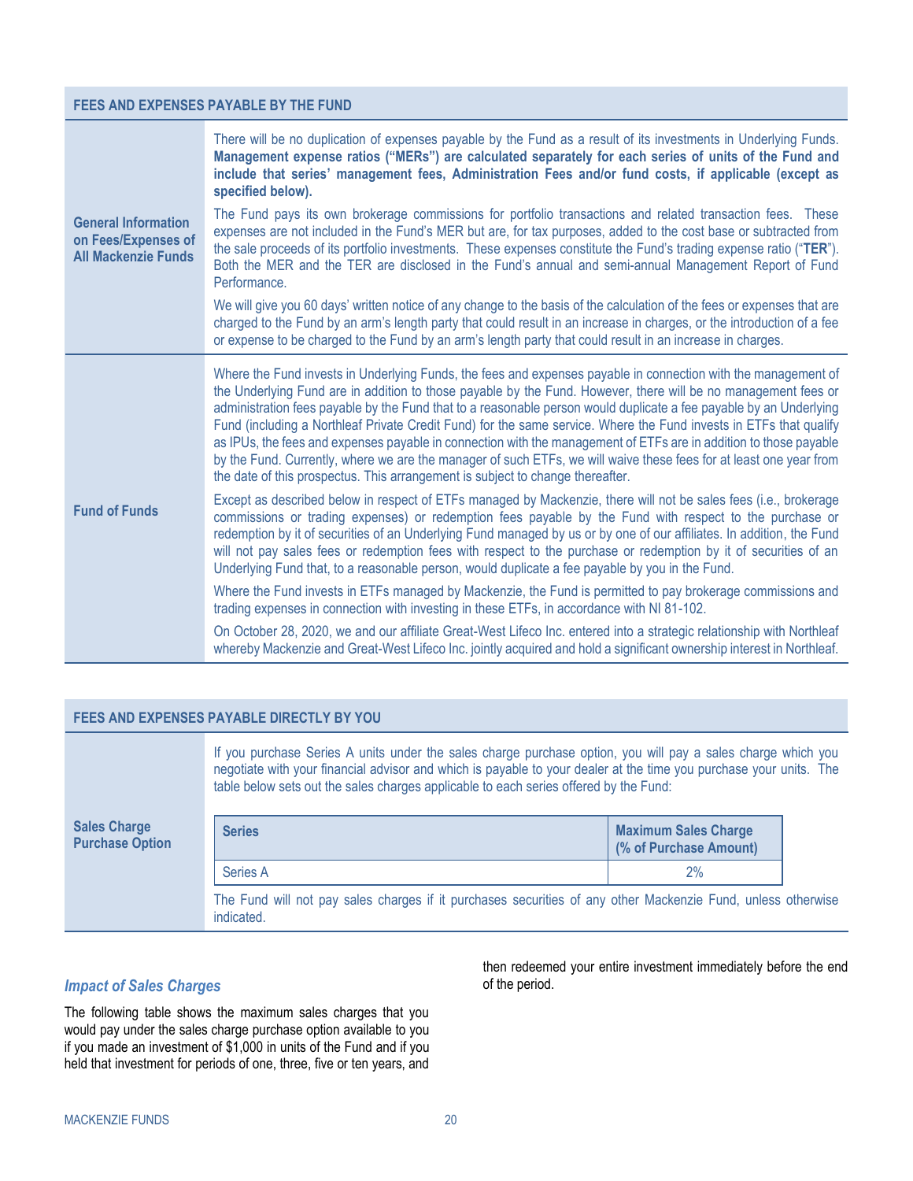| FEES AND EXPENSES PAYABLE BY THE FUND | |
|---|---|
| **General Information on Fees/Expenses of All Mackenzie Funds** | There will be no duplication of expenses payable by the Fund as a result of its investments in Underlying Funds. **Management expense ratios ("MERs") are calculated separately for each series of units of the Fund and include that series' management fees, Administration Fees and/or fund costs, if applicable (except as specified below).**<br><br>The Fund pays its own brokerage commissions for portfolio transactions and related transaction fees. These expenses are not included in the Fund's MER but are, for tax purposes, added to the cost base or subtracted from the sale proceeds of its portfolio investments. These expenses constitute the Fund's trading expense ratio ("**TER**"). Both the MER and the TER are disclosed in the Fund's annual and semi-annual Management Report of Fund Performance.<br><br>We will give you 60 days' written notice of any change to the basis of the calculation of the fees or expenses that are charged to the Fund by an arm's length party that could result in an increase in charges, or the introduction of a fee or expense to be charged to the Fund by an arm's length party that could result in an increase in charges. |
| **Fund of Funds** | Where the Fund invests in Underlying Funds, the fees and expenses payable in connection with the management of the Underlying Fund are in addition to those payable by the Fund. However, there will be no management fees or administration fees payable by the Fund that to a reasonable person would duplicate a fee payable by an Underlying Fund (including a Northleaf Private Credit Fund) for the same service. Where the Fund invests in ETFs that qualify as IPUs, the fees and expenses payable in connection with the management of ETFs are in addition to those payable by the Fund. Currently, where we are the manager of such ETFs, we will waive these fees for at least one year from the date of this prospectus. This arrangement is subject to change thereafter.<br><br>Except as described below in respect of ETFs managed by Mackenzie, there will not be sales fees (i.e., brokerage commissions or trading expenses) or redemption fees payable by the Fund with respect to the purchase or redemption by it of securities of an Underlying Fund managed by us or by one of our affiliates. In addition, the Fund will not pay sales fees or redemption fees with respect to the purchase or redemption by it of securities of an Underlying Fund that, to a reasonable person, would duplicate a fee payable by you in the Fund.<br><br>Where the Fund invests in ETFs managed by Mackenzie, the Fund is permitted to pay brokerage commissions and trading expenses in connection with investing in these ETFs, in accordance with NI 81-102.<br><br>On October 28, 2020, we and our affiliate Great-West Lifeco Inc. entered into a strategic relationship with Northleaf whereby Mackenzie and Great-West Lifeco Inc. jointly acquired and hold a significant ownership interest in Northleaf. |

| FEES AND EXPENSES PAYABLE DIRECTLY BY YOU | |
|---|---|
| **Sales Charge Purchase Option** | If you purchase Series A units under the sales charge purchase option, you will pay a sales charge which you negotiate with your financial advisor and which is payable to your dealer at the time you purchase your units. The table below sets out the sales charges applicable to each series offered by the Fund:<br><br>Series: Series A — Maximum Sales Charge (% of Purchase Amount): 2%<br><br>The Fund will not pay sales charges if it purchases securities of any other Mackenzie Fund, unless otherwise indicated. |

| Series | Maximum Sales Charge (% of Purchase Amount) |
|---|---|
| Series A | 2% |

### *Impact of Sales Charges*

The following table shows the maximum sales charges that you would pay under the sales charge purchase option available to you if you made an investment of $1,000 in units of the Fund and if you held that investment for periods of one, three, five or ten years, and then redeemed your entire investment immediately before the end of the period.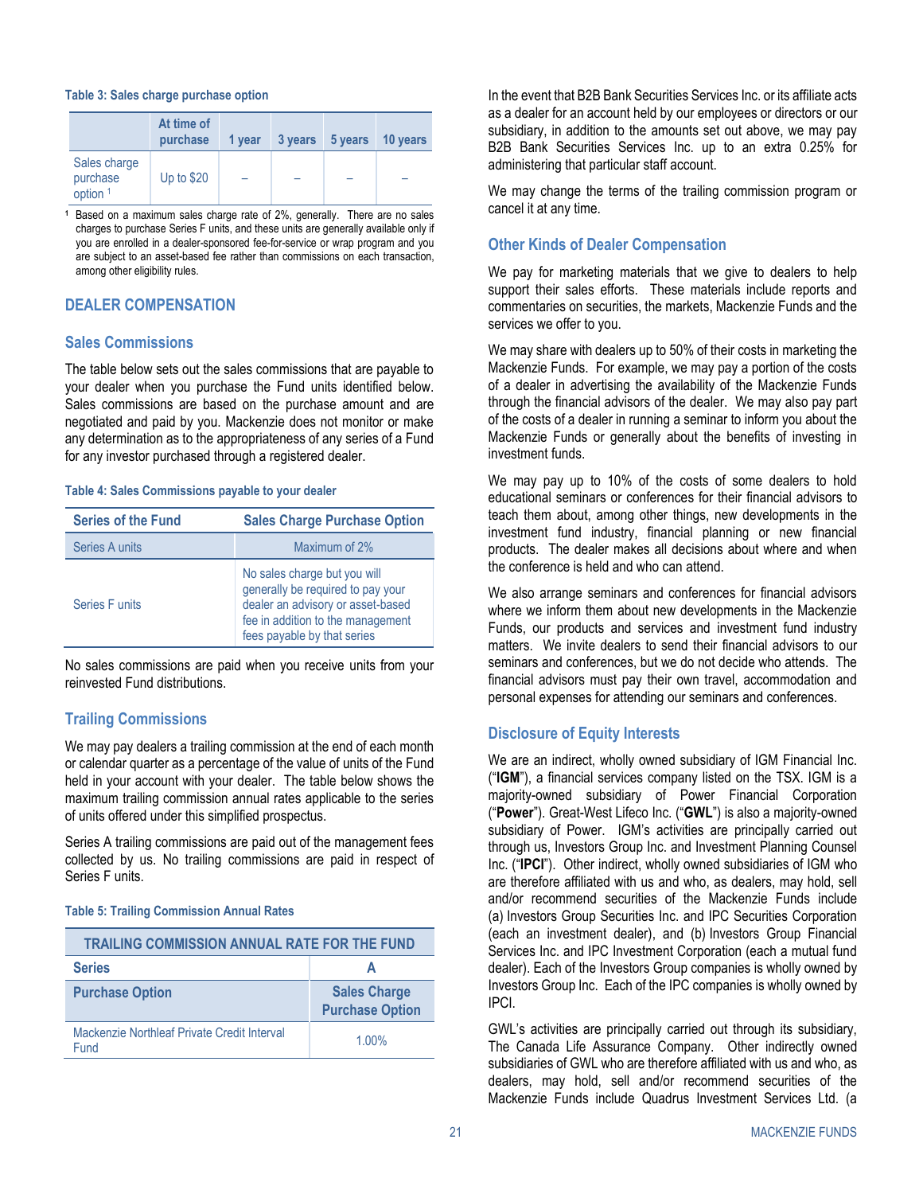**Table 3: Sales charge purchase option**

| | At time of purchase | 1 year | 3 years | 5 years | 10 years |
|---|---|---|---|---|---|
| Sales charge purchase option [1] | Up to $20 | – | – | – | – |

[1] Based on a maximum sales charge rate of 2%, generally. There are no sales charges to purchase Series F units, and these units are generally available only if you are enrolled in a dealer-sponsored fee-for-service or wrap program and you are subject to an asset-based fee rather than commissions on each transaction, among other eligibility rules.

## DEALER COMPENSATION

### Sales Commissions

The table below sets out the sales commissions that are payable to your dealer when you purchase the Fund units identified below. Sales commissions are based on the purchase amount and are negotiated and paid by you. Mackenzie does not monitor or make any determination as to the appropriateness of any series of a Fund for any investor purchased through a registered dealer.

**Table 4: Sales Commissions payable to your dealer**

| Series of the Fund | Sales Charge Purchase Option |
|---|---|
| Series A units | Maximum of 2% |
| Series F units | No sales charge but you will generally be required to pay your dealer an advisory or asset-based fee in addition to the management fees payable by that series |

No sales commissions are paid when you receive units from your reinvested Fund distributions.

### Trailing Commissions

We may pay dealers a trailing commission at the end of each month or calendar quarter as a percentage of the value of units of the Fund held in your account with your dealer. The table below shows the maximum trailing commission annual rates applicable to the series of units offered under this simplified prospectus.

Series A trailing commissions are paid out of the management fees collected by us. No trailing commissions are paid in respect of Series F units.

**Table 5: Trailing Commission Annual Rates**

| TRAILING COMMISSION ANNUAL RATE FOR THE FUND | |
|---|---|
| **Series** | **A** |
| **Purchase Option** | **Sales Charge Purchase Option** |
| Mackenzie Northleaf Private Credit Interval Fund | 1.00% |

In the event that B2B Bank Securities Services Inc. or its affiliate acts as a dealer for an account held by our employees or directors or our subsidiary, in addition to the amounts set out above, we may pay B2B Bank Securities Services Inc. up to an extra 0.25% for administering that particular staff account.

We may change the terms of the trailing commission program or cancel it at any time.

### Other Kinds of Dealer Compensation

We pay for marketing materials that we give to dealers to help support their sales efforts. These materials include reports and commentaries on securities, the markets, Mackenzie Funds and the services we offer to you.

We may share with dealers up to 50% of their costs in marketing the Mackenzie Funds. For example, we may pay a portion of the costs of a dealer in advertising the availability of the Mackenzie Funds through the financial advisors of the dealer. We may also pay part of the costs of a dealer in running a seminar to inform you about the Mackenzie Funds or generally about the benefits of investing in investment funds.

We may pay up to 10% of the costs of some dealers to hold educational seminars or conferences for their financial advisors to teach them about, among other things, new developments in the investment fund industry, financial planning or new financial products. The dealer makes all decisions about where and when the conference is held and who can attend.

We also arrange seminars and conferences for financial advisors where we inform them about new developments in the Mackenzie Funds, our products and services and investment fund industry matters. We invite dealers to send their financial advisors to our seminars and conferences, but we do not decide who attends. The financial advisors must pay their own travel, accommodation and personal expenses for attending our seminars and conferences.

### Disclosure of Equity Interests

We are an indirect, wholly owned subsidiary of IGM Financial Inc. ("**IGM**"), a financial services company listed on the TSX. IGM is a majority-owned subsidiary of Power Financial Corporation ("**Power**"). Great-West Lifeco Inc. ("**GWL**") is also a majority-owned subsidiary of Power. IGM's activities are principally carried out through us, Investors Group Inc. and Investment Planning Counsel Inc. ("**IPCI**"). Other indirect, wholly owned subsidiaries of IGM who are therefore affiliated with us and who, as dealers, may hold, sell and/or recommend securities of the Mackenzie Funds include (a) Investors Group Securities Inc. and IPC Securities Corporation (each an investment dealer), and (b) Investors Group Financial Services Inc. and IPC Investment Corporation (each a mutual fund dealer). Each of the Investors Group companies is wholly owned by Investors Group Inc. Each of the IPC companies is wholly owned by IPCI.

GWL's activities are principally carried out through its subsidiary, The Canada Life Assurance Company. Other indirectly owned subsidiaries of GWL who are therefore affiliated with us and who, as dealers, may hold, sell and/or recommend securities of the Mackenzie Funds include Quadrus Investment Services Ltd. (a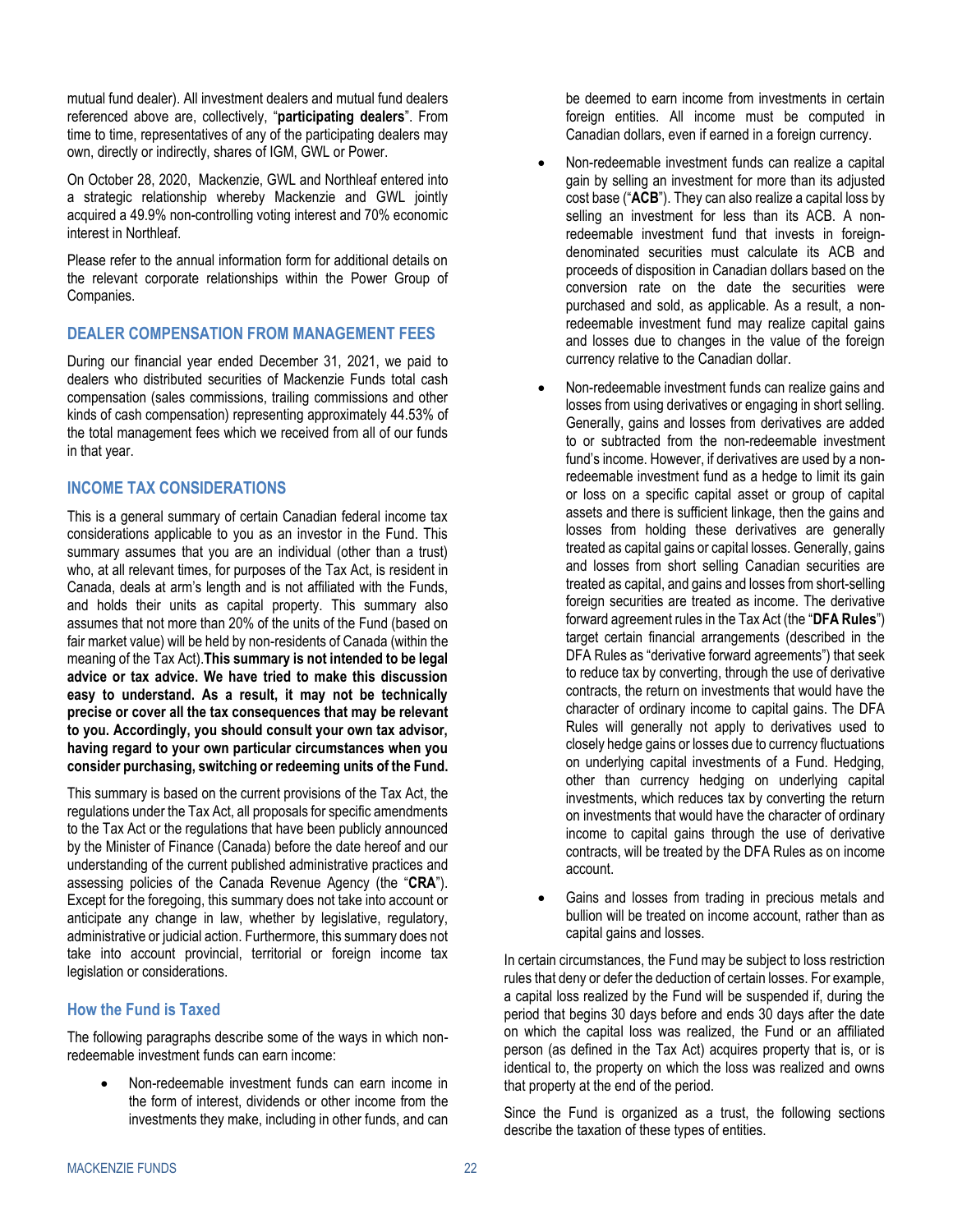mutual fund dealer). All investment dealers and mutual fund dealers referenced above are, collectively, "**participating dealers**". From time to time, representatives of any of the participating dealers may own, directly or indirectly, shares of IGM, GWL or Power.

On October 28, 2020, Mackenzie, GWL and Northleaf entered into a strategic relationship whereby Mackenzie and GWL jointly acquired a 49.9% non-controlling voting interest and 70% economic interest in Northleaf.

Please refer to the annual information form for additional details on the relevant corporate relationships within the Power Group of Companies.

## DEALER COMPENSATION FROM MANAGEMENT FEES

During our financial year ended December 31, 2021, we paid to dealers who distributed securities of Mackenzie Funds total cash compensation (sales commissions, trailing commissions and other kinds of cash compensation) representing approximately 44.53% of the total management fees which we received from all of our funds in that year.

## INCOME TAX CONSIDERATIONS

This is a general summary of certain Canadian federal income tax considerations applicable to you as an investor in the Fund. This summary assumes that you are an individual (other than a trust) who, at all relevant times, for purposes of the Tax Act, is resident in Canada, deals at arm's length and is not affiliated with the Funds, and holds their units as capital property. This summary also assumes that not more than 20% of the units of the Fund (based on fair market value) will be held by non-residents of Canada (within the meaning of the Tax Act). **This summary is not intended to be legal advice or tax advice. We have tried to make this discussion easy to understand. As a result, it may not be technically precise or cover all the tax consequences that may be relevant to you. Accordingly, you should consult your own tax advisor, having regard to your own particular circumstances when you consider purchasing, switching or redeeming units of the Fund.**

This summary is based on the current provisions of the Tax Act, the regulations under the Tax Act, all proposals for specific amendments to the Tax Act or the regulations that have been publicly announced by the Minister of Finance (Canada) before the date hereof and our understanding of the current published administrative practices and assessing policies of the Canada Revenue Agency (the "**CRA**"). Except for the foregoing, this summary does not take into account or anticipate any change in law, whether by legislative, regulatory, administrative or judicial action. Furthermore, this summary does not take into account provincial, territorial or foreign income tax legislation or considerations.

### How the Fund is Taxed

The following paragraphs describe some of the ways in which non-redeemable investment funds can earn income:

- Non-redeemable investment funds can earn income in the form of interest, dividends or other income from the investments they make, including in other funds, and can be deemed to earn income from investments in certain foreign entities. All income must be computed in Canadian dollars, even if earned in a foreign currency.
- Non-redeemable investment funds can realize a capital gain by selling an investment for more than its adjusted cost base ("**ACB**"). They can also realize a capital loss by selling an investment for less than its ACB. A non-redeemable investment fund that invests in foreign-denominated securities must calculate its ACB and proceeds of disposition in Canadian dollars based on the conversion rate on the date the securities were purchased and sold, as applicable. As a result, a non-redeemable investment fund may realize capital gains and losses due to changes in the value of the foreign currency relative to the Canadian dollar.
- Non-redeemable investment funds can realize gains and losses from using derivatives or engaging in short selling. Generally, gains and losses from derivatives are added to or subtracted from the non-redeemable investment fund's income. However, if derivatives are used by a non-redeemable investment fund as a hedge to limit its gain or loss on a specific capital asset or group of capital assets and there is sufficient linkage, then the gains and losses from holding these derivatives are generally treated as capital gains or capital losses. Generally, gains and losses from short selling Canadian securities are treated as capital, and gains and losses from short-selling foreign securities are treated as income. The derivative forward agreement rules in the Tax Act (the "**DFA Rules**") target certain financial arrangements (described in the DFA Rules as "derivative forward agreements") that seek to reduce tax by converting, through the use of derivative contracts, the return on investments that would have the character of ordinary income to capital gains. The DFA Rules will generally not apply to derivatives used to closely hedge gains or losses due to currency fluctuations on underlying capital investments of a Fund. Hedging, other than currency hedging on underlying capital investments, which reduces tax by converting the return on investments that would have the character of ordinary income to capital gains through the use of derivative contracts, will be treated by the DFA Rules as on income account.
- Gains and losses from trading in precious metals and bullion will be treated on income account, rather than as capital gains and losses.

In certain circumstances, the Fund may be subject to loss restriction rules that deny or defer the deduction of certain losses. For example, a capital loss realized by the Fund will be suspended if, during the period that begins 30 days before and ends 30 days after the date on which the capital loss was realized, the Fund or an affiliated person (as defined in the Tax Act) acquires property that is, or is identical to, the property on which the loss was realized and owns that property at the end of the period.

Since the Fund is organized as a trust, the following sections describe the taxation of these types of entities.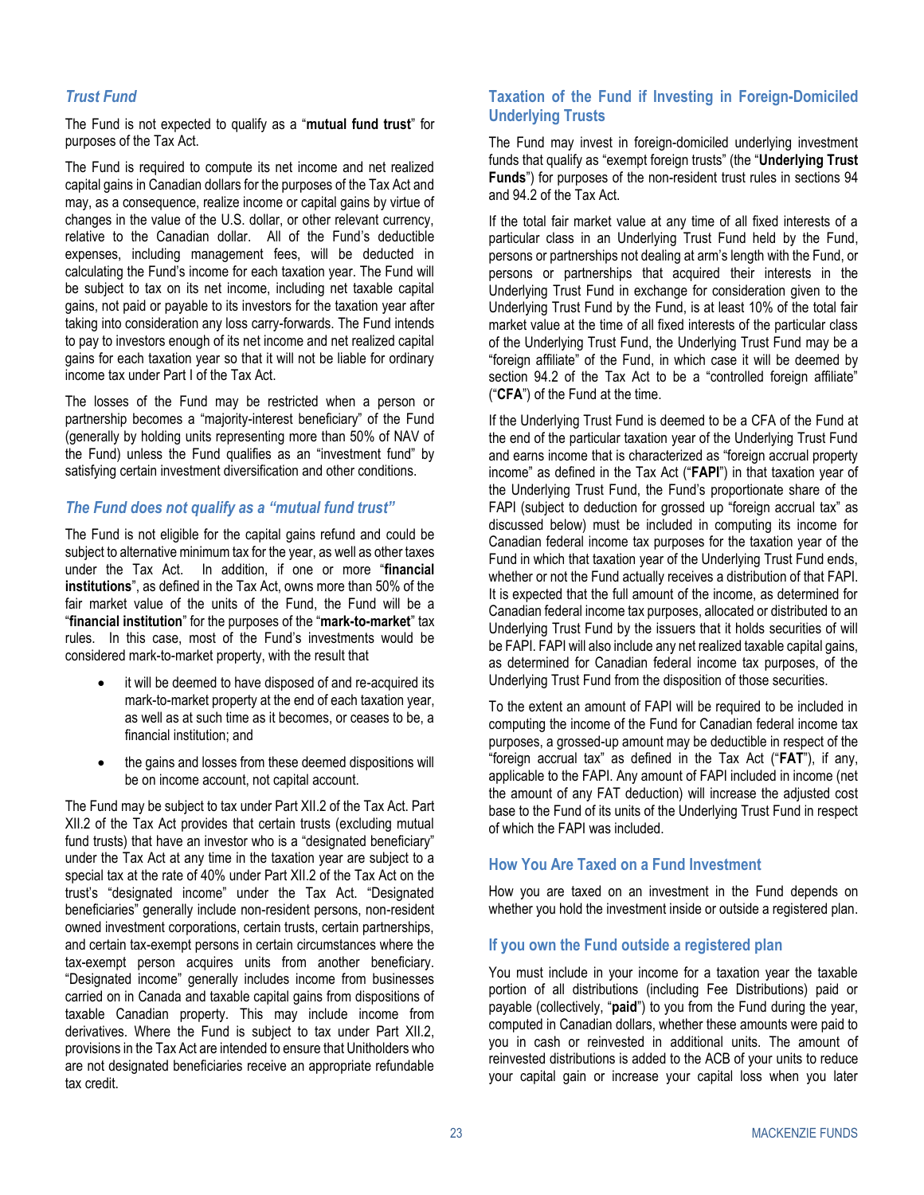### *Trust Fund*

The Fund is not expected to qualify as a "**mutual fund trust**" for purposes of the Tax Act.

The Fund is required to compute its net income and net realized capital gains in Canadian dollars for the purposes of the Tax Act and may, as a consequence, realize income or capital gains by virtue of changes in the value of the U.S. dollar, or other relevant currency, relative to the Canadian dollar. All of the Fund's deductible expenses, including management fees, will be deducted in calculating the Fund's income for each taxation year. The Fund will be subject to tax on its net income, including net taxable capital gains, not paid or payable to its investors for the taxation year after taking into consideration any loss carry-forwards. The Fund intends to pay to investors enough of its net income and net realized capital gains for each taxation year so that it will not be liable for ordinary income tax under Part I of the Tax Act.

The losses of the Fund may be restricted when a person or partnership becomes a "majority-interest beneficiary" of the Fund (generally by holding units representing more than 50% of NAV of the Fund) unless the Fund qualifies as an "investment fund" by satisfying certain investment diversification and other conditions.

### *The Fund does not qualify as a "mutual fund trust"*

The Fund is not eligible for the capital gains refund and could be subject to alternative minimum tax for the year, as well as other taxes under the Tax Act. In addition, if one or more "**financial institutions**", as defined in the Tax Act, owns more than 50% of the fair market value of the units of the Fund, the Fund will be a "**financial institution**" for the purposes of the "**mark-to-market**" tax rules. In this case, most of the Fund's investments would be considered mark-to-market property, with the result that

- it will be deemed to have disposed of and re-acquired its mark-to-market property at the end of each taxation year, as well as at such time as it becomes, or ceases to be, a financial institution; and
- the gains and losses from these deemed dispositions will be on income account, not capital account.

The Fund may be subject to tax under Part XII.2 of the Tax Act. Part XII.2 of the Tax Act provides that certain trusts (excluding mutual fund trusts) that have an investor who is a "designated beneficiary" under the Tax Act at any time in the taxation year are subject to a special tax at the rate of 40% under Part XII.2 of the Tax Act on the trust's "designated income" under the Tax Act. "Designated beneficiaries" generally include non-resident persons, non-resident owned investment corporations, certain trusts, certain partnerships, and certain tax-exempt persons in certain circumstances where the tax-exempt person acquires units from another beneficiary. "Designated income" generally includes income from businesses carried on in Canada and taxable capital gains from dispositions of taxable Canadian property. This may include income from derivatives. Where the Fund is subject to tax under Part XII.2, provisions in the Tax Act are intended to ensure that Unitholders who are not designated beneficiaries receive an appropriate refundable tax credit.

### Taxation of the Fund if Investing in Foreign-Domiciled Underlying Trusts

The Fund may invest in foreign-domiciled underlying investment funds that qualify as "exempt foreign trusts" (the "**Underlying Trust Funds**") for purposes of the non-resident trust rules in sections 94 and 94.2 of the Tax Act.

If the total fair market value at any time of all fixed interests of a particular class in an Underlying Trust Fund held by the Fund, persons or partnerships not dealing at arm's length with the Fund, or persons or partnerships that acquired their interests in the Underlying Trust Fund in exchange for consideration given to the Underlying Trust Fund by the Fund, is at least 10% of the total fair market value at the time of all fixed interests of the particular class of the Underlying Trust Fund, the Underlying Trust Fund may be a "foreign affiliate" of the Fund, in which case it will be deemed by section 94.2 of the Tax Act to be a "controlled foreign affiliate" ("**CFA**") of the Fund at the time.

If the Underlying Trust Fund is deemed to be a CFA of the Fund at the end of the particular taxation year of the Underlying Trust Fund and earns income that is characterized as "foreign accrual property income" as defined in the Tax Act ("**FAPI**") in that taxation year of the Underlying Trust Fund, the Fund's proportionate share of the FAPI (subject to deduction for grossed up "foreign accrual tax" as discussed below) must be included in computing its income for Canadian federal income tax purposes for the taxation year of the Fund in which that taxation year of the Underlying Trust Fund ends, whether or not the Fund actually receives a distribution of that FAPI. It is expected that the full amount of the income, as determined for Canadian federal income tax purposes, allocated or distributed to an Underlying Trust Fund by the issuers that it holds securities of will be FAPI. FAPI will also include any net realized taxable capital gains, as determined for Canadian federal income tax purposes, of the Underlying Trust Fund from the disposition of those securities.

To the extent an amount of FAPI will be required to be included in computing the income of the Fund for Canadian federal income tax purposes, a grossed-up amount may be deductible in respect of the "foreign accrual tax" as defined in the Tax Act ("**FAT**"), if any, applicable to the FAPI. Any amount of FAPI included in income (net the amount of any FAT deduction) will increase the adjusted cost base to the Fund of its units of the Underlying Trust Fund in respect of which the FAPI was included.

### How You Are Taxed on a Fund Investment

How you are taxed on an investment in the Fund depends on whether you hold the investment inside or outside a registered plan.

### If you own the Fund outside a registered plan

You must include in your income for a taxation year the taxable portion of all distributions (including Fee Distributions) paid or payable (collectively, "**paid**") to you from the Fund during the year, computed in Canadian dollars, whether these amounts were paid to you in cash or reinvested in additional units. The amount of reinvested distributions is added to the ACB of your units to reduce your capital gain or increase your capital loss when you later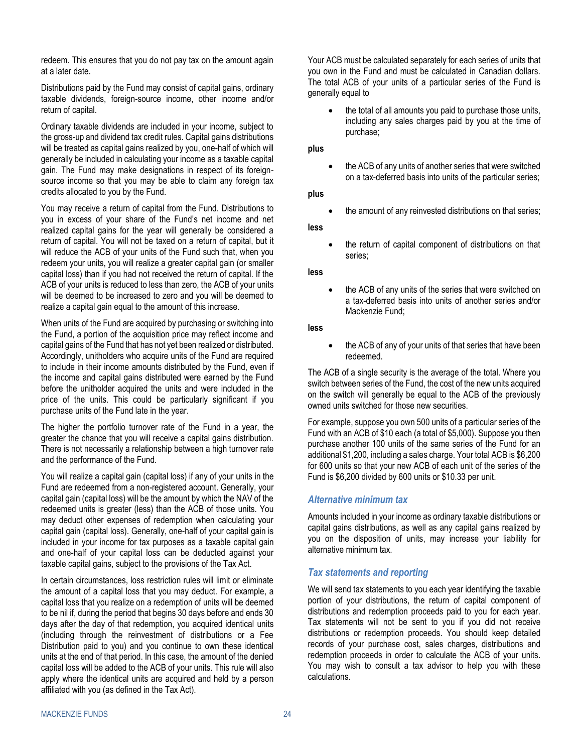redeem. This ensures that you do not pay tax on the amount again at a later date.

Distributions paid by the Fund may consist of capital gains, ordinary taxable dividends, foreign-source income, other income and/or return of capital.

Ordinary taxable dividends are included in your income, subject to the gross-up and dividend tax credit rules. Capital gains distributions will be treated as capital gains realized by you, one-half of which will generally be included in calculating your income as a taxable capital gain. The Fund may make designations in respect of its foreign-source income so that you may be able to claim any foreign tax credits allocated to you by the Fund.

You may receive a return of capital from the Fund. Distributions to you in excess of your share of the Fund's net income and net realized capital gains for the year will generally be considered a return of capital. You will not be taxed on a return of capital, but it will reduce the ACB of your units of the Fund such that, when you redeem your units, you will realize a greater capital gain (or smaller capital loss) than if you had not received the return of capital. If the ACB of your units is reduced to less than zero, the ACB of your units will be deemed to be increased to zero and you will be deemed to realize a capital gain equal to the amount of this increase.

When units of the Fund are acquired by purchasing or switching into the Fund, a portion of the acquisition price may reflect income and capital gains of the Fund that has not yet been realized or distributed. Accordingly, unitholders who acquire units of the Fund are required to include in their income amounts distributed by the Fund, even if the income and capital gains distributed were earned by the Fund before the unitholder acquired the units and were included in the price of the units. This could be particularly significant if you purchase units of the Fund late in the year.

The higher the portfolio turnover rate of the Fund in a year, the greater the chance that you will receive a capital gains distribution. There is not necessarily a relationship between a high turnover rate and the performance of the Fund.

You will realize a capital gain (capital loss) if any of your units in the Fund are redeemed from a non-registered account. Generally, your capital gain (capital loss) will be the amount by which the NAV of the redeemed units is greater (less) than the ACB of those units. You may deduct other expenses of redemption when calculating your capital gain (capital loss). Generally, one-half of your capital gain is included in your income for tax purposes as a taxable capital gain and one-half of your capital loss can be deducted against your taxable capital gains, subject to the provisions of the Tax Act.

In certain circumstances, loss restriction rules will limit or eliminate the amount of a capital loss that you may deduct. For example, a capital loss that you realize on a redemption of units will be deemed to be nil if, during the period that begins 30 days before and ends 30 days after the day of that redemption, you acquired identical units (including through the reinvestment of distributions or a Fee Distribution paid to you) and you continue to own these identical units at the end of that period. In this case, the amount of the denied capital loss will be added to the ACB of your units. This rule will also apply where the identical units are acquired and held by a person affiliated with you (as defined in the Tax Act).

Your ACB must be calculated separately for each series of units that you own in the Fund and must be calculated in Canadian dollars. The total ACB of your units of a particular series of the Fund is generally equal to

- the total of all amounts you paid to purchase those units, including any sales charges paid by you at the time of purchase;

**plus**

- the ACB of any units of another series that were switched on a tax-deferred basis into units of the particular series;

**plus**

- the amount of any reinvested distributions on that series;

**less**

- the return of capital component of distributions on that series;

**less**

- the ACB of any units of the series that were switched on a tax-deferred basis into units of another series and/or Mackenzie Fund;

**less**

- the ACB of any of your units of that series that have been redeemed.

The ACB of a single security is the average of the total. Where you switch between series of the Fund, the cost of the new units acquired on the switch will generally be equal to the ACB of the previously owned units switched for those new securities.

For example, suppose you own 500 units of a particular series of the Fund with an ACB of $10 each (a total of $5,000). Suppose you then purchase another 100 units of the same series of the Fund for an additional $1,200, including a sales charge. Your total ACB is $6,200 for 600 units so that your new ACB of each unit of the series of the Fund is $6,200 divided by 600 units or $10.33 per unit.

### *Alternative minimum tax*

Amounts included in your income as ordinary taxable distributions or capital gains distributions, as well as any capital gains realized by you on the disposition of units, may increase your liability for alternative minimum tax.

### *Tax statements and reporting*

We will send tax statements to you each year identifying the taxable portion of your distributions, the return of capital component of distributions and redemption proceeds paid to you for each year. Tax statements will not be sent to you if you did not receive distributions or redemption proceeds. You should keep detailed records of your purchase cost, sales charges, distributions and redemption proceeds in order to calculate the ACB of your units. You may wish to consult a tax advisor to help you with these calculations.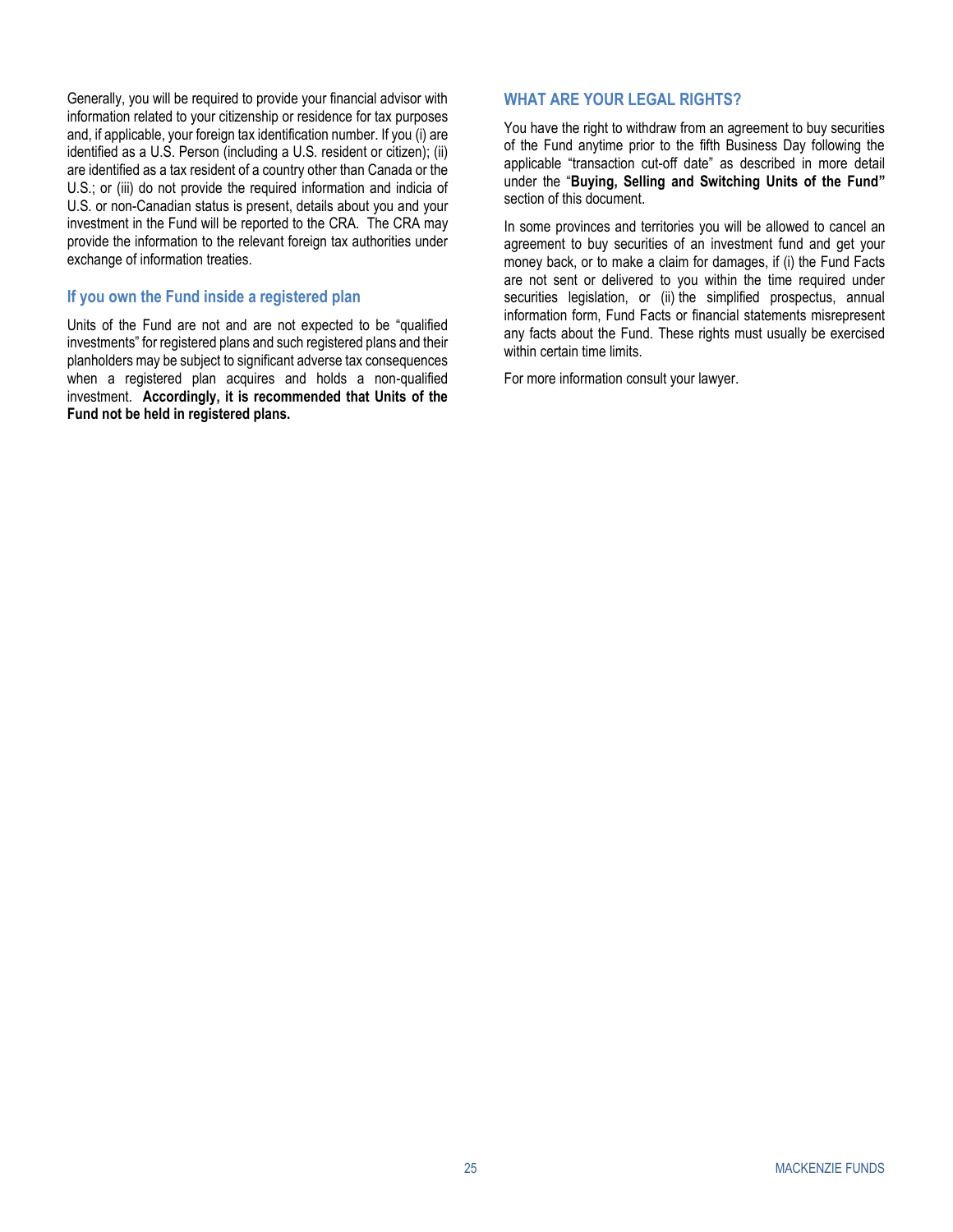Generally, you will be required to provide your financial advisor with information related to your citizenship or residence for tax purposes and, if applicable, your foreign tax identification number. If you (i) are identified as a U.S. Person (including a U.S. resident or citizen); (ii) are identified as a tax resident of a country other than Canada or the U.S.; or (iii) do not provide the required information and indicia of U.S. or non-Canadian status is present, details about you and your investment in the Fund will be reported to the CRA. The CRA may provide the information to the relevant foreign tax authorities under exchange of information treaties.

### If you own the Fund inside a registered plan

Units of the Fund are not and are not expected to be "qualified investments" for registered plans and such registered plans and their planholders may be subject to significant adverse tax consequences when a registered plan acquires and holds a non-qualified investment. **Accordingly, it is recommended that Units of the Fund not be held in registered plans.**

## WHAT ARE YOUR LEGAL RIGHTS?

You have the right to withdraw from an agreement to buy securities of the Fund anytime prior to the fifth Business Day following the applicable "transaction cut-off date" as described in more detail under the "**Buying, Selling and Switching Units of the Fund"** section of this document.

In some provinces and territories you will be allowed to cancel an agreement to buy securities of an investment fund and get your money back, or to make a claim for damages, if (i) the Fund Facts are not sent or delivered to you within the time required under securities legislation, or (ii) the simplified prospectus, annual information form, Fund Facts or financial statements misrepresent any facts about the Fund. These rights must usually be exercised within certain time limits.

For more information consult your lawyer.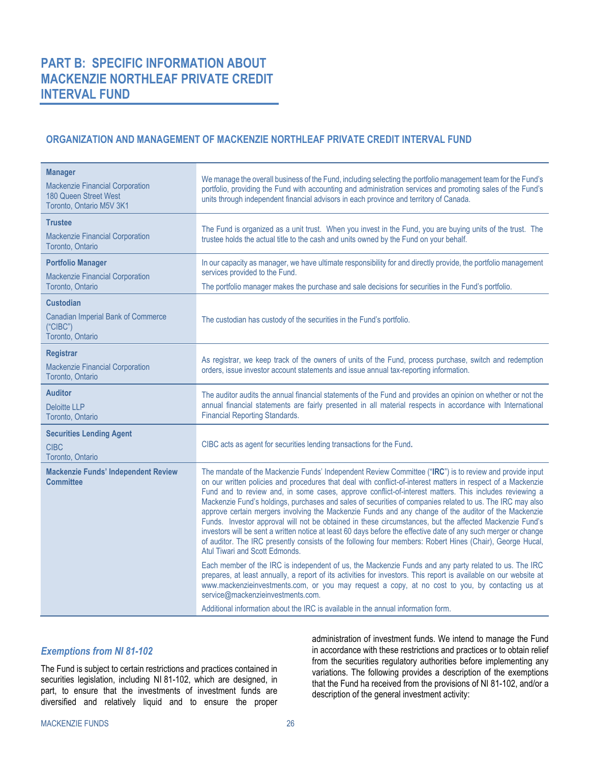# PART B: SPECIFIC INFORMATION ABOUT MACKENZIE NORTHLEAF PRIVATE CREDIT INTERVAL FUND

## ORGANIZATION AND MANAGEMENT OF MACKENZIE NORTHLEAF PRIVATE CREDIT INTERVAL FUND

| | |
|---|---|
| **Manager**<br>Mackenzie Financial Corporation<br>180 Queen Street West<br>Toronto, Ontario M5V 3K1 | We manage the overall business of the Fund, including selecting the portfolio management team for the Fund's portfolio, providing the Fund with accounting and administration services and promoting sales of the Fund's units through independent financial advisors in each province and territory of Canada. |
| **Trustee**<br>Mackenzie Financial Corporation<br>Toronto, Ontario | The Fund is organized as a unit trust. When you invest in the Fund, you are buying units of the trust. The trustee holds the actual title to the cash and units owned by the Fund on your behalf. |
| **Portfolio Manager**<br>Mackenzie Financial Corporation<br>Toronto, Ontario | In our capacity as manager, we have ultimate responsibility for and directly provide, the portfolio management services provided to the Fund.<br>The portfolio manager makes the purchase and sale decisions for securities in the Fund's portfolio. |
| **Custodian**<br>Canadian Imperial Bank of Commerce ("CIBC")<br>Toronto, Ontario | The custodian has custody of the securities in the Fund's portfolio. |
| **Registrar**<br>Mackenzie Financial Corporation<br>Toronto, Ontario | As registrar, we keep track of the owners of units of the Fund, process purchase, switch and redemption orders, issue investor account statements and issue annual tax-reporting information. |
| **Auditor**<br>Deloitte LLP<br>Toronto, Ontario | The auditor audits the annual financial statements of the Fund and provides an opinion on whether or not the annual financial statements are fairly presented in all material respects in accordance with International Financial Reporting Standards. |
| **Securities Lending Agent**<br>CIBC<br>Toronto, Ontario | CIBC acts as agent for securities lending transactions for the Fund**.** |
| **Mackenzie Funds' Independent Review Committee** | The mandate of the Mackenzie Funds' Independent Review Committee ("**IRC**") is to review and provide input on our written policies and procedures that deal with conflict-of-interest matters in respect of a Mackenzie Fund and to review and, in some cases, approve conflict-of-interest matters. This includes reviewing a Mackenzie Fund's holdings, purchases and sales of securities of companies related to us. The IRC may also approve certain mergers involving the Mackenzie Funds and any change of the auditor of the Mackenzie Funds. Investor approval will not be obtained in these circumstances, but the affected Mackenzie Fund's investors will be sent a written notice at least 60 days before the effective date of any such merger or change of auditor. The IRC presently consists of the following four members: Robert Hines (Chair), George Hucal, Atul Tiwari and Scott Edmonds.<br>Each member of the IRC is independent of us, the Mackenzie Funds and any party related to us. The IRC prepares, at least annually, a report of its activities for investors. This report is available on our website at www.mackenzieinvestments.com, or you may request a copy, at no cost to you, by contacting us at service@mackenzieinvestments.com.<br>Additional information about the IRC is available in the annual information form. |

### *Exemptions from NI 81-102*

The Fund is subject to certain restrictions and practices contained in securities legislation, including NI 81-102, which are designed, in part, to ensure that the investments of investment funds are diversified and relatively liquid and to ensure the proper administration of investment funds. We intend to manage the Fund in accordance with these restrictions and practices or to obtain relief from the securities regulatory authorities before implementing any variations. The following provides a description of the exemptions that the Fund ha received from the provisions of NI 81-102, and/or a description of the general investment activity: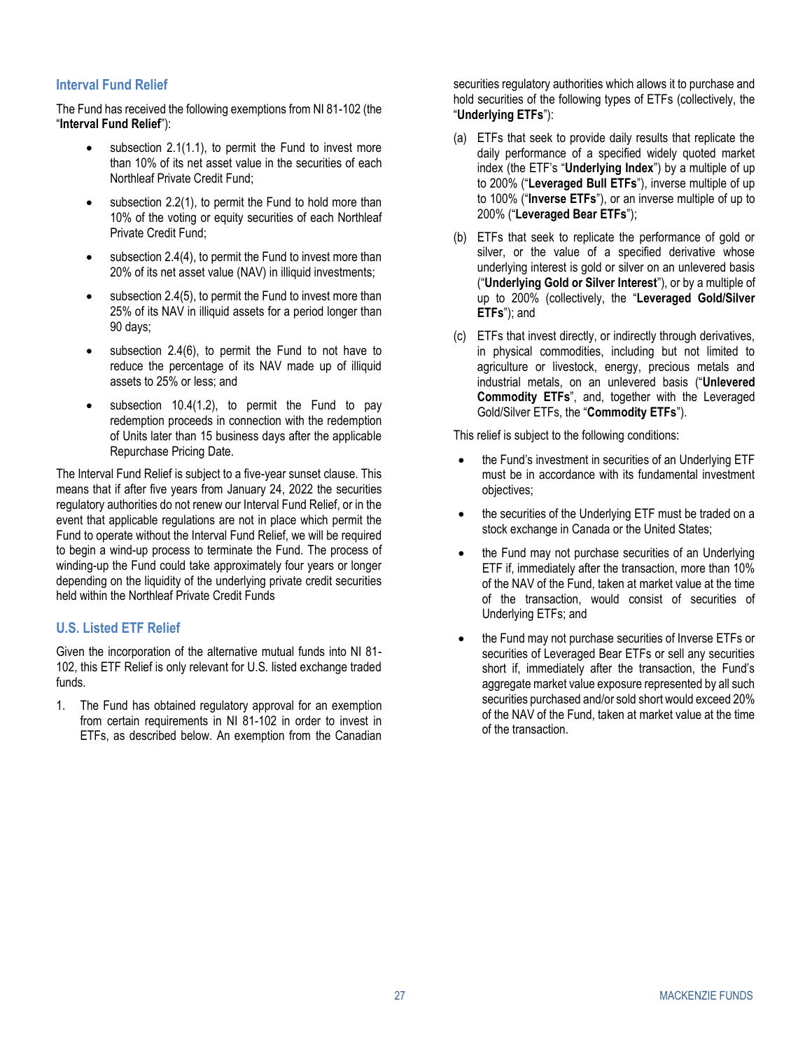## Interval Fund Relief

The Fund has received the following exemptions from NI 81-102 (the "**Interval Fund Relief**"):

- subsection 2.1(1.1), to permit the Fund to invest more than 10% of its net asset value in the securities of each Northleaf Private Credit Fund;
- subsection 2.2(1), to permit the Fund to hold more than 10% of the voting or equity securities of each Northleaf Private Credit Fund;
- subsection 2.4(4), to permit the Fund to invest more than 20% of its net asset value (NAV) in illiquid investments;
- subsection 2.4(5), to permit the Fund to invest more than 25% of its NAV in illiquid assets for a period longer than 90 days;
- subsection 2.4(6), to permit the Fund to not have to reduce the percentage of its NAV made up of illiquid assets to 25% or less; and
- subsection 10.4(1.2), to permit the Fund to pay redemption proceeds in connection with the redemption of Units later than 15 business days after the applicable Repurchase Pricing Date.

The Interval Fund Relief is subject to a five-year sunset clause. This means that if after five years from January 24, 2022 the securities regulatory authorities do not renew our Interval Fund Relief, or in the event that applicable regulations are not in place which permit the Fund to operate without the Interval Fund Relief, we will be required to begin a wind-up process to terminate the Fund. The process of winding-up the Fund could take approximately four years or longer depending on the liquidity of the underlying private credit securities held within the Northleaf Private Credit Funds

## U.S. Listed ETF Relief

Given the incorporation of the alternative mutual funds into NI 81-102, this ETF Relief is only relevant for U.S. listed exchange traded funds.

1. The Fund has obtained regulatory approval for an exemption from certain requirements in NI 81-102 in order to invest in ETFs, as described below. An exemption from the Canadian securities regulatory authorities which allows it to purchase and hold securities of the following types of ETFs (collectively, the "**Underlying ETFs**"):

(a) ETFs that seek to provide daily results that replicate the daily performance of a specified widely quoted market index (the ETF's "**Underlying Index**") by a multiple of up to 200% ("**Leveraged Bull ETFs**"), inverse multiple of up to 100% ("**Inverse ETFs**"), or an inverse multiple of up to 200% ("**Leveraged Bear ETFs**");

(b) ETFs that seek to replicate the performance of gold or silver, or the value of a specified derivative whose underlying interest is gold or silver on an unlevered basis ("**Underlying Gold or Silver Interest**"), or by a multiple of up to 200% (collectively, the "**Leveraged Gold/Silver ETFs**"); and

(c) ETFs that invest directly, or indirectly through derivatives, in physical commodities, including but not limited to agriculture or livestock, energy, precious metals and industrial metals, on an unlevered basis ("**Unlevered Commodity ETFs**", and, together with the Leveraged Gold/Silver ETFs, the "**Commodity ETFs**").

This relief is subject to the following conditions:

- the Fund's investment in securities of an Underlying ETF must be in accordance with its fundamental investment objectives;
- the securities of the Underlying ETF must be traded on a stock exchange in Canada or the United States;
- the Fund may not purchase securities of an Underlying ETF if, immediately after the transaction, more than 10% of the NAV of the Fund, taken at market value at the time of the transaction, would consist of securities of Underlying ETFs; and
- the Fund may not purchase securities of Inverse ETFs or securities of Leveraged Bear ETFs or sell any securities short if, immediately after the transaction, the Fund's aggregate market value exposure represented by all such securities purchased and/or sold short would exceed 20% of the NAV of the Fund, taken at market value at the time of the transaction.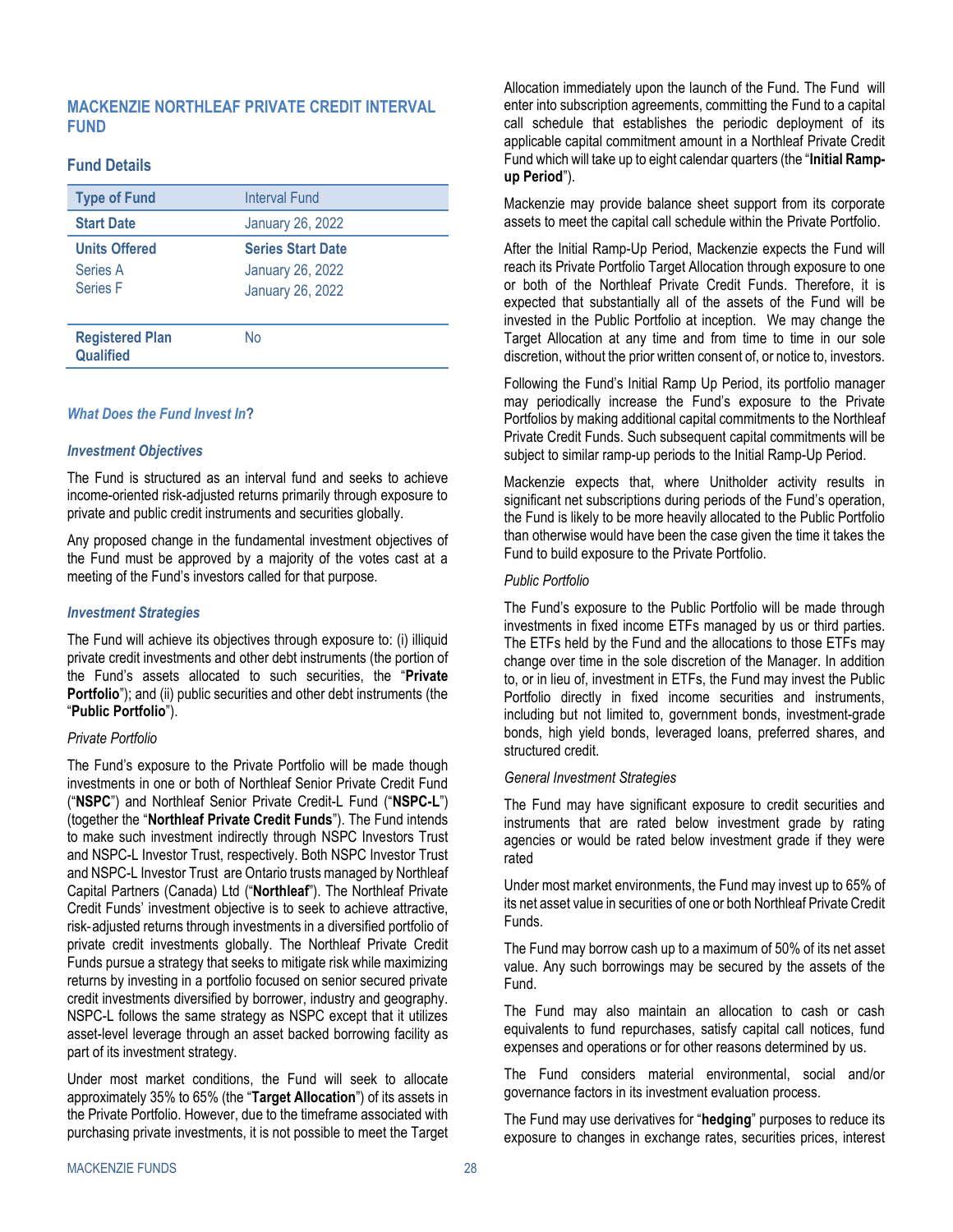## MACKENZIE NORTHLEAF PRIVATE CREDIT INTERVAL FUND

### Fund Details

| Type of Fund | Interval Fund |
|---|---|
| **Start Date** | January 26, 2022 |
| **Units Offered** | **Series Start Date** |
| Series A | January 26, 2022 |
| Series F | January 26, 2022 |
| **Registered Plan Qualified** | No |

### *What Does the Fund Invest In?*

#### *Investment Objectives*

The Fund is structured as an interval fund and seeks to achieve income-oriented risk-adjusted returns primarily through exposure to private and public credit instruments and securities globally.

Any proposed change in the fundamental investment objectives of the Fund must be approved by a majority of the votes cast at a meeting of the Fund's investors called for that purpose.

#### *Investment Strategies*

The Fund will achieve its objectives through exposure to: (i) illiquid private credit investments and other debt instruments (the portion of the Fund's assets allocated to such securities, the "**Private Portfolio**"); and (ii) public securities and other debt instruments (the "**Public Portfolio**").

*Private Portfolio*

The Fund's exposure to the Private Portfolio will be made though investments in one or both of Northleaf Senior Private Credit Fund ("**NSPC**") and Northleaf Senior Private Credit-L Fund ("**NSPC-L**") (together the "**Northleaf Private Credit Funds**"). The Fund intends to make such investment indirectly through NSPC Investors Trust and NSPC-L Investor Trust, respectively. Both NSPC Investor Trust and NSPC-L Investor Trust are Ontario trusts managed by Northleaf Capital Partners (Canada) Ltd ("**Northleaf**"). The Northleaf Private Credit Funds' investment objective is to seek to achieve attractive, risk-adjusted returns through investments in a diversified portfolio of private credit investments globally. The Northleaf Private Credit Funds pursue a strategy that seeks to mitigate risk while maximizing returns by investing in a portfolio focused on senior secured private credit investments diversified by borrower, industry and geography. NSPC-L follows the same strategy as NSPC except that it utilizes asset-level leverage through an asset backed borrowing facility as part of its investment strategy.

Under most market conditions, the Fund will seek to allocate approximately 35% to 65% (the "**Target Allocation**") of its assets in the Private Portfolio. However, due to the timeframe associated with purchasing private investments, it is not possible to meet the Target Allocation immediately upon the launch of the Fund. The Fund will enter into subscription agreements, committing the Fund to a capital call schedule that establishes the periodic deployment of its applicable capital commitment amount in a Northleaf Private Credit Fund which will take up to eight calendar quarters (the "**Initial Ramp-up Period**").

Mackenzie may provide balance sheet support from its corporate assets to meet the capital call schedule within the Private Portfolio.

After the Initial Ramp-Up Period, Mackenzie expects the Fund will reach its Private Portfolio Target Allocation through exposure to one or both of the Northleaf Private Credit Funds. Therefore, it is expected that substantially all of the assets of the Fund will be invested in the Public Portfolio at inception. We may change the Target Allocation at any time and from time to time in our sole discretion, without the prior written consent of, or notice to, investors.

Following the Fund's Initial Ramp Up Period, its portfolio manager may periodically increase the Fund's exposure to the Private Portfolios by making additional capital commitments to the Northleaf Private Credit Funds. Such subsequent capital commitments will be subject to similar ramp-up periods to the Initial Ramp-Up Period.

Mackenzie expects that, where Unitholder activity results in significant net subscriptions during periods of the Fund's operation, the Fund is likely to be more heavily allocated to the Public Portfolio than otherwise would have been the case given the time it takes the Fund to build exposure to the Private Portfolio.

*Public Portfolio*

The Fund's exposure to the Public Portfolio will be made through investments in fixed income ETFs managed by us or third parties. The ETFs held by the Fund and the allocations to those ETFs may change over time in the sole discretion of the Manager. In addition to, or in lieu of, investment in ETFs, the Fund may invest the Public Portfolio directly in fixed income securities and instruments, including but not limited to, government bonds, investment-grade bonds, high yield bonds, leveraged loans, preferred shares, and structured credit.

*General Investment Strategies*

The Fund may have significant exposure to credit securities and instruments that are rated below investment grade by rating agencies or would be rated below investment grade if they were rated

Under most market environments, the Fund may invest up to 65% of its net asset value in securities of one or both Northleaf Private Credit Funds.

The Fund may borrow cash up to a maximum of 50% of its net asset value. Any such borrowings may be secured by the assets of the Fund.

The Fund may also maintain an allocation to cash or cash equivalents to fund repurchases, satisfy capital call notices, fund expenses and operations or for other reasons determined by us.

The Fund considers material environmental, social and/or governance factors in its investment evaluation process.

The Fund may use derivatives for "**hedging**" purposes to reduce its exposure to changes in exchange rates, securities prices, interest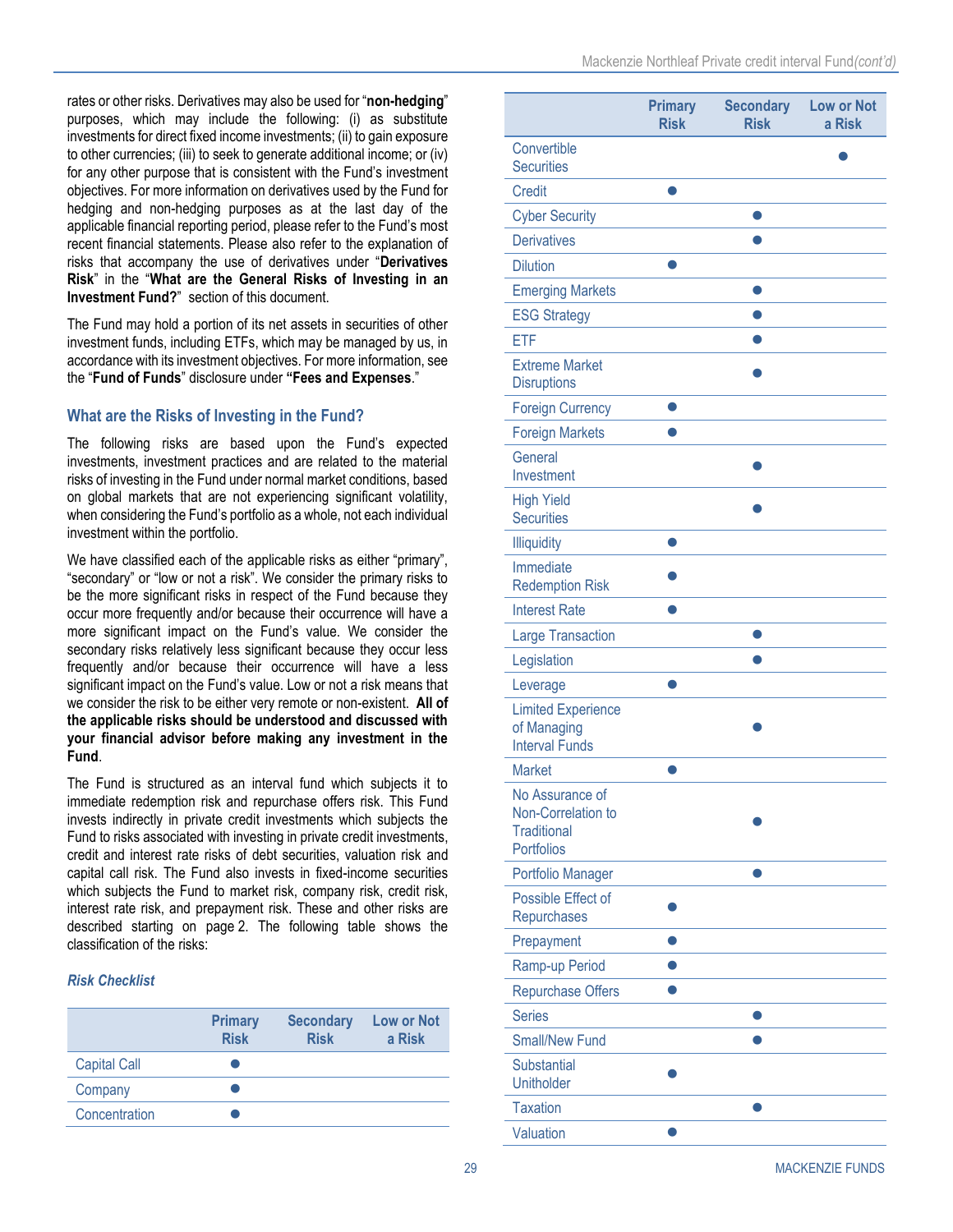rates or other risks. Derivatives may also be used for "**non-hedging**" purposes, which may include the following: (i) as substitute investments for direct fixed income investments; (ii) to gain exposure to other currencies; (iii) to seek to generate additional income; or (iv) for any other purpose that is consistent with the Fund's investment objectives. For more information on derivatives used by the Fund for hedging and non-hedging purposes as at the last day of the applicable financial reporting period, please refer to the Fund's most recent financial statements. Please also refer to the explanation of risks that accompany the use of derivatives under "**Derivatives Risk**" in the "**What are the General Risks of Investing in an Investment Fund?**" section of this document.

The Fund may hold a portion of its net assets in securities of other investment funds, including ETFs, which may be managed by us, in accordance with its investment objectives. For more information, see the "**Fund of Funds**" disclosure under **"Fees and Expenses**."

### What are the Risks of Investing in the Fund?

The following risks are based upon the Fund's expected investments, investment practices and are related to the material risks of investing in the Fund under normal market conditions, based on global markets that are not experiencing significant volatility, when considering the Fund's portfolio as a whole, not each individual investment within the portfolio.

We have classified each of the applicable risks as either "primary", "secondary" or "low or not a risk". We consider the primary risks to be the more significant risks in respect of the Fund because they occur more frequently and/or because their occurrence will have a more significant impact on the Fund's value. We consider the secondary risks relatively less significant because they occur less frequently and/or because their occurrence will have a less significant impact on the Fund's value. Low or not a risk means that we consider the risk to be either very remote or non-existent. **All of the applicable risks should be understood and discussed with your financial advisor before making any investment in the Fund**.

The Fund is structured as an interval fund which subjects it to immediate redemption risk and repurchase offers risk. This Fund invests indirectly in private credit investments which subjects the Fund to risks associated with investing in private credit investments, credit and interest rate risks of debt securities, valuation risk and capital call risk. The Fund also invests in fixed-income securities which subjects the Fund to market risk, company risk, credit risk, interest rate risk, and prepayment risk. These and other risks are described starting on page 2. The following table shows the classification of the risks:

***Risk Checklist***

| | Primary Risk | Secondary Risk | Low or Not a Risk |
|---|---|---|---|
| Capital Call | ● | | |
| Company | ● | | |
| Concentration | ● | | |
| Convertible Securities | | | ● |
| Credit | ● | | |
| Cyber Security | | ● | |
| Derivatives | | ● | |
| Dilution | ● | | |
| Emerging Markets | | ● | |
| ESG Strategy | | ● | |
| ETF | | ● | |
| Extreme Market Disruptions | | ● | |
| Foreign Currency | ● | | |
| Foreign Markets | ● | | |
| General Investment | | ● | |
| High Yield Securities | | ● | |
| Illiquidity | ● | | |
| Immediate Redemption Risk | ● | | |
| Interest Rate | ● | | |
| Large Transaction | | ● | |
| Legislation | | ● | |
| Leverage | ● | | |
| Limited Experience of Managing Interval Funds | | ● | |
| Market | ● | | |
| No Assurance of Non-Correlation to Traditional Portfolios | | ● | |
| Portfolio Manager | | ● | |
| Possible Effect of Repurchases | ● | | |
| Prepayment | ● | | |
| Ramp-up Period | ● | | |
| Repurchase Offers | ● | | |
| Series | | ● | |
| Small/New Fund | | ● | |
| Substantial Unitholder | ● | | |
| Taxation | | ● | |
| Valuation | ● | | |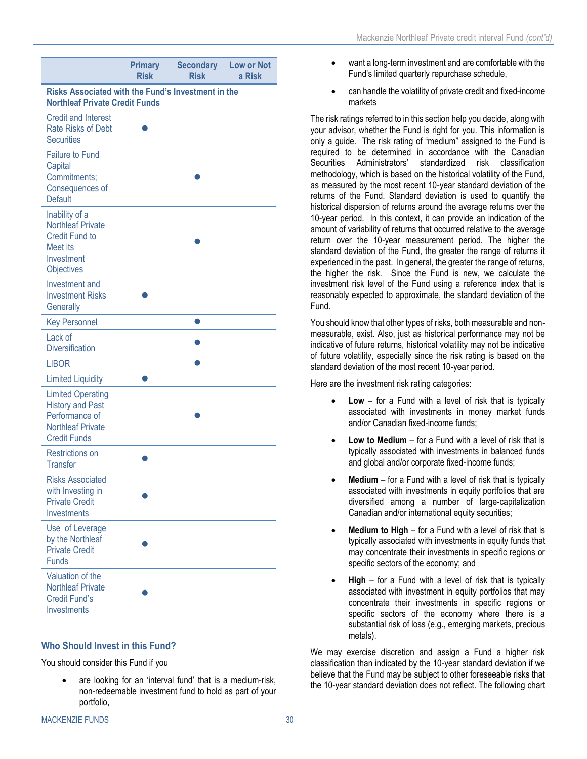| | Primary Risk | Secondary Risk | Low or Not a Risk |
|---|---|---|---|
| **Risks Associated with the Fund's Investment in the Northleaf Private Credit Funds** | | | |
| Credit and Interest Rate Risks of Debt Securities | ● | | |
| Failure to Fund Capital Commitments; Consequences of Default | | ● | |
| Inability of a Northleaf Private Credit Fund to Meet its Investment Objectives | | ● | |
| Investment and Investment Risks Generally | ● | | |
| Key Personnel | | ● | |
| Lack of Diversification | | ● | |
| LIBOR | | ● | |
| Limited Liquidity | ● | | |
| Limited Operating History and Past Performance of Northleaf Private Credit Funds | | ● | |
| Restrictions on Transfer | ● | | |
| Risks Associated with Investing in Private Credit Investments | ● | | |
| Use of Leverage by the Northleaf Private Credit Funds | ● | | |
| Valuation of the Northleaf Private Credit Fund's Investments | ● | | |

## Who Should Invest in this Fund?

You should consider this Fund if you

- are looking for an 'interval fund' that is a medium-risk, non-redeemable investment fund to hold as part of your portfolio,
- want a long-term investment and are comfortable with the Fund's limited quarterly repurchase schedule,
- can handle the volatility of private credit and fixed-income markets

The risk ratings referred to in this section help you decide, along with your advisor, whether the Fund is right for you. This information is only a guide. The risk rating of "medium" assigned to the Fund is required to be determined in accordance with the Canadian Securities Administrators' standardized risk classification methodology, which is based on the historical volatility of the Fund, as measured by the most recent 10-year standard deviation of the returns of the Fund. Standard deviation is used to quantify the historical dispersion of returns around the average returns over the 10-year period. In this context, it can provide an indication of the amount of variability of returns that occurred relative to the average return over the 10-year measurement period. The higher the standard deviation of the Fund, the greater the range of returns it experienced in the past. In general, the greater the range of returns, the higher the risk. Since the Fund is new, we calculate the investment risk level of the Fund using a reference index that is reasonably expected to approximate, the standard deviation of the Fund.

You should know that other types of risks, both measurable and non-measurable, exist. Also, just as historical performance may not be indicative of future returns, historical volatility may not be indicative of future volatility, especially since the risk rating is based on the standard deviation of the most recent 10-year period.

Here are the investment risk rating categories:

- **Low** – for a Fund with a level of risk that is typically associated with investments in money market funds and/or Canadian fixed-income funds;
- **Low to Medium** – for a Fund with a level of risk that is typically associated with investments in balanced funds and global and/or corporate fixed-income funds;
- **Medium** – for a Fund with a level of risk that is typically associated with investments in equity portfolios that are diversified among a number of large-capitalization Canadian and/or international equity securities;
- **Medium to High** – for a Fund with a level of risk that is typically associated with investments in equity funds that may concentrate their investments in specific regions or specific sectors of the economy; and
- **High** – for a Fund with a level of risk that is typically associated with investment in equity portfolios that may concentrate their investments in specific regions or specific sectors of the economy where there is a substantial risk of loss (e.g., emerging markets, precious metals).

We may exercise discretion and assign a Fund a higher risk classification than indicated by the 10-year standard deviation if we believe that the Fund may be subject to other foreseeable risks that the 10-year standard deviation does not reflect. The following chart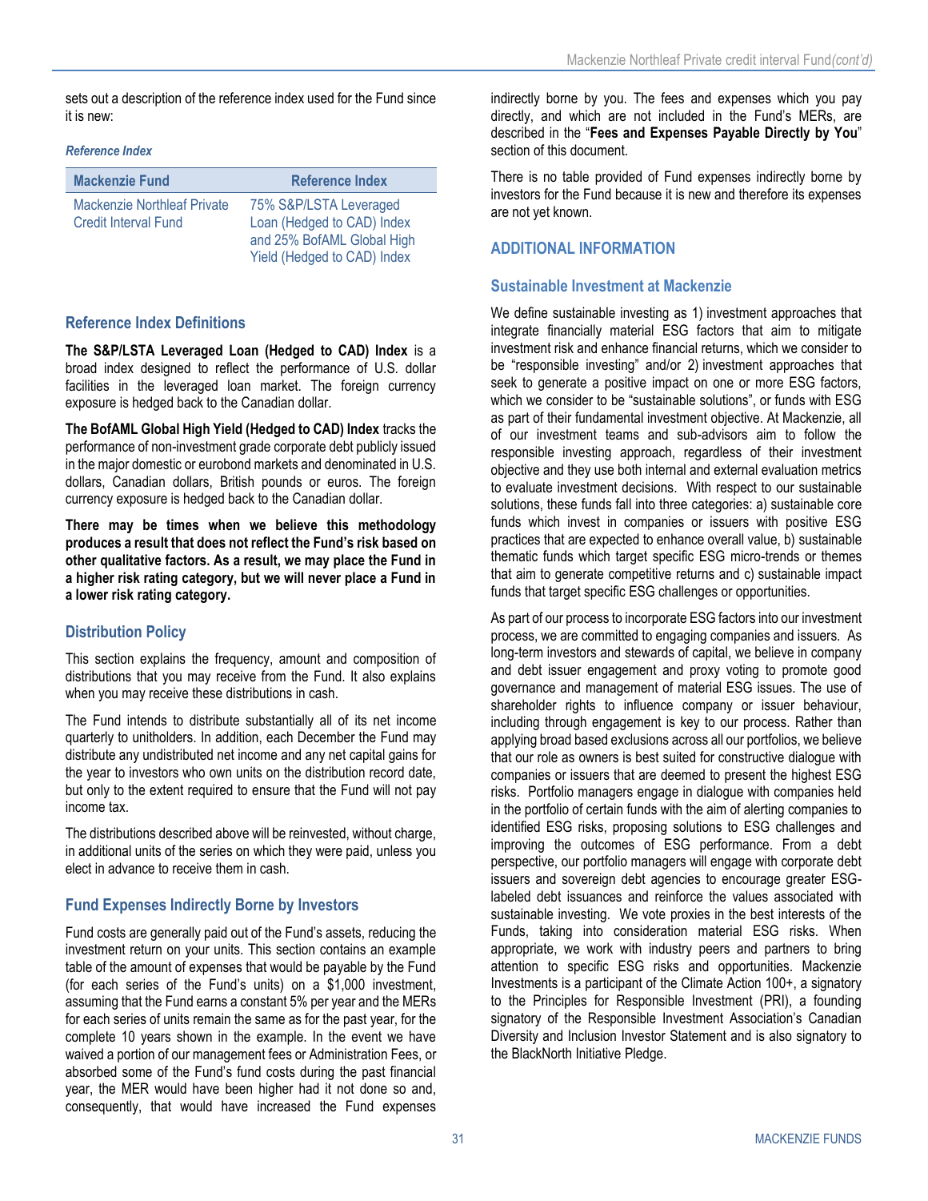sets out a description of the reference index used for the Fund since it is new:

*Reference Index*

| Mackenzie Fund | Reference Index |
|---|---|
| Mackenzie Northleaf Private Credit Interval Fund | 75% S&P/LSTA Leveraged Loan (Hedged to CAD) Index and 25% BofAML Global High Yield (Hedged to CAD) Index |

### Reference Index Definitions

**The S&P/LSTA Leveraged Loan (Hedged to CAD) Index** is a broad index designed to reflect the performance of U.S. dollar facilities in the leveraged loan market. The foreign currency exposure is hedged back to the Canadian dollar.

**The BofAML Global High Yield (Hedged to CAD) Index** tracks the performance of non-investment grade corporate debt publicly issued in the major domestic or eurobond markets and denominated in U.S. dollars, Canadian dollars, British pounds or euros. The foreign currency exposure is hedged back to the Canadian dollar.

**There may be times when we believe this methodology produces a result that does not reflect the Fund's risk based on other qualitative factors. As a result, we may place the Fund in a higher risk rating category, but we will never place a Fund in a lower risk rating category.**

### Distribution Policy

This section explains the frequency, amount and composition of distributions that you may receive from the Fund. It also explains when you may receive these distributions in cash.

The Fund intends to distribute substantially all of its net income quarterly to unitholders. In addition, each December the Fund may distribute any undistributed net income and any net capital gains for the year to investors who own units on the distribution record date, but only to the extent required to ensure that the Fund will not pay income tax.

The distributions described above will be reinvested, without charge, in additional units of the series on which they were paid, unless you elect in advance to receive them in cash.

### Fund Expenses Indirectly Borne by Investors

Fund costs are generally paid out of the Fund's assets, reducing the investment return on your units. This section contains an example table of the amount of expenses that would be payable by the Fund (for each series of the Fund's units) on a $1,000 investment, assuming that the Fund earns a constant 5% per year and the MERs for each series of units remain the same as for the past year, for the complete 10 years shown in the example. In the event we have waived a portion of our management fees or Administration Fees, or absorbed some of the Fund's fund costs during the past financial year, the MER would have been higher had it not done so and, consequently, that would have increased the Fund expenses indirectly borne by you. The fees and expenses which you pay directly, and which are not included in the Fund's MERs, are described in the "**Fees and Expenses Payable Directly by You**" section of this document.

There is no table provided of Fund expenses indirectly borne by investors for the Fund because it is new and therefore its expenses are not yet known.

## ADDITIONAL INFORMATION

### Sustainable Investment at Mackenzie

We define sustainable investing as 1) investment approaches that integrate financially material ESG factors that aim to mitigate investment risk and enhance financial returns, which we consider to be "responsible investing" and/or 2) investment approaches that seek to generate a positive impact on one or more ESG factors, which we consider to be "sustainable solutions", or funds with ESG as part of their fundamental investment objective. At Mackenzie, all of our investment teams and sub-advisors aim to follow the responsible investing approach, regardless of their investment objective and they use both internal and external evaluation metrics to evaluate investment decisions. With respect to our sustainable solutions, these funds fall into three categories: a) sustainable core funds which invest in companies or issuers with positive ESG practices that are expected to enhance overall value, b) sustainable thematic funds which target specific ESG micro-trends or themes that aim to generate competitive returns and c) sustainable impact funds that target specific ESG challenges or opportunities.

As part of our process to incorporate ESG factors into our investment process, we are committed to engaging companies and issuers. As long-term investors and stewards of capital, we believe in company and debt issuer engagement and proxy voting to promote good governance and management of material ESG issues. The use of shareholder rights to influence company or issuer behaviour, including through engagement is key to our process. Rather than applying broad based exclusions across all our portfolios, we believe that our role as owners is best suited for constructive dialogue with companies or issuers that are deemed to present the highest ESG risks. Portfolio managers engage in dialogue with companies held in the portfolio of certain funds with the aim of alerting companies to identified ESG risks, proposing solutions to ESG challenges and improving the outcomes of ESG performance. From a debt perspective, our portfolio managers will engage with corporate debt issuers and sovereign debt agencies to encourage greater ESG-labeled debt issuances and reinforce the values associated with sustainable investing. We vote proxies in the best interests of the Funds, taking into consideration material ESG risks. When appropriate, we work with industry peers and partners to bring attention to specific ESG risks and opportunities. Mackenzie Investments is a participant of the Climate Action 100+, a signatory to the Principles for Responsible Investment (PRI), a founding signatory of the Responsible Investment Association's Canadian Diversity and Inclusion Investor Statement and is also signatory to the BlackNorth Initiative Pledge.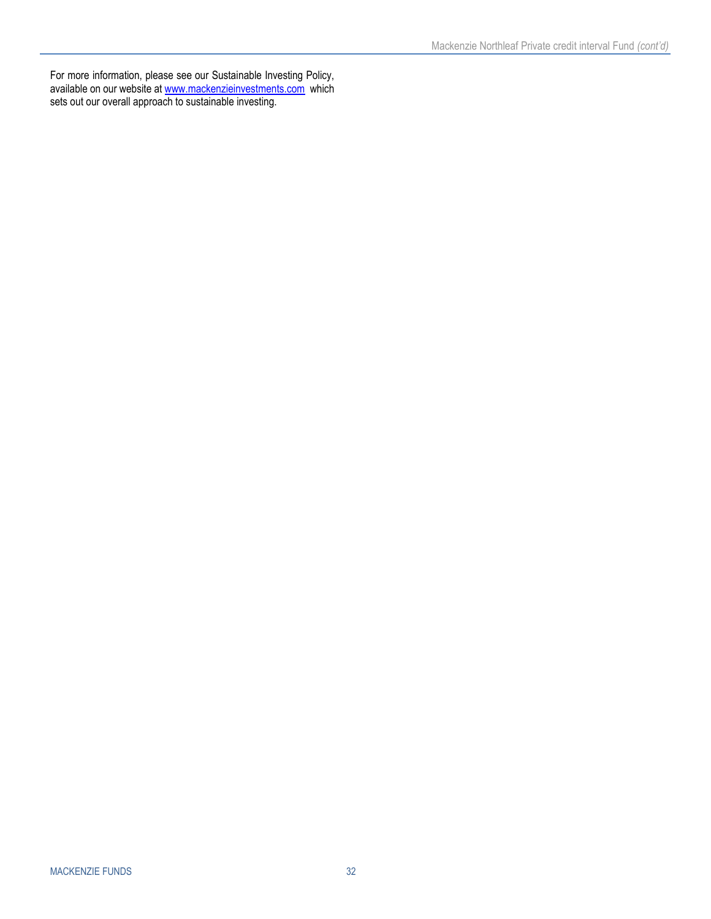For more information, please see our Sustainable Investing Policy, available on our website at [www.mackenzieinvestments.com](http://www.mackenzieinvestments.com) which sets out our overall approach to sustainable investing.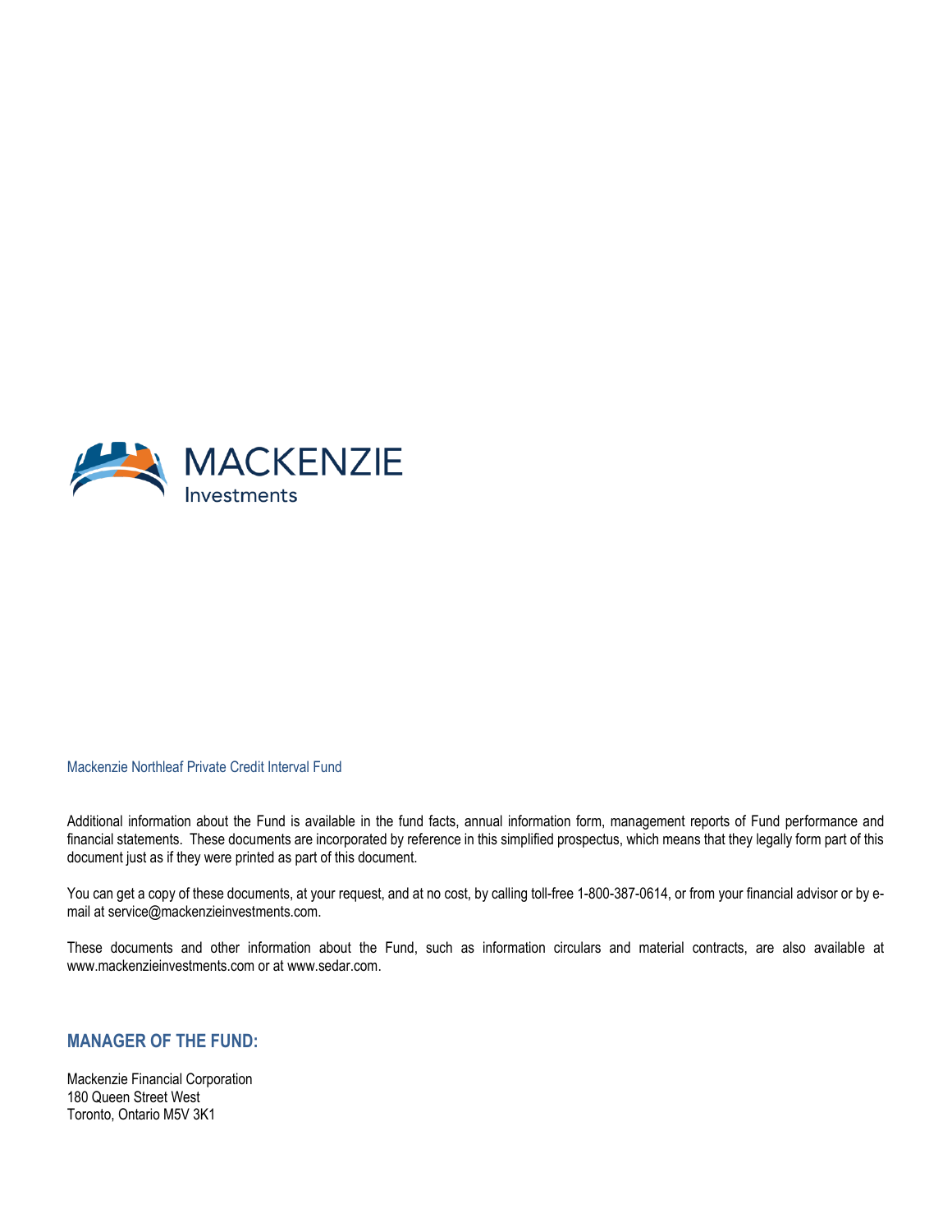MACKENZIE
Investments

Mackenzie Northleaf Private Credit Interval Fund

Additional information about the Fund is available in the fund facts, annual information form, management reports of Fund performance and financial statements. These documents are incorporated by reference in this simplified prospectus, which means that they legally form part of this document just as if they were printed as part of this document.

You can get a copy of these documents, at your request, and at no cost, by calling toll-free 1-800-387-0614, or from your financial advisor or by e-mail at service@mackenzieinvestments.com.

These documents and other information about the Fund, such as information circulars and material contracts, are also available at www.mackenzieinvestments.com or at www.sedar.com.

## MANAGER OF THE FUND:

Mackenzie Financial Corporation
180 Queen Street West
Toronto, Ontario M5V 3K1